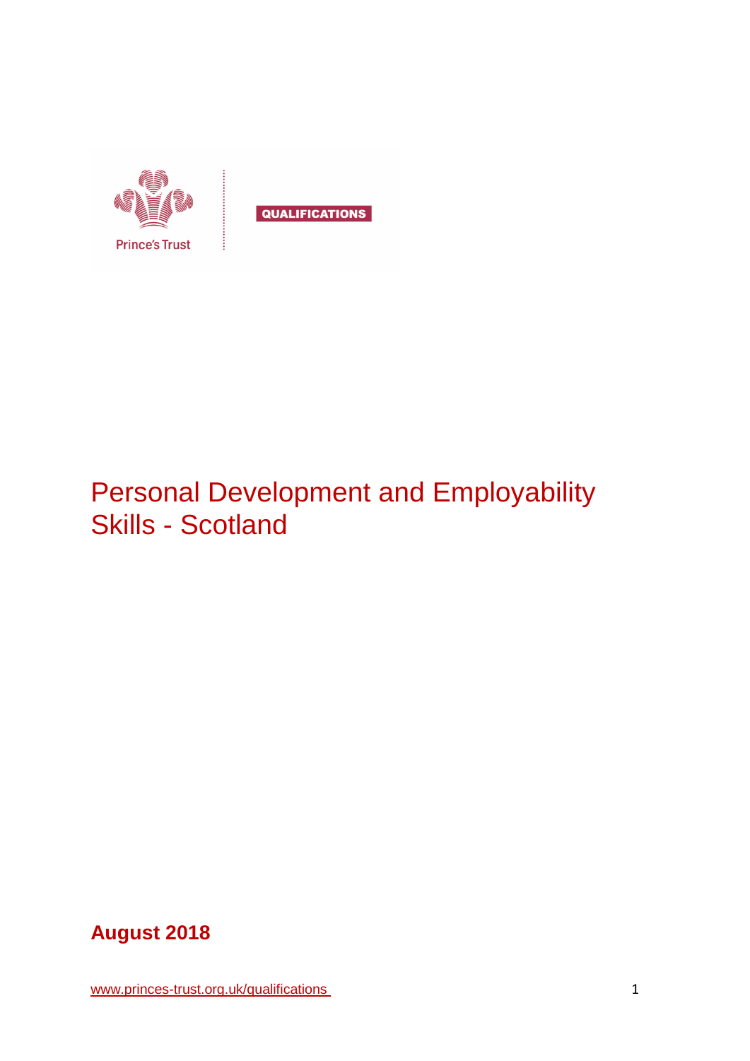Prince's Trust

QUALIFICATIONS

# Personal Development and Employability Skills - Scotland

**August 2018**

www.princes-trust.org.uk/qualifications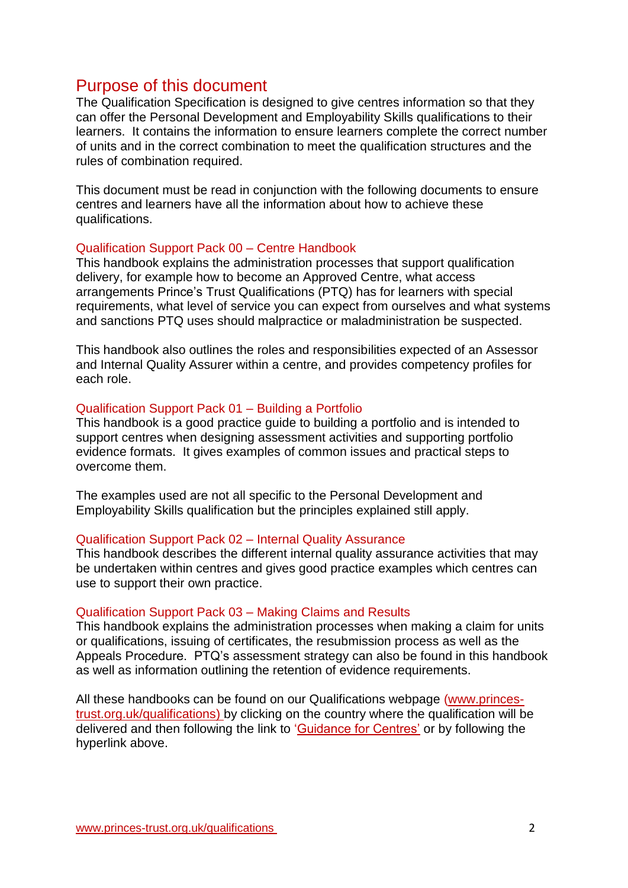# Purpose of this document

The Qualification Specification is designed to give centres information so that they can offer the Personal Development and Employability Skills qualifications to their learners. It contains the information to ensure learners complete the correct number of units and in the correct combination to meet the qualification structures and the rules of combination required.

This document must be read in conjunction with the following documents to ensure centres and learners have all the information about how to achieve these qualifications.

### Qualification Support Pack 00 – Centre Handbook

This handbook explains the administration processes that support qualification delivery, for example how to become an Approved Centre, what access arrangements Prince's Trust Qualifications (PTQ) has for learners with special requirements, what level of service you can expect from ourselves and what systems and sanctions PTQ uses should malpractice or maladministration be suspected.

This handbook also outlines the roles and responsibilities expected of an Assessor and Internal Quality Assurer within a centre, and provides competency profiles for each role.

### Qualification Support Pack 01 – Building a Portfolio

This handbook is a good practice guide to building a portfolio and is intended to support centres when designing assessment activities and supporting portfolio evidence formats. It gives examples of common issues and practical steps to overcome them.

The examples used are not all specific to the Personal Development and Employability Skills qualification but the principles explained still apply.

### Qualification Support Pack 02 – Internal Quality Assurance

This handbook describes the different internal quality assurance activities that may be undertaken within centres and gives good practice examples which centres can use to support their own practice.

### Qualification Support Pack 03 – Making Claims and Results

This handbook explains the administration processes when making a claim for units or qualifications, issuing of certificates, the resubmission process as well as the Appeals Procedure. PTQ's assessment strategy can also be found in this handbook as well as information outlining the retention of evidence requirements.

All these handbooks can be found on our Qualifications webpage (www.princes-trust.org.uk/qualifications) by clicking on the country where the qualification will be delivered and then following the link to 'Guidance for Centres' or by following the hyperlink above.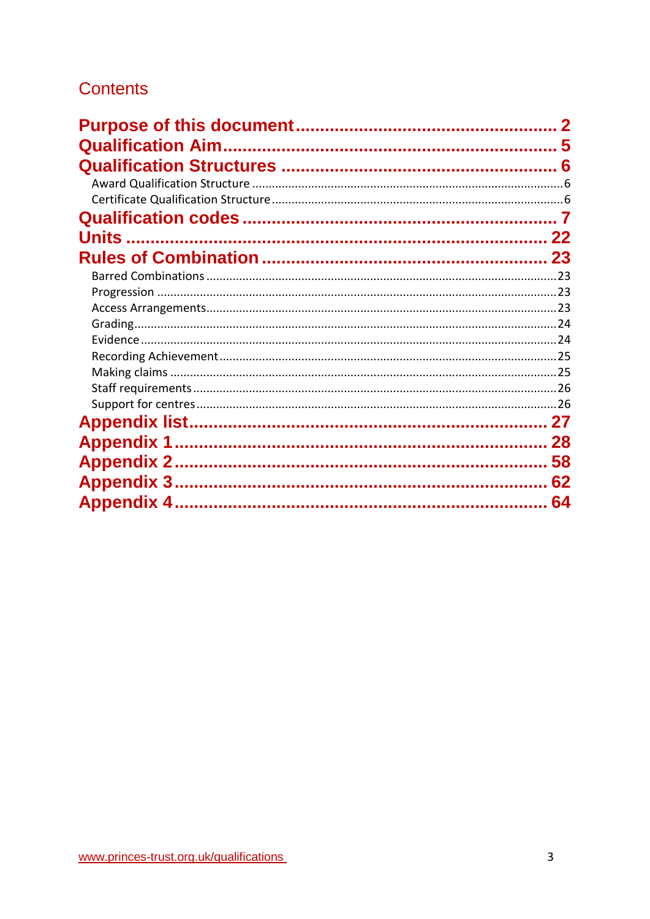# Contents

**Purpose of this document** .......... 2

**Qualification Aim** .......... 5

**Qualification Structures** .......... 6

- Award Qualification Structure .......... 6
- Certificate Qualification Structure .......... 6

**Qualification codes** .......... 7

**Units** .......... 22

**Rules of Combination** .......... 23

- Barred Combinations .......... 23
- Progression .......... 23
- Access Arrangements .......... 23
- Grading .......... 24
- Evidence .......... 24
- Recording Achievement .......... 25
- Making claims .......... 25
- Staff requirements .......... 26
- Support for centres .......... 26

**Appendix list** .......... 27

**Appendix 1** .......... 28

**Appendix 2** .......... 58

**Appendix 3** .......... 62

**Appendix 4** .......... 64

www.princes-trust.org.uk/qualifications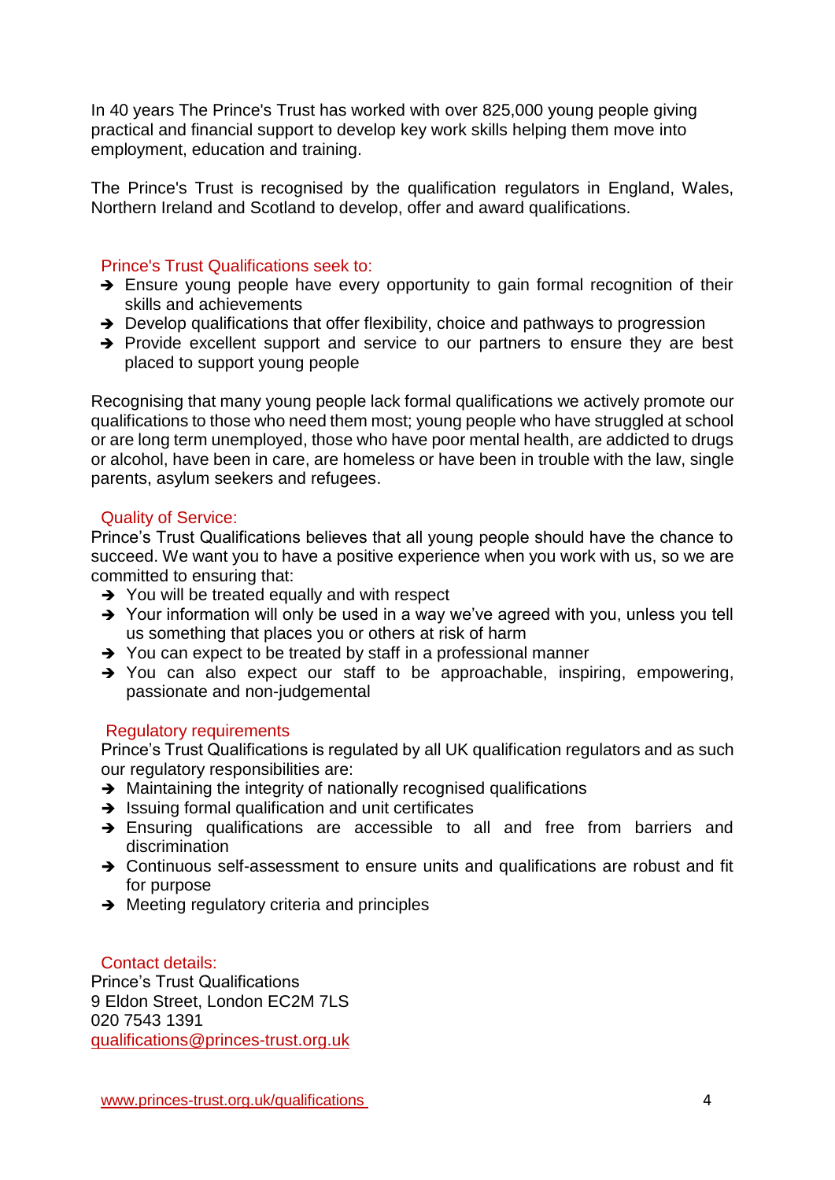In 40 years The Prince's Trust has worked with over 825,000 young people giving practical and financial support to develop key work skills helping them move into employment, education and training.

The Prince's Trust is recognised by the qualification regulators in England, Wales, Northern Ireland and Scotland to develop, offer and award qualifications.

## Prince's Trust Qualifications seek to:

- Ensure young people have every opportunity to gain formal recognition of their skills and achievements
- Develop qualifications that offer flexibility, choice and pathways to progression
- Provide excellent support and service to our partners to ensure they are best placed to support young people

Recognising that many young people lack formal qualifications we actively promote our qualifications to those who need them most; young people who have struggled at school or are long term unemployed, those who have poor mental health, are addicted to drugs or alcohol, have been in care, are homeless or have been in trouble with the law, single parents, asylum seekers and refugees.

## Quality of Service:

Prince's Trust Qualifications believes that all young people should have the chance to succeed. We want you to have a positive experience when you work with us, so we are committed to ensuring that:

- You will be treated equally and with respect
- Your information will only be used in a way we've agreed with you, unless you tell us something that places you or others at risk of harm
- You can expect to be treated by staff in a professional manner
- You can also expect our staff to be approachable, inspiring, empowering, passionate and non-judgemental

## Regulatory requirements

Prince's Trust Qualifications is regulated by all UK qualification regulators and as such our regulatory responsibilities are:

- Maintaining the integrity of nationally recognised qualifications
- Issuing formal qualification and unit certificates
- Ensuring qualifications are accessible to all and free from barriers and discrimination
- Continuous self-assessment to ensure units and qualifications are robust and fit for purpose
- Meeting regulatory criteria and principles

## Contact details:

Prince's Trust Qualifications
9 Eldon Street, London EC2M 7LS
020 7543 1391
qualifications@princes-trust.org.uk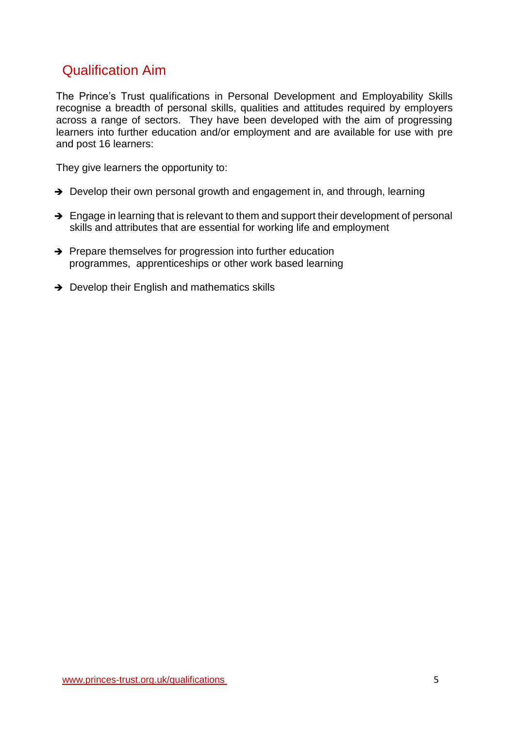## Qualification Aim

The Prince's Trust qualifications in Personal Development and Employability Skills recognise a breadth of personal skills, qualities and attitudes required by employers across a range of sectors. They have been developed with the aim of progressing learners into further education and/or employment and are available for use with pre and post 16 learners:

They give learners the opportunity to:

- Develop their own personal growth and engagement in, and through, learning
- Engage in learning that is relevant to them and support their development of personal skills and attributes that are essential for working life and employment
- Prepare themselves for progression into further education programmes, apprenticeships or other work based learning
- Develop their English and mathematics skills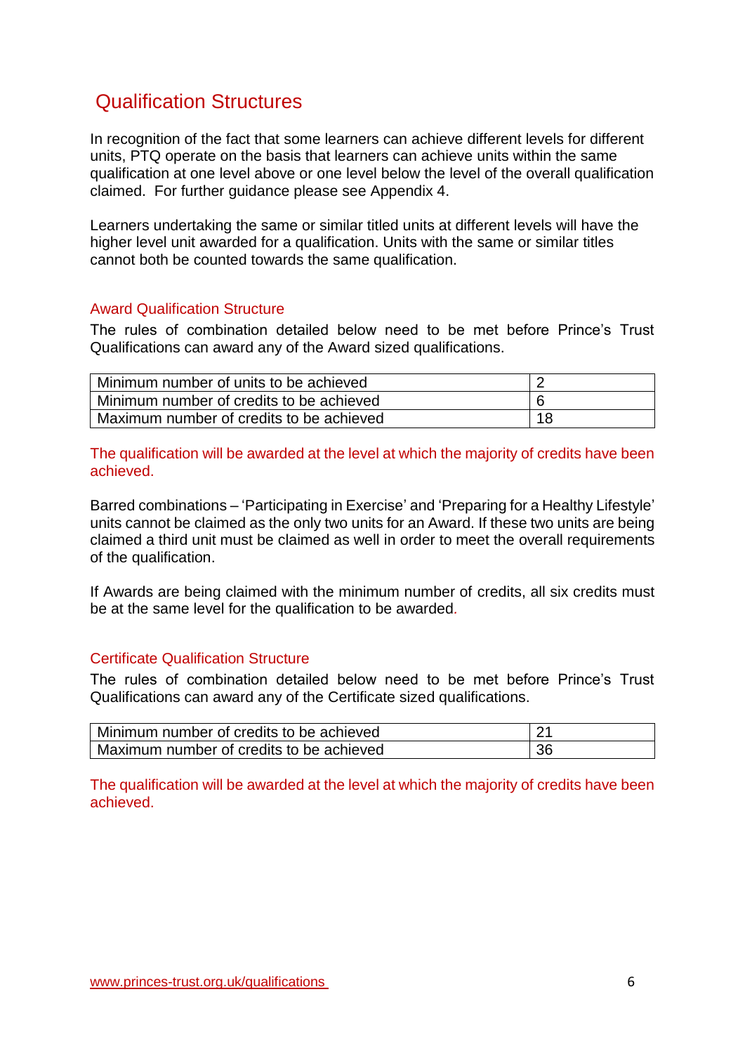## Qualification Structures

In recognition of the fact that some learners can achieve different levels for different units, PTQ operate on the basis that learners can achieve units within the same qualification at one level above or one level below the level of the overall qualification claimed. For further guidance please see Appendix 4.

Learners undertaking the same or similar titled units at different levels will have the higher level unit awarded for a qualification. Units with the same or similar titles cannot both be counted towards the same qualification.

### Award Qualification Structure

The rules of combination detailed below need to be met before Prince's Trust Qualifications can award any of the Award sized qualifications.

| | |
|---|---|
| Minimum number of units to be achieved | 2 |
| Minimum number of credits to be achieved | 6 |
| Maximum number of credits to be achieved | 18 |

The qualification will be awarded at the level at which the majority of credits have been achieved.

Barred combinations – 'Participating in Exercise' and 'Preparing for a Healthy Lifestyle' units cannot be claimed as the only two units for an Award. If these two units are being claimed a third unit must be claimed as well in order to meet the overall requirements of the qualification.

If Awards are being claimed with the minimum number of credits, all six credits must be at the same level for the qualification to be awarded.

### Certificate Qualification Structure

The rules of combination detailed below need to be met before Prince's Trust Qualifications can award any of the Certificate sized qualifications.

| | |
|---|---|
| Minimum number of credits to be achieved | 21 |
| Maximum number of credits to be achieved | 36 |

The qualification will be awarded at the level at which the majority of credits have been achieved.

www.princes-trust.org.uk/qualifications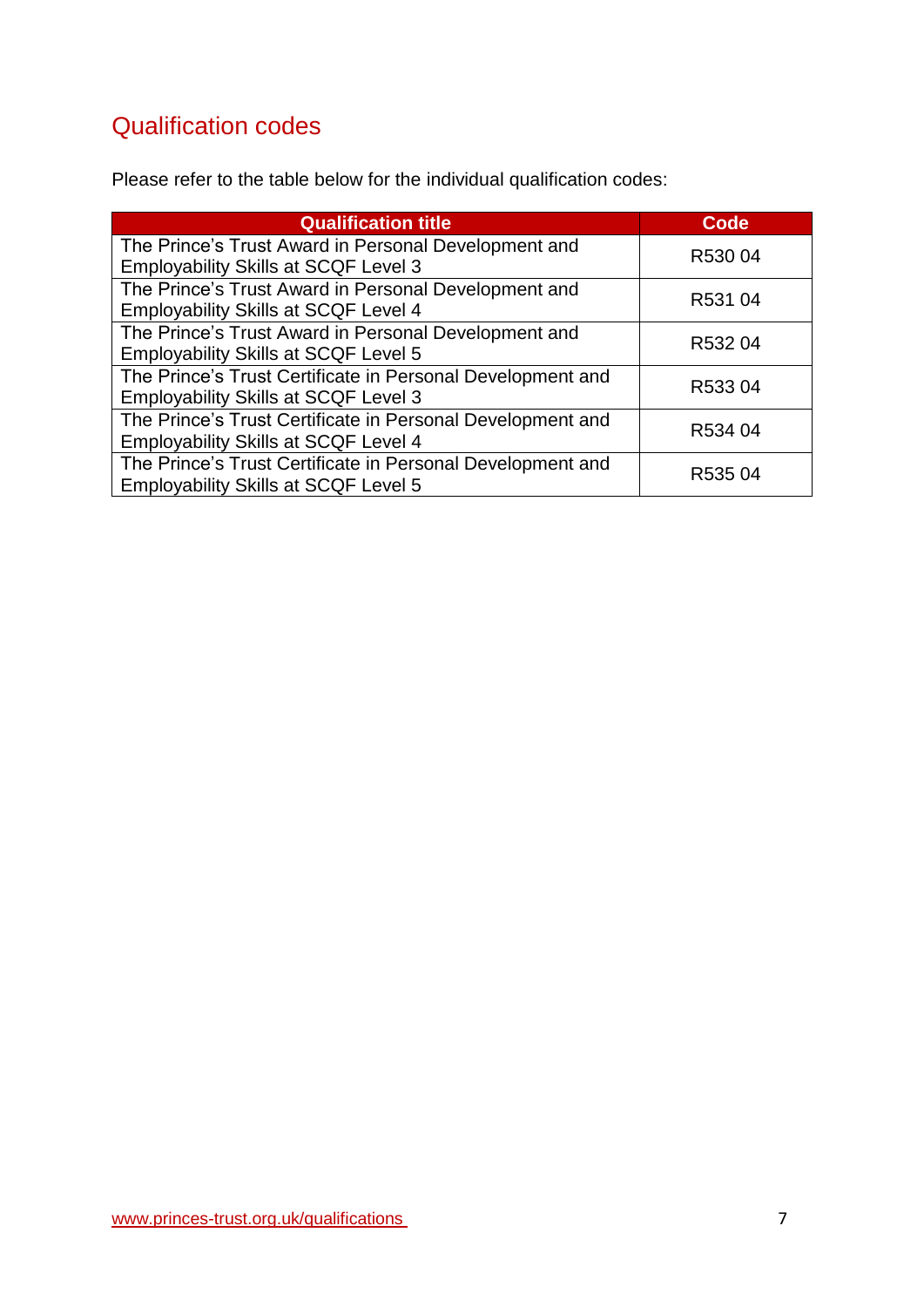## Qualification codes

Please refer to the table below for the individual qualification codes:

| Qualification title | Code |
|---|---|
| The Prince’s Trust Award in Personal Development and Employability Skills at SCQF Level 3 | R530 04 |
| The Prince’s Trust Award in Personal Development and Employability Skills at SCQF Level 4 | R531 04 |
| The Prince’s Trust Award in Personal Development and Employability Skills at SCQF Level 5 | R532 04 |
| The Prince’s Trust Certificate in Personal Development and Employability Skills at SCQF Level 3 | R533 04 |
| The Prince’s Trust Certificate in Personal Development and Employability Skills at SCQF Level 4 | R534 04 |
| The Prince’s Trust Certificate in Personal Development and Employability Skills at SCQF Level 5 | R535 04 |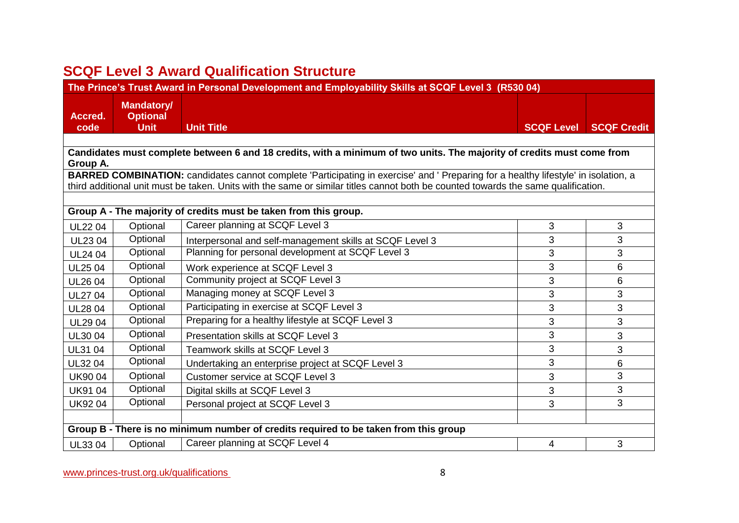## SCQF Level 3 Award Qualification Structure

| The Prince's Trust Award in Personal Development and Employability Skills at SCQF Level 3 (R530 04) | | | | |
|---|---|---|---|---|
| **Accred. code** | **Mandatory/ Optional Unit** | **Unit Title** | **SCQF Level** | **SCQF Credit** |
| | | | | |
| **Candidates must complete between 6 and 18 credits, with a minimum of two units. The majority of credits must come from Group A.** | | | | |
| **BARRED COMBINATION:** candidates cannot complete 'Participating in exercise' and ' Preparing for a healthy lifestyle' in isolation, a third additional unit must be taken. Units with the same or similar titles cannot both be counted towards the same qualification. | | | | |
| | | | | |
| **Group A - The majority of credits must be taken from this group.** | | | | |
| UL22 04 | Optional | Career planning at SCQF Level 3 | 3 | 3 |
| UL23 04 | Optional | Interpersonal and self-management skills at SCQF Level 3 | 3 | 3 |
| UL24 04 | Optional | Planning for personal development at SCQF Level 3 | 3 | 3 |
| UL25 04 | Optional | Work experience at SCQF Level 3 | 3 | 6 |
| UL26 04 | Optional | Community project at SCQF Level 3 | 3 | 6 |
| UL27 04 | Optional | Managing money at SCQF Level 3 | 3 | 3 |
| UL28 04 | Optional | Participating in exercise at SCQF Level 3 | 3 | 3 |
| UL29 04 | Optional | Preparing for a healthy lifestyle at SCQF Level 3 | 3 | 3 |
| UL30 04 | Optional | Presentation skills at SCQF Level 3 | 3 | 3 |
| UL31 04 | Optional | Teamwork skills at SCQF Level 3 | 3 | 3 |
| UL32 04 | Optional | Undertaking an enterprise project at SCQF Level 3 | 3 | 6 |
| UK90 04 | Optional | Customer service at SCQF Level 3 | 3 | 3 |
| UK91 04 | Optional | Digital skills at SCQF Level 3 | 3 | 3 |
| UK92 04 | Optional | Personal project at SCQF Level 3 | 3 | 3 |
| | | | | |
| **Group B - There is no minimum number of credits required to be taken from this group** | | | | |
| UL33 04 | Optional | Career planning at SCQF Level 4 | 4 | 3 |

www.princes-trust.org.uk/qualifications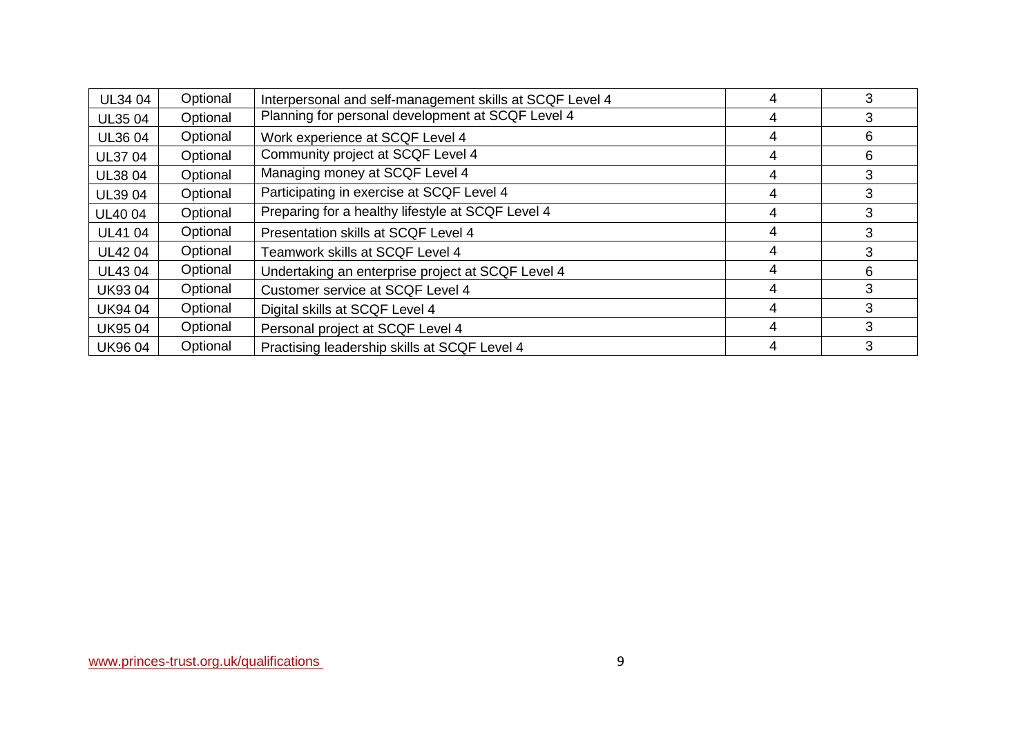| | | | | |
|---|---|---|---|---|
| UL34 04 | Optional | Interpersonal and self-management skills at SCQF Level 4 | 4 | 3 |
| UL35 04 | Optional | Planning for personal development at SCQF Level 4 | 4 | 3 |
| UL36 04 | Optional | Work experience at SCQF Level 4 | 4 | 6 |
| UL37 04 | Optional | Community project at SCQF Level 4 | 4 | 6 |
| UL38 04 | Optional | Managing money at SCQF Level 4 | 4 | 3 |
| UL39 04 | Optional | Participating in exercise at SCQF Level 4 | 4 | 3 |
| UL40 04 | Optional | Preparing for a healthy lifestyle at SCQF Level 4 | 4 | 3 |
| UL41 04 | Optional | Presentation skills at SCQF Level 4 | 4 | 3 |
| UL42 04 | Optional | Teamwork skills at SCQF Level 4 | 4 | 3 |
| UL43 04 | Optional | Undertaking an enterprise project at SCQF Level 4 | 4 | 6 |
| UK93 04 | Optional | Customer service at SCQF Level 4 | 4 | 3 |
| UK94 04 | Optional | Digital skills at SCQF Level 4 | 4 | 3 |
| UK95 04 | Optional | Personal project at SCQF Level 4 | 4 | 3 |
| UK96 04 | Optional | Practising leadership skills at SCQF Level 4 | 4 | 3 |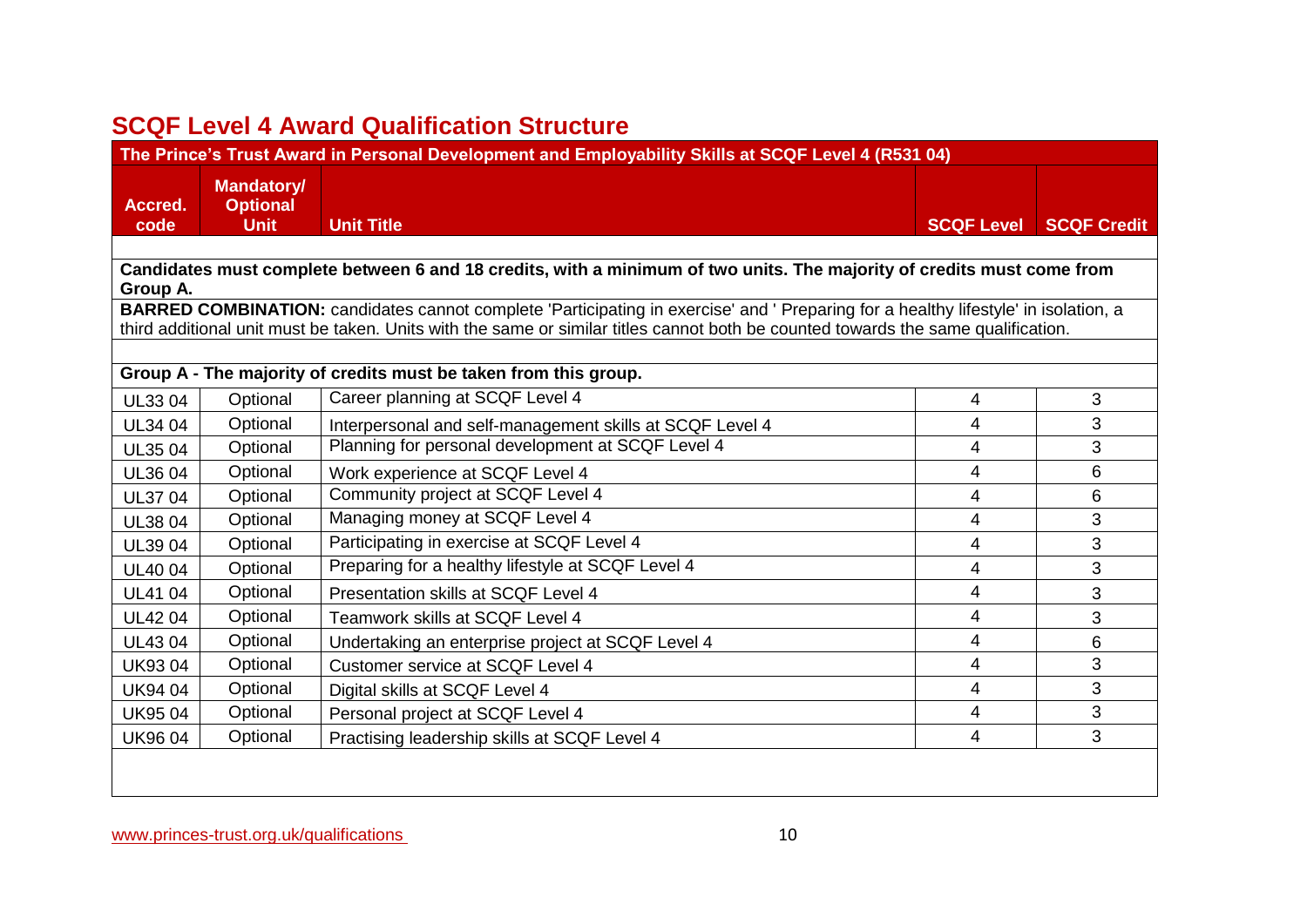## SCQF Level 4 Award Qualification Structure

| The Prince's Trust Award in Personal Development and Employability Skills at SCQF Level 4 (R531 04) | | | | |
|---|---|---|---|---|
| **Accred. code** | **Mandatory/ Optional Unit** | **Unit Title** | **SCQF Level** | **SCQF Credit** |
| **Candidates must complete between 6 and 18 credits, with a minimum of two units. The majority of credits must come from Group A.** | | | | |
| **BARRED COMBINATION:** candidates cannot complete 'Participating in exercise' and ' Preparing for a healthy lifestyle' in isolation, a third additional unit must be taken. Units with the same or similar titles cannot both be counted towards the same qualification. | | | | |
| **Group A - The majority of credits must be taken from this group.** | | | | |
| UL33 04 | Optional | Career planning at SCQF Level 4 | 4 | 3 |
| UL34 04 | Optional | Interpersonal and self-management skills at SCQF Level 4 | 4 | 3 |
| UL35 04 | Optional | Planning for personal development at SCQF Level 4 | 4 | 3 |
| UL36 04 | Optional | Work experience at SCQF Level 4 | 4 | 6 |
| UL37 04 | Optional | Community project at SCQF Level 4 | 4 | 6 |
| UL38 04 | Optional | Managing money at SCQF Level 4 | 4 | 3 |
| UL39 04 | Optional | Participating in exercise at SCQF Level 4 | 4 | 3 |
| UL40 04 | Optional | Preparing for a healthy lifestyle at SCQF Level 4 | 4 | 3 |
| UL41 04 | Optional | Presentation skills at SCQF Level 4 | 4 | 3 |
| UL42 04 | Optional | Teamwork skills at SCQF Level 4 | 4 | 3 |
| UL43 04 | Optional | Undertaking an enterprise project at SCQF Level 4 | 4 | 6 |
| UK93 04 | Optional | Customer service at SCQF Level 4 | 4 | 3 |
| UK94 04 | Optional | Digital skills at SCQF Level 4 | 4 | 3 |
| UK95 04 | Optional | Personal project at SCQF Level 4 | 4 | 3 |
| UK96 04 | Optional | Practising leadership skills at SCQF Level 4 | 4 | 3 |

www.princes-trust.org.uk/qualifications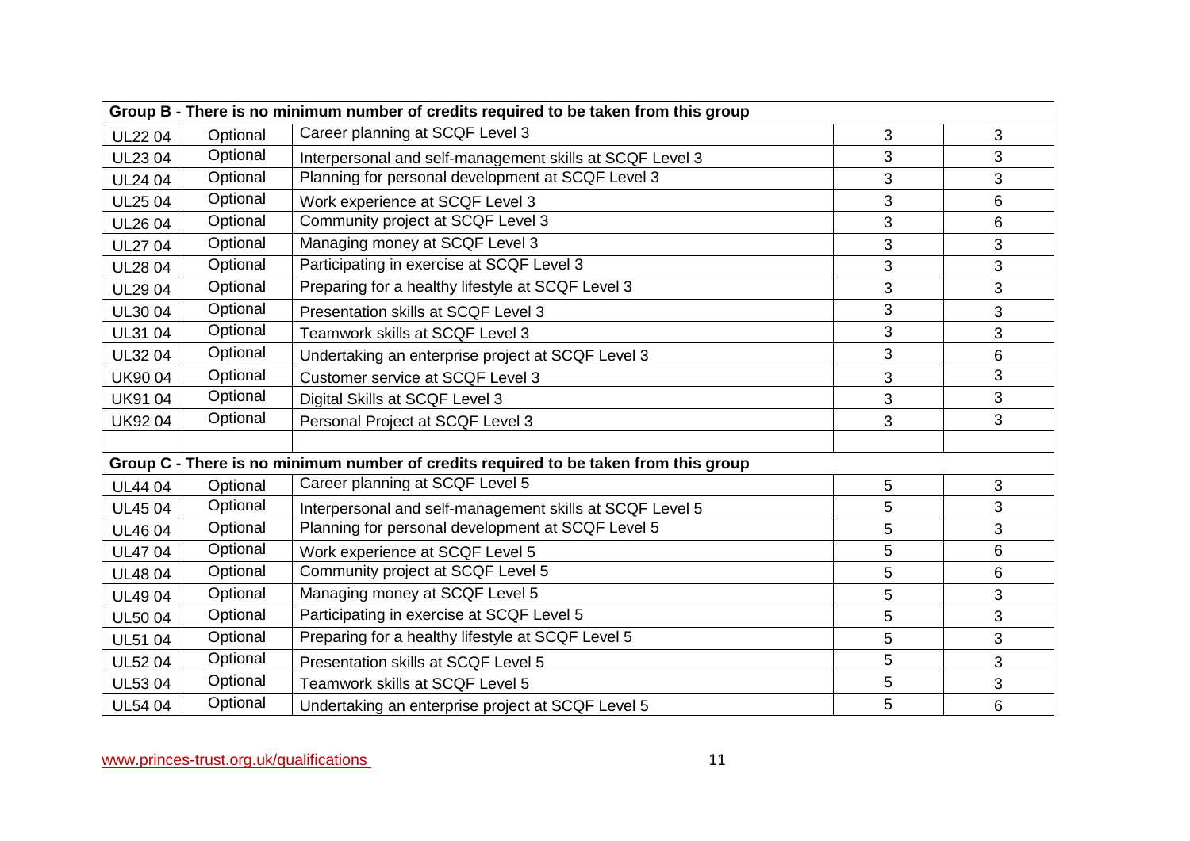| Group B - There is no minimum number of credits required to be taken from this group | | | | |
|---|---|---|---|---|
| UL22 04 | Optional | Career planning at SCQF Level 3 | 3 | 3 |
| UL23 04 | Optional | Interpersonal and self-management skills at SCQF Level 3 | 3 | 3 |
| UL24 04 | Optional | Planning for personal development at SCQF Level 3 | 3 | 3 |
| UL25 04 | Optional | Work experience at SCQF Level 3 | 3 | 6 |
| UL26 04 | Optional | Community project at SCQF Level 3 | 3 | 6 |
| UL27 04 | Optional | Managing money at SCQF Level 3 | 3 | 3 |
| UL28 04 | Optional | Participating in exercise at SCQF Level 3 | 3 | 3 |
| UL29 04 | Optional | Preparing for a healthy lifestyle at SCQF Level 3 | 3 | 3 |
| UL30 04 | Optional | Presentation skills at SCQF Level 3 | 3 | 3 |
| UL31 04 | Optional | Teamwork skills at SCQF Level 3 | 3 | 3 |
| UL32 04 | Optional | Undertaking an enterprise project at SCQF Level 3 | 3 | 6 |
| UK90 04 | Optional | Customer service at SCQF Level 3 | 3 | 3 |
| UK91 04 | Optional | Digital Skills at SCQF Level 3 | 3 | 3 |
| UK92 04 | Optional | Personal Project at SCQF Level 3 | 3 | 3 |
| | | | | |
| **Group C - There is no minimum number of credits required to be taken from this group** | | | | |
| UL44 04 | Optional | Career planning at SCQF Level 5 | 5 | 3 |
| UL45 04 | Optional | Interpersonal and self-management skills at SCQF Level 5 | 5 | 3 |
| UL46 04 | Optional | Planning for personal development at SCQF Level 5 | 5 | 3 |
| UL47 04 | Optional | Work experience at SCQF Level 5 | 5 | 6 |
| UL48 04 | Optional | Community project at SCQF Level 5 | 5 | 6 |
| UL49 04 | Optional | Managing money at SCQF Level 5 | 5 | 3 |
| UL50 04 | Optional | Participating in exercise at SCQF Level 5 | 5 | 3 |
| UL51 04 | Optional | Preparing for a healthy lifestyle at SCQF Level 5 | 5 | 3 |
| UL52 04 | Optional | Presentation skills at SCQF Level 5 | 5 | 3 |
| UL53 04 | Optional | Teamwork skills at SCQF Level 5 | 5 | 3 |
| UL54 04 | Optional | Undertaking an enterprise project at SCQF Level 5 | 5 | 6 |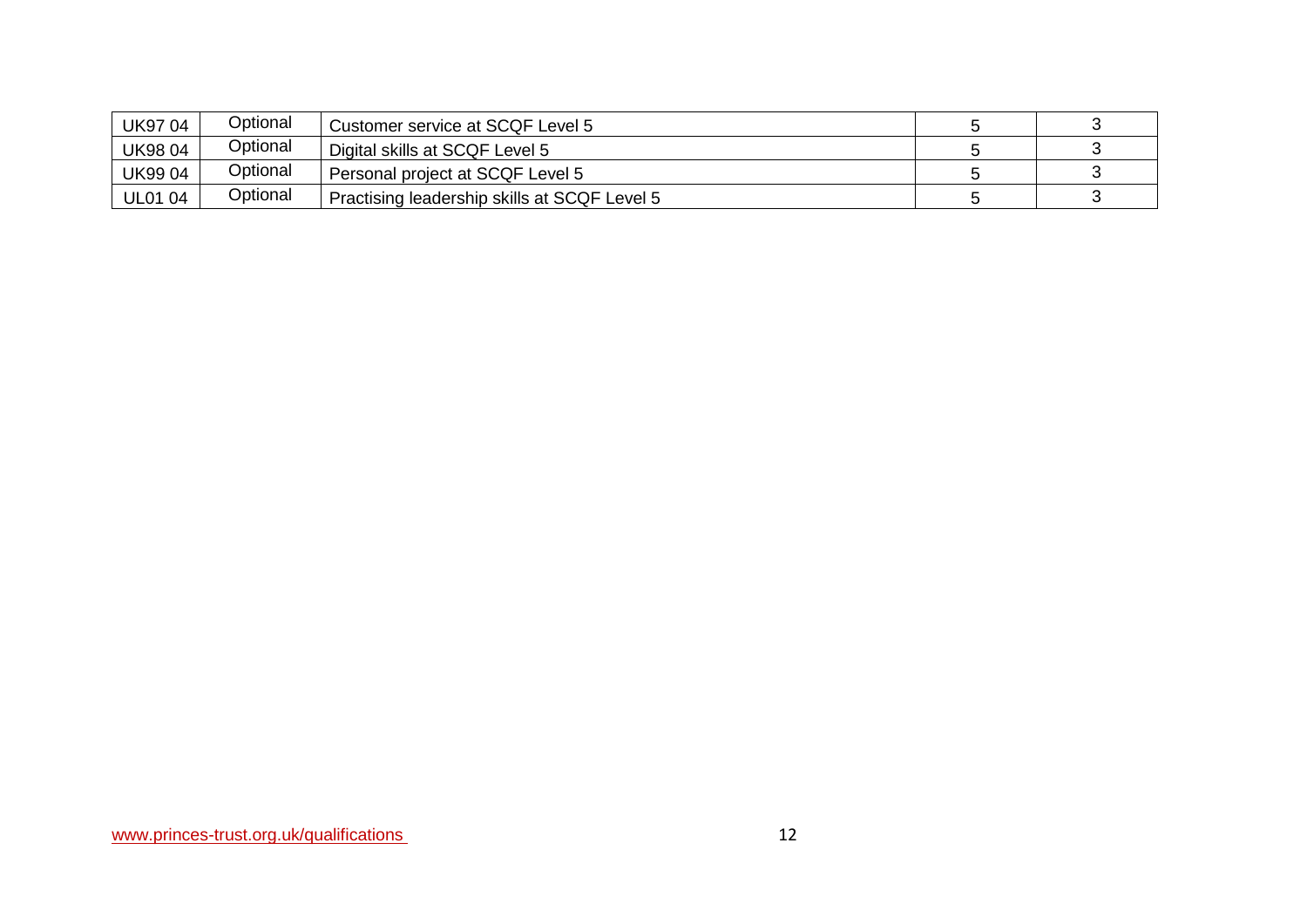| | | | | |
|---|---|---|---|---|
| UK97 04 | Optional | Customer service at SCQF Level 5 | 5 | 3 |
| UK98 04 | Optional | Digital skills at SCQF Level 5 | 5 | 3 |
| UK99 04 | Optional | Personal project at SCQF Level 5 | 5 | 3 |
| UL01 04 | Optional | Practising leadership skills at SCQF Level 5 | 5 | 3 |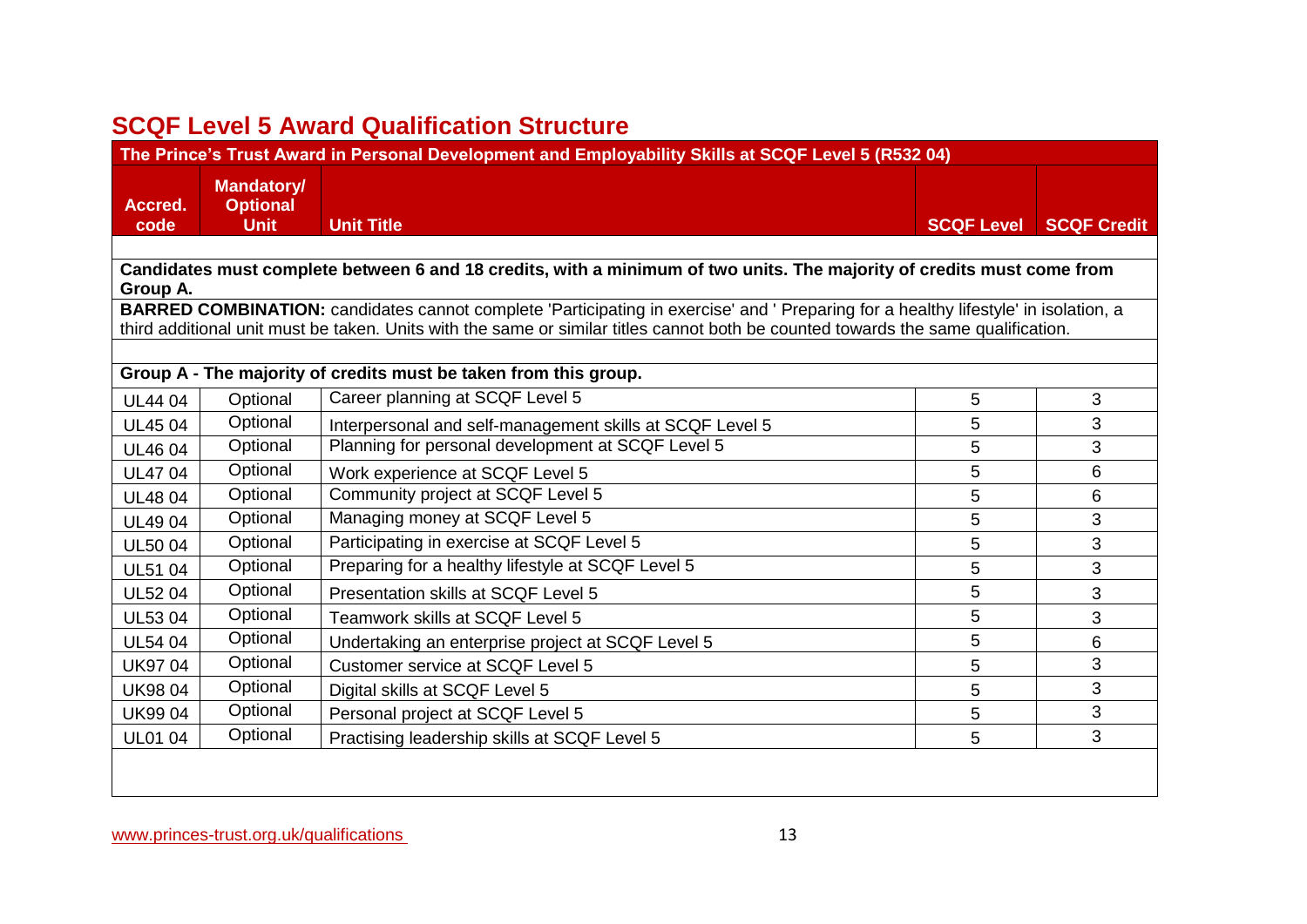## SCQF Level 5 Award Qualification Structure

| The Prince's Trust Award in Personal Development and Employability Skills at SCQF Level 5 (R532 04) | | | | |
|---|---|---|---|---|
| **Accred. code** | **Mandatory/ Optional Unit** | **Unit Title** | **SCQF Level** | **SCQF Credit** |
| **Candidates must complete between 6 and 18 credits, with a minimum of two units. The majority of credits must come from Group A.** | | | | |
| **BARRED COMBINATION:** candidates cannot complete 'Participating in exercise' and ' Preparing for a healthy lifestyle' in isolation, a third additional unit must be taken. Units with the same or similar titles cannot both be counted towards the same qualification. | | | | |
| **Group A - The majority of credits must be taken from this group.** | | | | |
| UL44 04 | Optional | Career planning at SCQF Level 5 | 5 | 3 |
| UL45 04 | Optional | Interpersonal and self-management skills at SCQF Level 5 | 5 | 3 |
| UL46 04 | Optional | Planning for personal development at SCQF Level 5 | 5 | 3 |
| UL47 04 | Optional | Work experience at SCQF Level 5 | 5 | 6 |
| UL48 04 | Optional | Community project at SCQF Level 5 | 5 | 6 |
| UL49 04 | Optional | Managing money at SCQF Level 5 | 5 | 3 |
| UL50 04 | Optional | Participating in exercise at SCQF Level 5 | 5 | 3 |
| UL51 04 | Optional | Preparing for a healthy lifestyle at SCQF Level 5 | 5 | 3 |
| UL52 04 | Optional | Presentation skills at SCQF Level 5 | 5 | 3 |
| UL53 04 | Optional | Teamwork skills at SCQF Level 5 | 5 | 3 |
| UL54 04 | Optional | Undertaking an enterprise project at SCQF Level 5 | 5 | 6 |
| UK97 04 | Optional | Customer service at SCQF Level 5 | 5 | 3 |
| UK98 04 | Optional | Digital skills at SCQF Level 5 | 5 | 3 |
| UK99 04 | Optional | Personal project at SCQF Level 5 | 5 | 3 |
| UL01 04 | Optional | Practising leadership skills at SCQF Level 5 | 5 | 3 |

www.princes-trust.org.uk/qualifications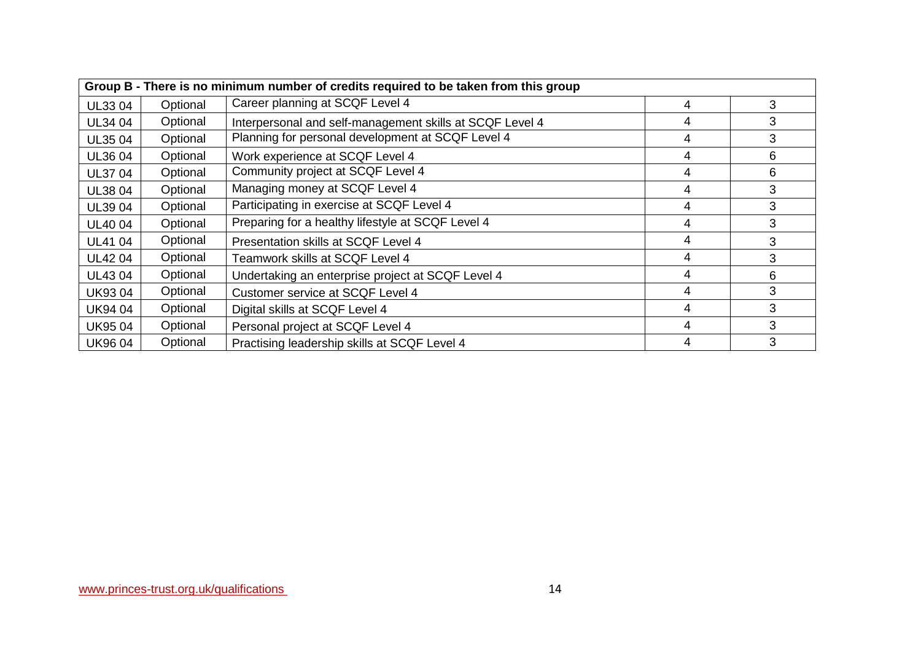| Group B - There is no minimum number of credits required to be taken from this group | | | | |
|---|---|---|---|---|
| UL33 04 | Optional | Career planning at SCQF Level 4 | 4 | 3 |
| UL34 04 | Optional | Interpersonal and self-management skills at SCQF Level 4 | 4 | 3 |
| UL35 04 | Optional | Planning for personal development at SCQF Level 4 | 4 | 3 |
| UL36 04 | Optional | Work experience at SCQF Level 4 | 4 | 6 |
| UL37 04 | Optional | Community project at SCQF Level 4 | 4 | 6 |
| UL38 04 | Optional | Managing money at SCQF Level 4 | 4 | 3 |
| UL39 04 | Optional | Participating in exercise at SCQF Level 4 | 4 | 3 |
| UL40 04 | Optional | Preparing for a healthy lifestyle at SCQF Level 4 | 4 | 3 |
| UL41 04 | Optional | Presentation skills at SCQF Level 4 | 4 | 3 |
| UL42 04 | Optional | Teamwork skills at SCQF Level 4 | 4 | 3 |
| UL43 04 | Optional | Undertaking an enterprise project at SCQF Level 4 | 4 | 6 |
| UK93 04 | Optional | Customer service at SCQF Level 4 | 4 | 3 |
| UK94 04 | Optional | Digital skills at SCQF Level 4 | 4 | 3 |
| UK95 04 | Optional | Personal project at SCQF Level 4 | 4 | 3 |
| UK96 04 | Optional | Practising leadership skills at SCQF Level 4 | 4 | 3 |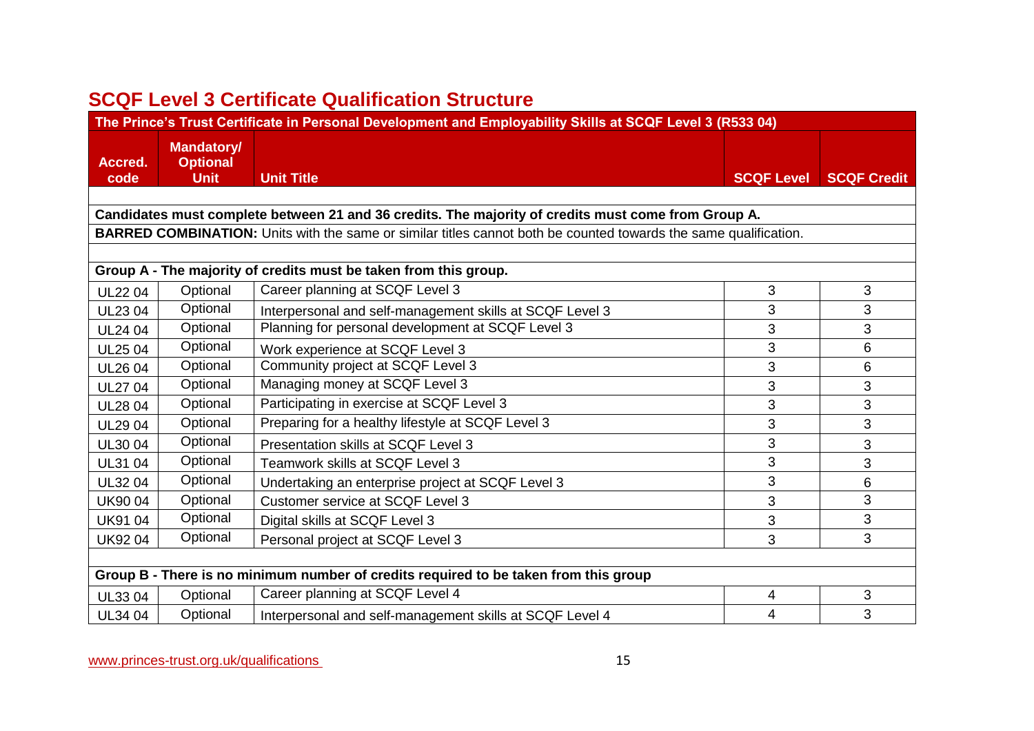## SCQF Level 3 Certificate Qualification Structure

| The Prince's Trust Certificate in Personal Development and Employability Skills at SCQF Level 3 (R533 04) | | | | |
|---|---|---|---|---|
| **Accred. code** | **Mandatory/ Optional Unit** | **Unit Title** | **SCQF Level** | **SCQF Credit** |
| **Candidates must complete between 21 and 36 credits. The majority of credits must come from Group A.** | | | | |
| **BARRED COMBINATION:** Units with the same or similar titles cannot both be counted towards the same qualification. | | | | |
| **Group A - The majority of credits must be taken from this group.** | | | | |
| UL22 04 | Optional | Career planning at SCQF Level 3 | 3 | 3 |
| UL23 04 | Optional | Interpersonal and self-management skills at SCQF Level 3 | 3 | 3 |
| UL24 04 | Optional | Planning for personal development at SCQF Level 3 | 3 | 3 |
| UL25 04 | Optional | Work experience at SCQF Level 3 | 3 | 6 |
| UL26 04 | Optional | Community project at SCQF Level 3 | 3 | 6 |
| UL27 04 | Optional | Managing money at SCQF Level 3 | 3 | 3 |
| UL28 04 | Optional | Participating in exercise at SCQF Level 3 | 3 | 3 |
| UL29 04 | Optional | Preparing for a healthy lifestyle at SCQF Level 3 | 3 | 3 |
| UL30 04 | Optional | Presentation skills at SCQF Level 3 | 3 | 3 |
| UL31 04 | Optional | Teamwork skills at SCQF Level 3 | 3 | 3 |
| UL32 04 | Optional | Undertaking an enterprise project at SCQF Level 3 | 3 | 6 |
| UK90 04 | Optional | Customer service at SCQF Level 3 | 3 | 3 |
| UK91 04 | Optional | Digital skills at SCQF Level 3 | 3 | 3 |
| UK92 04 | Optional | Personal project at SCQF Level 3 | 3 | 3 |
| **Group B - There is no minimum number of credits required to be taken from this group** | | | | |
| UL33 04 | Optional | Career planning at SCQF Level 4 | 4 | 3 |
| UL34 04 | Optional | Interpersonal and self-management skills at SCQF Level 4 | 4 | 3 |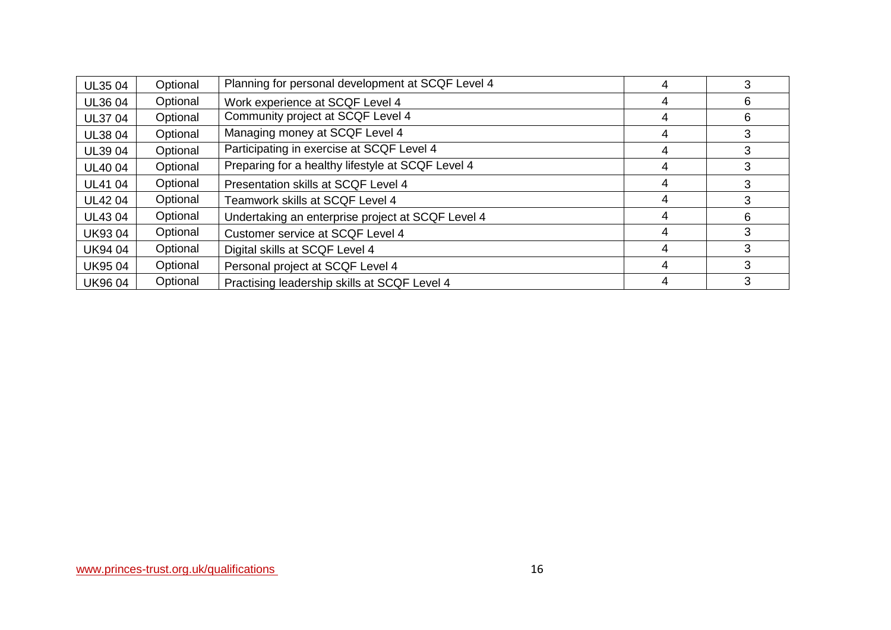| UL35 04 | Optional | Planning for personal development at SCQF Level 4 | 4 | 3 |
|---|---|---|---|---|
| UL36 04 | Optional | Work experience at SCQF Level 4 | 4 | 6 |
| UL37 04 | Optional | Community project at SCQF Level 4 | 4 | 6 |
| UL38 04 | Optional | Managing money at SCQF Level 4 | 4 | 3 |
| UL39 04 | Optional | Participating in exercise at SCQF Level 4 | 4 | 3 |
| UL40 04 | Optional | Preparing for a healthy lifestyle at SCQF Level 4 | 4 | 3 |
| UL41 04 | Optional | Presentation skills at SCQF Level 4 | 4 | 3 |
| UL42 04 | Optional | Teamwork skills at SCQF Level 4 | 4 | 3 |
| UL43 04 | Optional | Undertaking an enterprise project at SCQF Level 4 | 4 | 6 |
| UK93 04 | Optional | Customer service at SCQF Level 4 | 4 | 3 |
| UK94 04 | Optional | Digital skills at SCQF Level 4 | 4 | 3 |
| UK95 04 | Optional | Personal project at SCQF Level 4 | 4 | 3 |
| UK96 04 | Optional | Practising leadership skills at SCQF Level 4 | 4 | 3 |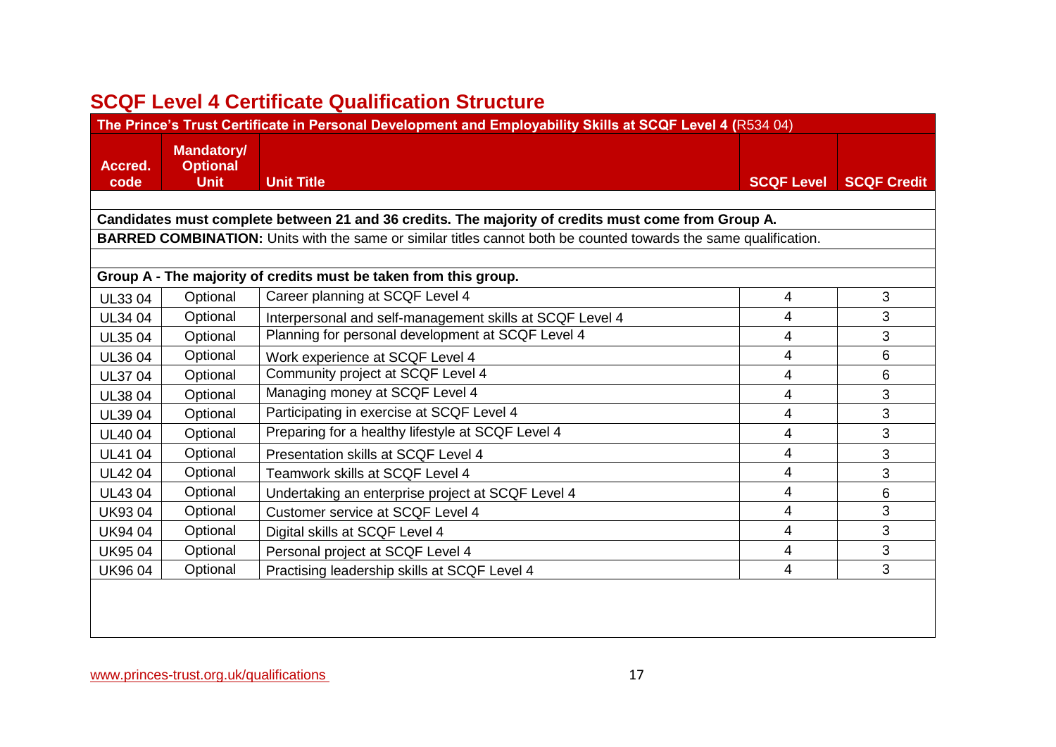## SCQF Level 4 Certificate Qualification Structure

| The Prince's Trust Certificate in Personal Development and Employability Skills at SCQF Level 4 (R534 04) | | | | |
|---|---|---|---|---|
| **Accred. code** | **Mandatory/ Optional Unit** | **Unit Title** | **SCQF Level** | **SCQF Credit** |
| **Candidates must complete between 21 and 36 credits. The majority of credits must come from Group A.** | | | | |
| **BARRED COMBINATION:** Units with the same or similar titles cannot both be counted towards the same qualification. | | | | |
| **Group A - The majority of credits must be taken from this group.** | | | | |
| UL33 04 | Optional | Career planning at SCQF Level 4 | 4 | 3 |
| UL34 04 | Optional | Interpersonal and self-management skills at SCQF Level 4 | 4 | 3 |
| UL35 04 | Optional | Planning for personal development at SCQF Level 4 | 4 | 3 |
| UL36 04 | Optional | Work experience at SCQF Level 4 | 4 | 6 |
| UL37 04 | Optional | Community project at SCQF Level 4 | 4 | 6 |
| UL38 04 | Optional | Managing money at SCQF Level 4 | 4 | 3 |
| UL39 04 | Optional | Participating in exercise at SCQF Level 4 | 4 | 3 |
| UL40 04 | Optional | Preparing for a healthy lifestyle at SCQF Level 4 | 4 | 3 |
| UL41 04 | Optional | Presentation skills at SCQF Level 4 | 4 | 3 |
| UL42 04 | Optional | Teamwork skills at SCQF Level 4 | 4 | 3 |
| UL43 04 | Optional | Undertaking an enterprise project at SCQF Level 4 | 4 | 6 |
| UK93 04 | Optional | Customer service at SCQF Level 4 | 4 | 3 |
| UK94 04 | Optional | Digital skills at SCQF Level 4 | 4 | 3 |
| UK95 04 | Optional | Personal project at SCQF Level 4 | 4 | 3 |
| UK96 04 | Optional | Practising leadership skills at SCQF Level 4 | 4 | 3 |

www.princes-trust.org.uk/qualifications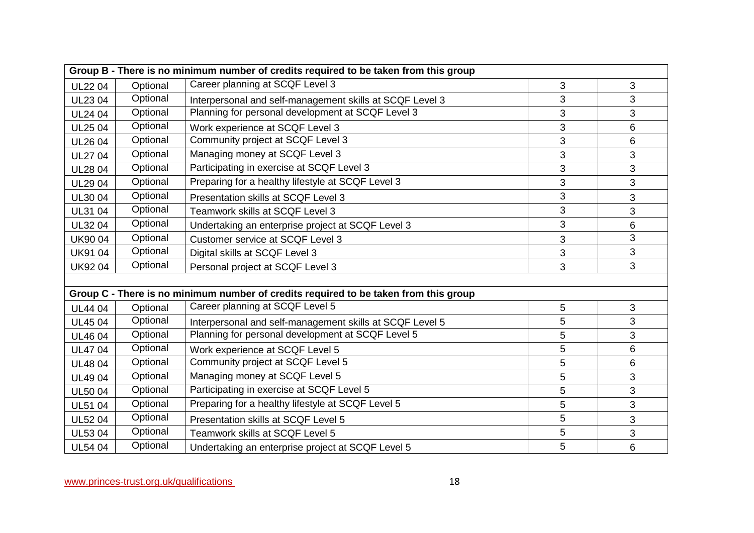| Group B - There is no minimum number of credits required to be taken from this group | | | | |
|---|---|---|---|---|
| UL22 04 | Optional | Career planning at SCQF Level 3 | 3 | 3 |
| UL23 04 | Optional | Interpersonal and self-management skills at SCQF Level 3 | 3 | 3 |
| UL24 04 | Optional | Planning for personal development at SCQF Level 3 | 3 | 3 |
| UL25 04 | Optional | Work experience at SCQF Level 3 | 3 | 6 |
| UL26 04 | Optional | Community project at SCQF Level 3 | 3 | 6 |
| UL27 04 | Optional | Managing money at SCQF Level 3 | 3 | 3 |
| UL28 04 | Optional | Participating in exercise at SCQF Level 3 | 3 | 3 |
| UL29 04 | Optional | Preparing for a healthy lifestyle at SCQF Level 3 | 3 | 3 |
| UL30 04 | Optional | Presentation skills at SCQF Level 3 | 3 | 3 |
| UL31 04 | Optional | Teamwork skills at SCQF Level 3 | 3 | 3 |
| UL32 04 | Optional | Undertaking an enterprise project at SCQF Level 3 | 3 | 6 |
| UK90 04 | Optional | Customer service at SCQF Level 3 | 3 | 3 |
| UK91 04 | Optional | Digital skills at SCQF Level 3 | 3 | 3 |
| UK92 04 | Optional | Personal project at SCQF Level 3 | 3 | 3 |
| | | | | |
| **Group C - There is no minimum number of credits required to be taken from this group** | | | | |
| UL44 04 | Optional | Career planning at SCQF Level 5 | 5 | 3 |
| UL45 04 | Optional | Interpersonal and self-management skills at SCQF Level 5 | 5 | 3 |
| UL46 04 | Optional | Planning for personal development at SCQF Level 5 | 5 | 3 |
| UL47 04 | Optional | Work experience at SCQF Level 5 | 5 | 6 |
| UL48 04 | Optional | Community project at SCQF Level 5 | 5 | 6 |
| UL49 04 | Optional | Managing money at SCQF Level 5 | 5 | 3 |
| UL50 04 | Optional | Participating in exercise at SCQF Level 5 | 5 | 3 |
| UL51 04 | Optional | Preparing for a healthy lifestyle at SCQF Level 5 | 5 | 3 |
| UL52 04 | Optional | Presentation skills at SCQF Level 5 | 5 | 3 |
| UL53 04 | Optional | Teamwork skills at SCQF Level 5 | 5 | 3 |
| UL54 04 | Optional | Undertaking an enterprise project at SCQF Level 5 | 5 | 6 |

www.princes-trust.org.uk/qualifications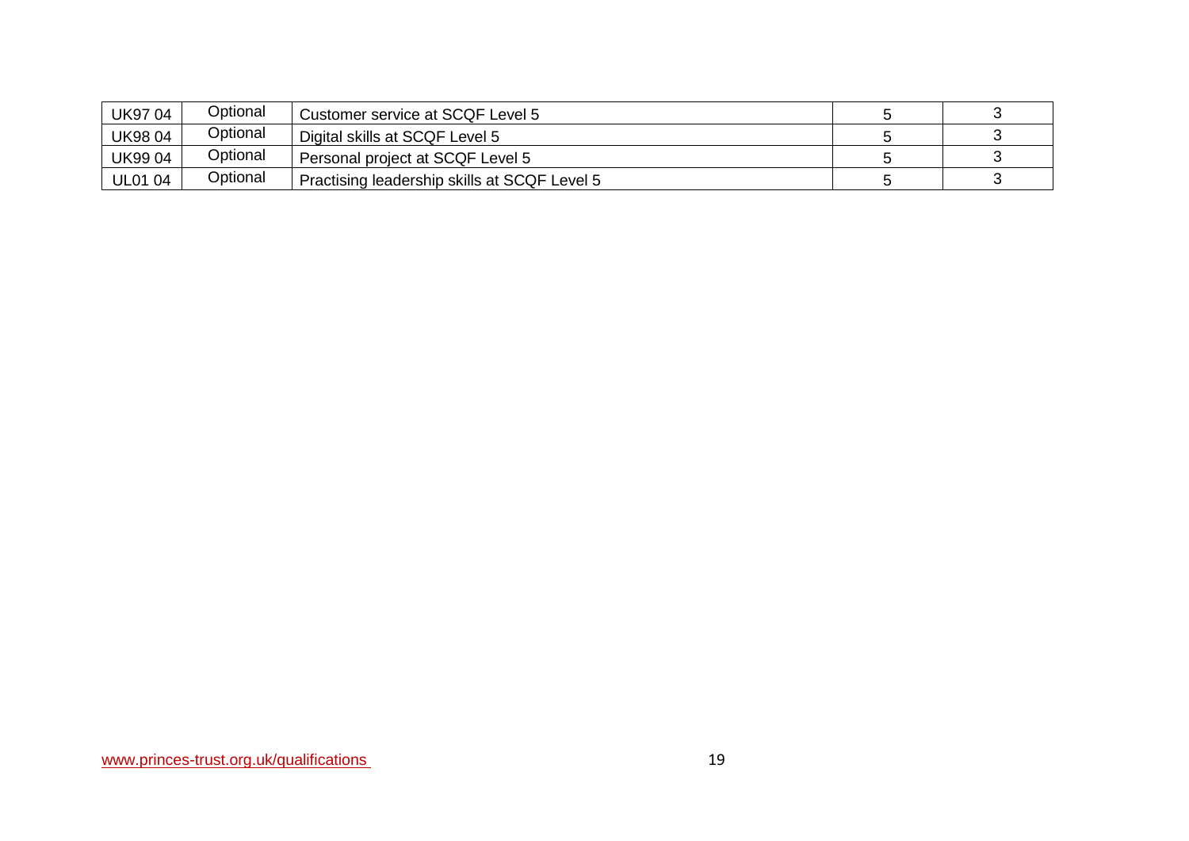| | | | | |
|---|---|---|---|---|
| UK97 04 | Optional | Customer service at SCQF Level 5 | 5 | 3 |
| UK98 04 | Optional | Digital skills at SCQF Level 5 | 5 | 3 |
| UK99 04 | Optional | Personal project at SCQF Level 5 | 5 | 3 |
| UL01 04 | Optional | Practising leadership skills at SCQF Level 5 | 5 | 3 |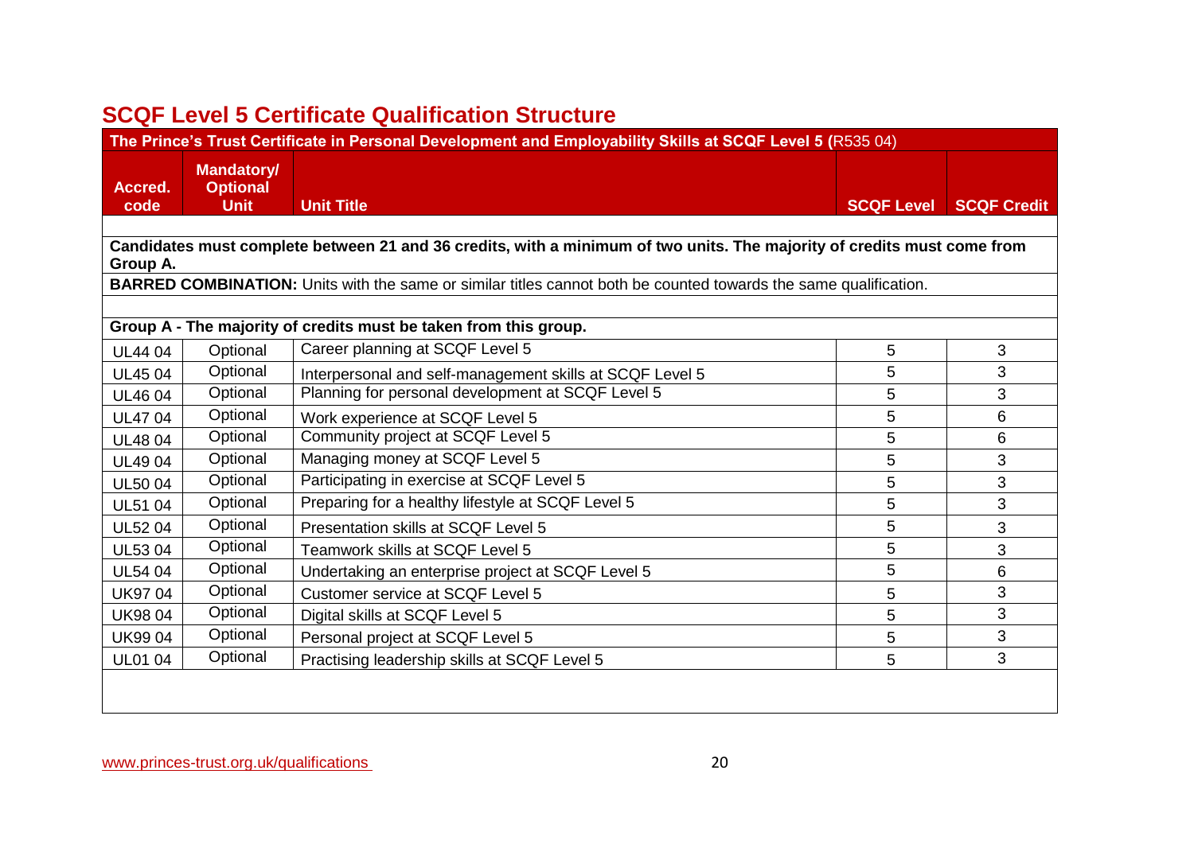## SCQF Level 5 Certificate Qualification Structure

| The Prince's Trust Certificate in Personal Development and Employability Skills at SCQF Level 5 (R535 04) | | | | |
|---|---|---|---|---|
| **Accred. code** | **Mandatory/ Optional Unit** | **Unit Title** | **SCQF Level** | **SCQF Credit** |
| | | | | |
| **Candidates must complete between 21 and 36 credits, with a minimum of two units. The majority of credits must come from Group A.** | | | | |
| **BARRED COMBINATION:** Units with the same or similar titles cannot both be counted towards the same qualification. | | | | |
| | | | | |
| **Group A - The majority of credits must be taken from this group.** | | | | |
| UL44 04 | Optional | Career planning at SCQF Level 5 | 5 | 3 |
| UL45 04 | Optional | Interpersonal and self-management skills at SCQF Level 5 | 5 | 3 |
| UL46 04 | Optional | Planning for personal development at SCQF Level 5 | 5 | 3 |
| UL47 04 | Optional | Work experience at SCQF Level 5 | 5 | 6 |
| UL48 04 | Optional | Community project at SCQF Level 5 | 5 | 6 |
| UL49 04 | Optional | Managing money at SCQF Level 5 | 5 | 3 |
| UL50 04 | Optional | Participating in exercise at SCQF Level 5 | 5 | 3 |
| UL51 04 | Optional | Preparing for a healthy lifestyle at SCQF Level 5 | 5 | 3 |
| UL52 04 | Optional | Presentation skills at SCQF Level 5 | 5 | 3 |
| UL53 04 | Optional | Teamwork skills at SCQF Level 5 | 5 | 3 |
| UL54 04 | Optional | Undertaking an enterprise project at SCQF Level 5 | 5 | 6 |
| UK97 04 | Optional | Customer service at SCQF Level 5 | 5 | 3 |
| UK98 04 | Optional | Digital skills at SCQF Level 5 | 5 | 3 |
| UK99 04 | Optional | Personal project at SCQF Level 5 | 5 | 3 |
| UL01 04 | Optional | Practising leadership skills at SCQF Level 5 | 5 | 3 |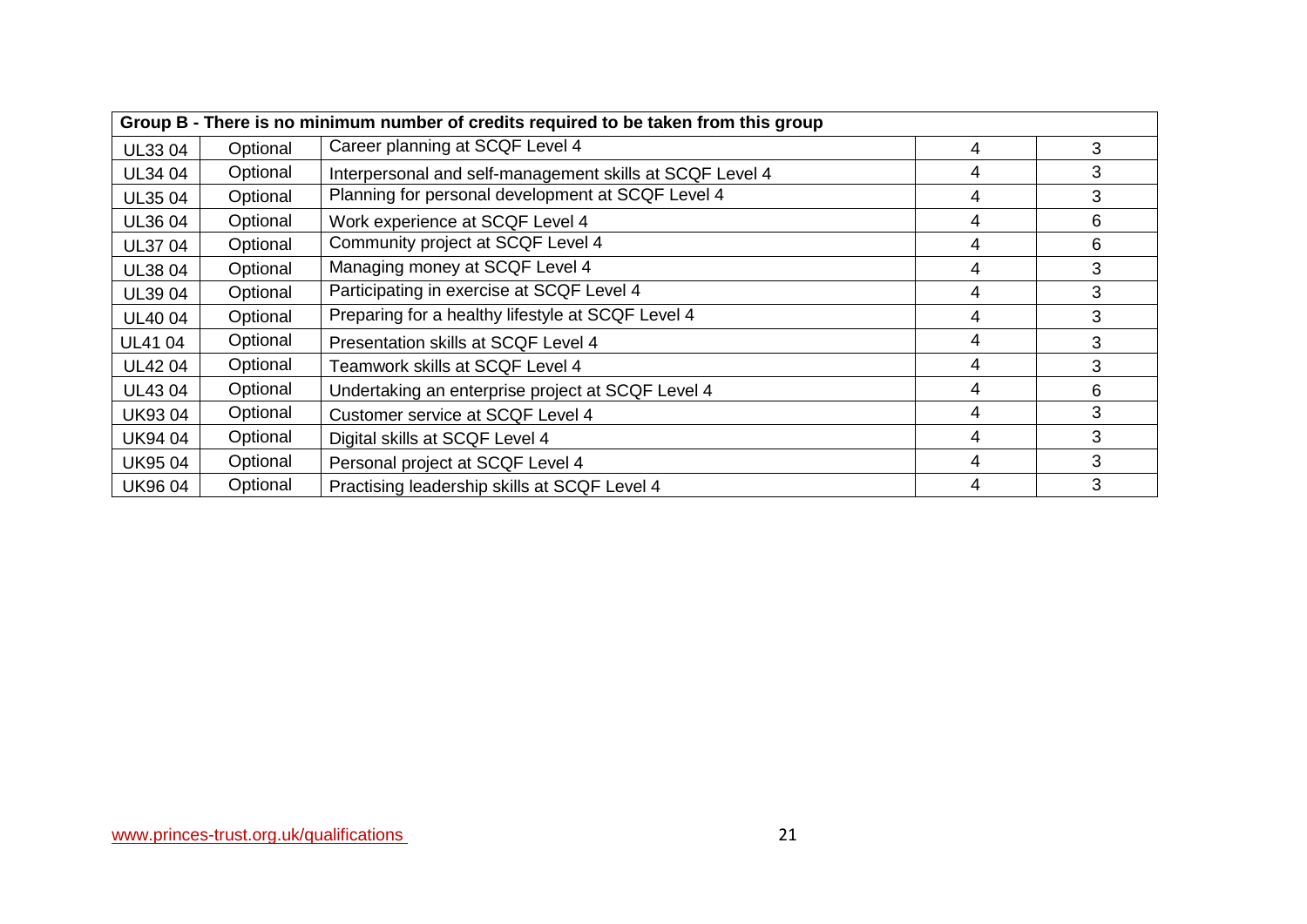| Group B - There is no minimum number of credits required to be taken from this group | | | | |
|---|---|---|---|---|
| UL33 04 | Optional | Career planning at SCQF Level 4 | 4 | 3 |
| UL34 04 | Optional | Interpersonal and self-management skills at SCQF Level 4 | 4 | 3 |
| UL35 04 | Optional | Planning for personal development at SCQF Level 4 | 4 | 3 |
| UL36 04 | Optional | Work experience at SCQF Level 4 | 4 | 6 |
| UL37 04 | Optional | Community project at SCQF Level 4 | 4 | 6 |
| UL38 04 | Optional | Managing money at SCQF Level 4 | 4 | 3 |
| UL39 04 | Optional | Participating in exercise at SCQF Level 4 | 4 | 3 |
| UL40 04 | Optional | Preparing for a healthy lifestyle at SCQF Level 4 | 4 | 3 |
| UL41 04 | Optional | Presentation skills at SCQF Level 4 | 4 | 3 |
| UL42 04 | Optional | Teamwork skills at SCQF Level 4 | 4 | 3 |
| UL43 04 | Optional | Undertaking an enterprise project at SCQF Level 4 | 4 | 6 |
| UK93 04 | Optional | Customer service at SCQF Level 4 | 4 | 3 |
| UK94 04 | Optional | Digital skills at SCQF Level 4 | 4 | 3 |
| UK95 04 | Optional | Personal project at SCQF Level 4 | 4 | 3 |
| UK96 04 | Optional | Practising leadership skills at SCQF Level 4 | 4 | 3 |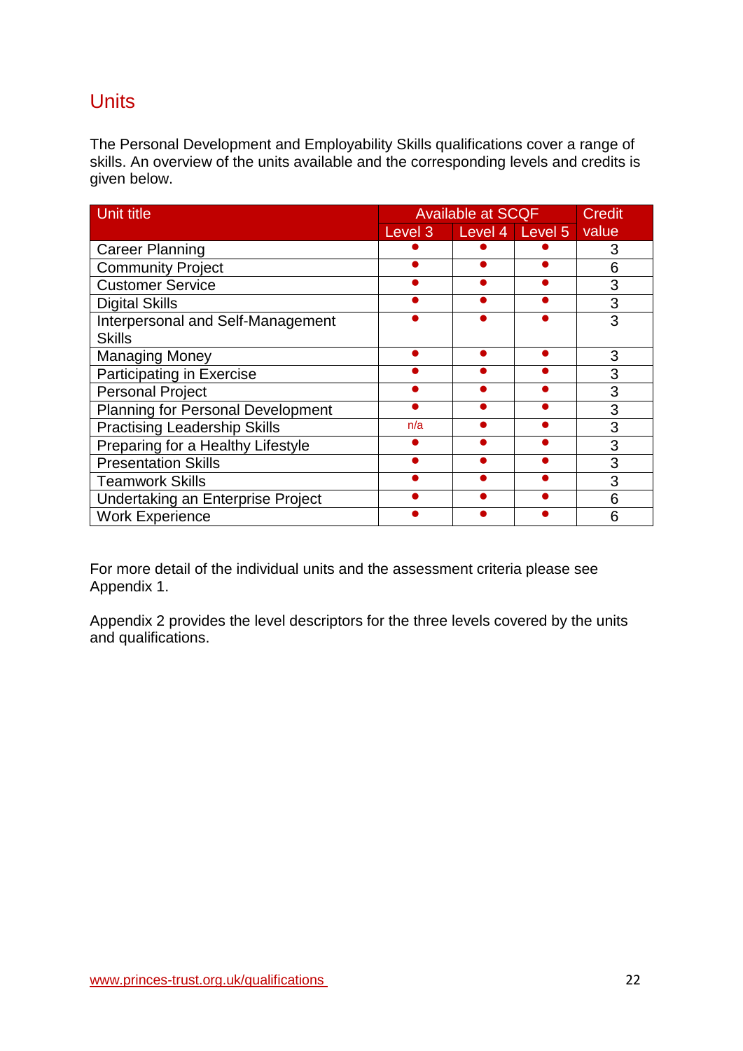## Units

The Personal Development and Employability Skills qualifications cover a range of skills. An overview of the units available and the corresponding levels and credits is given below.

| Unit title | Available at SCQF | | | Credit value |
|---|---|---|---|---|
| | Level 3 | Level 4 | Level 5 | |
| Career Planning | ● | ● | ● | 3 |
| Community Project | ● | ● | ● | 6 |
| Customer Service | ● | ● | ● | 3 |
| Digital Skills | ● | ● | ● | 3 |
| Interpersonal and Self-Management Skills | ● | ● | ● | 3 |
| Managing Money | ● | ● | ● | 3 |
| Participating in Exercise | ● | ● | ● | 3 |
| Personal Project | ● | ● | ● | 3 |
| Planning for Personal Development | ● | ● | ● | 3 |
| Practising Leadership Skills | n/a | ● | ● | 3 |
| Preparing for a Healthy Lifestyle | ● | ● | ● | 3 |
| Presentation Skills | ● | ● | ● | 3 |
| Teamwork Skills | ● | ● | ● | 3 |
| Undertaking an Enterprise Project | ● | ● | ● | 6 |
| Work Experience | ● | ● | ● | 6 |

For more detail of the individual units and the assessment criteria please see Appendix 1.

Appendix 2 provides the level descriptors for the three levels covered by the units and qualifications.

www.princes-trust.org.uk/qualifications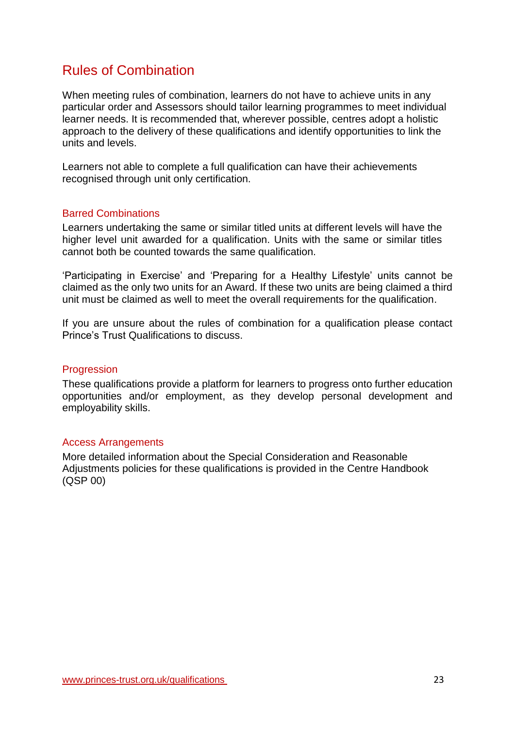# Rules of Combination

When meeting rules of combination, learners do not have to achieve units in any particular order and Assessors should tailor learning programmes to meet individual learner needs. It is recommended that, wherever possible, centres adopt a holistic approach to the delivery of these qualifications and identify opportunities to link the units and levels.

Learners not able to complete a full qualification can have their achievements recognised through unit only certification.

## Barred Combinations

Learners undertaking the same or similar titled units at different levels will have the higher level unit awarded for a qualification. Units with the same or similar titles cannot both be counted towards the same qualification.

'Participating in Exercise' and 'Preparing for a Healthy Lifestyle' units cannot be claimed as the only two units for an Award. If these two units are being claimed a third unit must be claimed as well to meet the overall requirements for the qualification.

If you are unsure about the rules of combination for a qualification please contact Prince's Trust Qualifications to discuss.

## Progression

These qualifications provide a platform for learners to progress onto further education opportunities and/or employment, as they develop personal development and employability skills.

## Access Arrangements

More detailed information about the Special Consideration and Reasonable Adjustments policies for these qualifications is provided in the Centre Handbook (QSP 00)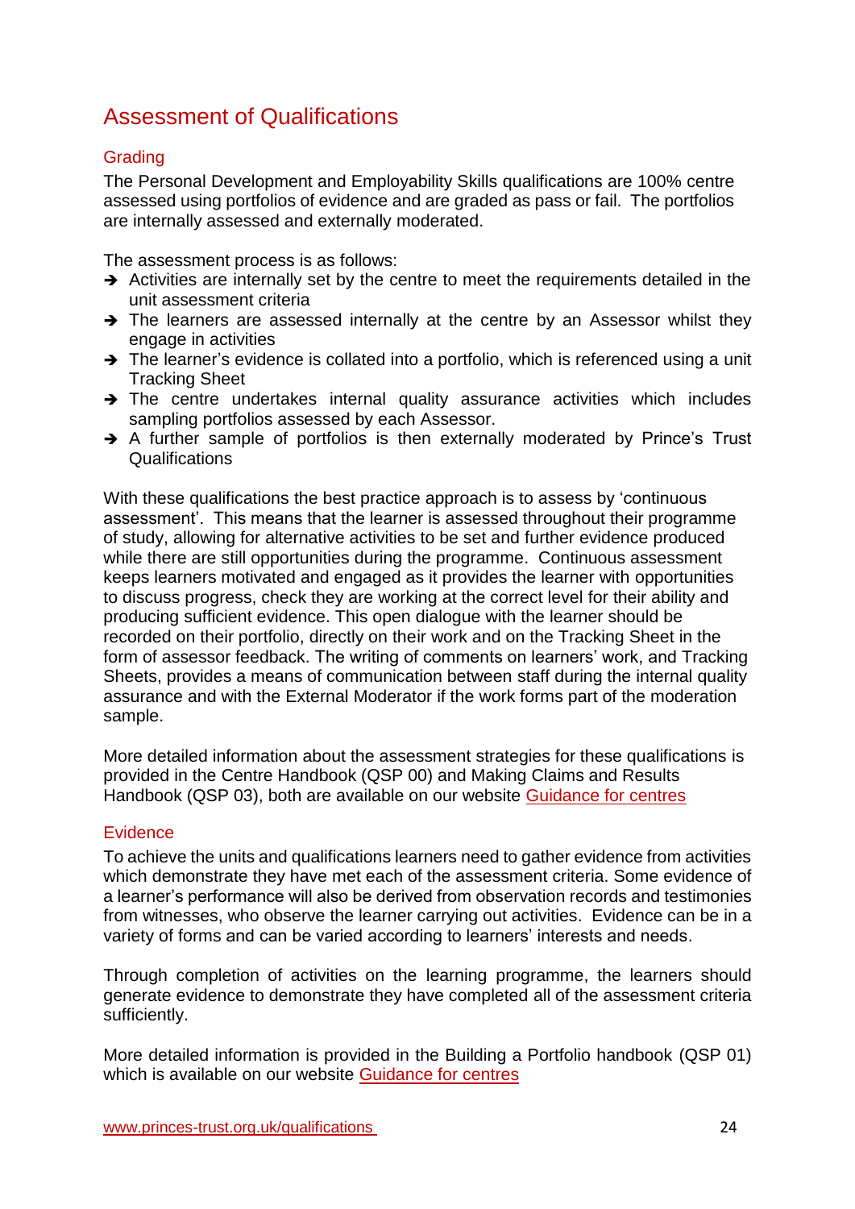# Assessment of Qualifications

## Grading

The Personal Development and Employability Skills qualifications are 100% centre assessed using portfolios of evidence and are graded as pass or fail. The portfolios are internally assessed and externally moderated.

The assessment process is as follows:

- Activities are internally set by the centre to meet the requirements detailed in the unit assessment criteria
- The learners are assessed internally at the centre by an Assessor whilst they engage in activities
- The learner's evidence is collated into a portfolio, which is referenced using a unit Tracking Sheet
- The centre undertakes internal quality assurance activities which includes sampling portfolios assessed by each Assessor.
- A further sample of portfolios is then externally moderated by Prince's Trust Qualifications

With these qualifications the best practice approach is to assess by 'continuous assessment'. This means that the learner is assessed throughout their programme of study, allowing for alternative activities to be set and further evidence produced while there are still opportunities during the programme. Continuous assessment keeps learners motivated and engaged as it provides the learner with opportunities to discuss progress, check they are working at the correct level for their ability and producing sufficient evidence. This open dialogue with the learner should be recorded on their portfolio, directly on their work and on the Tracking Sheet in the form of assessor feedback. The writing of comments on learners' work, and Tracking Sheets, provides a means of communication between staff during the internal quality assurance and with the External Moderator if the work forms part of the moderation sample.

More detailed information about the assessment strategies for these qualifications is provided in the Centre Handbook (QSP 00) and Making Claims and Results Handbook (QSP 03), both are available on our website Guidance for centres

## Evidence

To achieve the units and qualifications learners need to gather evidence from activities which demonstrate they have met each of the assessment criteria. Some evidence of a learner's performance will also be derived from observation records and testimonies from witnesses, who observe the learner carrying out activities. Evidence can be in a variety of forms and can be varied according to learners' interests and needs.

Through completion of activities on the learning programme, the learners should generate evidence to demonstrate they have completed all of the assessment criteria sufficiently.

More detailed information is provided in the Building a Portfolio handbook (QSP 01) which is available on our website Guidance for centres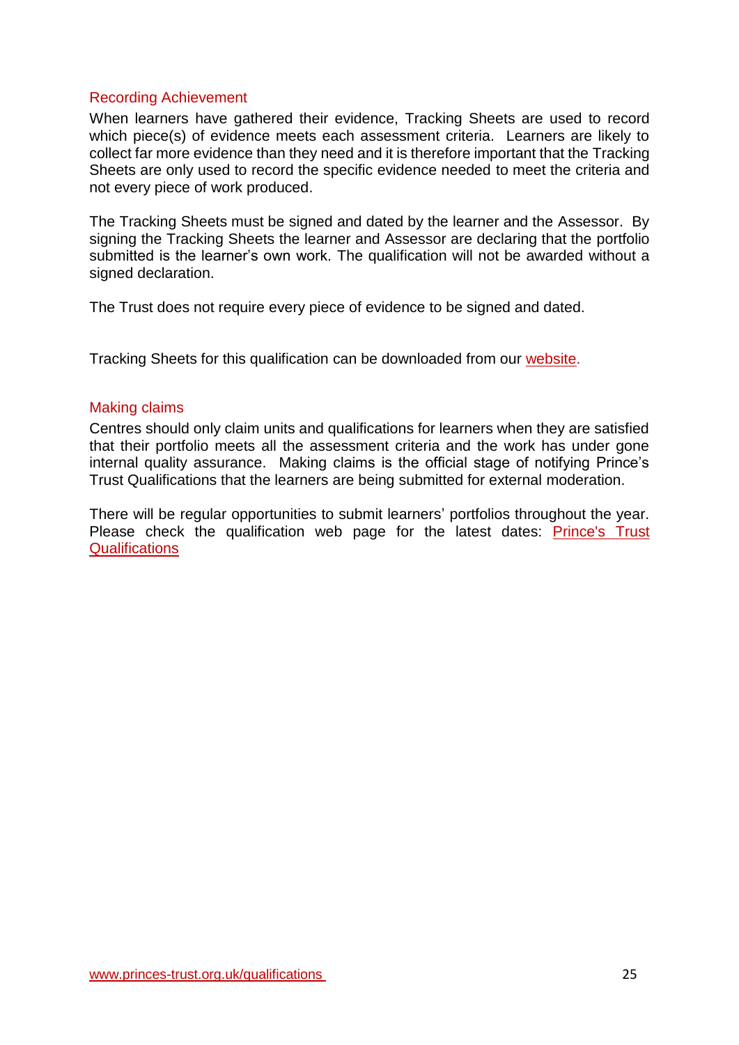## Recording Achievement

When learners have gathered their evidence, Tracking Sheets are used to record which piece(s) of evidence meets each assessment criteria. Learners are likely to collect far more evidence than they need and it is therefore important that the Tracking Sheets are only used to record the specific evidence needed to meet the criteria and not every piece of work produced.

The Tracking Sheets must be signed and dated by the learner and the Assessor. By signing the Tracking Sheets the learner and Assessor are declaring that the portfolio submitted is the learner's own work. The qualification will not be awarded without a signed declaration.

The Trust does not require every piece of evidence to be signed and dated.

Tracking Sheets for this qualification can be downloaded from our website.

## Making claims

Centres should only claim units and qualifications for learners when they are satisfied that their portfolio meets all the assessment criteria and the work has under gone internal quality assurance. Making claims is the official stage of notifying Prince's Trust Qualifications that the learners are being submitted for external moderation.

There will be regular opportunities to submit learners' portfolios throughout the year. Please check the qualification web page for the latest dates: Prince's Trust Qualifications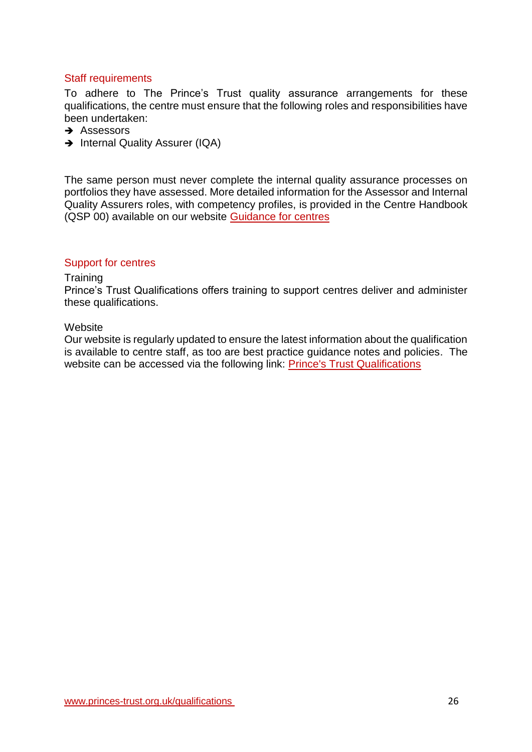## Staff requirements

To adhere to The Prince's Trust quality assurance arrangements for these qualifications, the centre must ensure that the following roles and responsibilities have been undertaken:

- Assessors
- Internal Quality Assurer (IQA)

The same person must never complete the internal quality assurance processes on portfolios they have assessed. More detailed information for the Assessor and Internal Quality Assurers roles, with competency profiles, is provided in the Centre Handbook (QSP 00) available on our website Guidance for centres

## Support for centres

Training

Prince's Trust Qualifications offers training to support centres deliver and administer these qualifications.

Website

Our website is regularly updated to ensure the latest information about the qualification is available to centre staff, as too are best practice guidance notes and policies. The website can be accessed via the following link: Prince's Trust Qualifications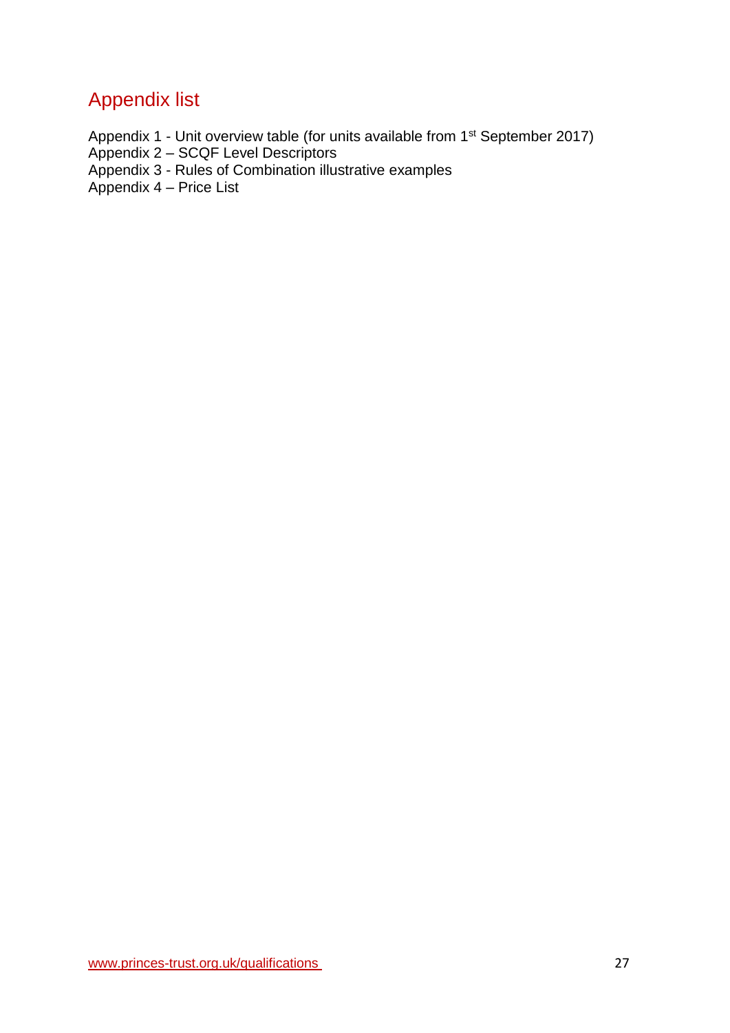# Appendix list

Appendix 1 - Unit overview table (for units available from 1st September 2017)
Appendix 2 – SCQF Level Descriptors
Appendix 3 - Rules of Combination illustrative examples
Appendix 4 – Price List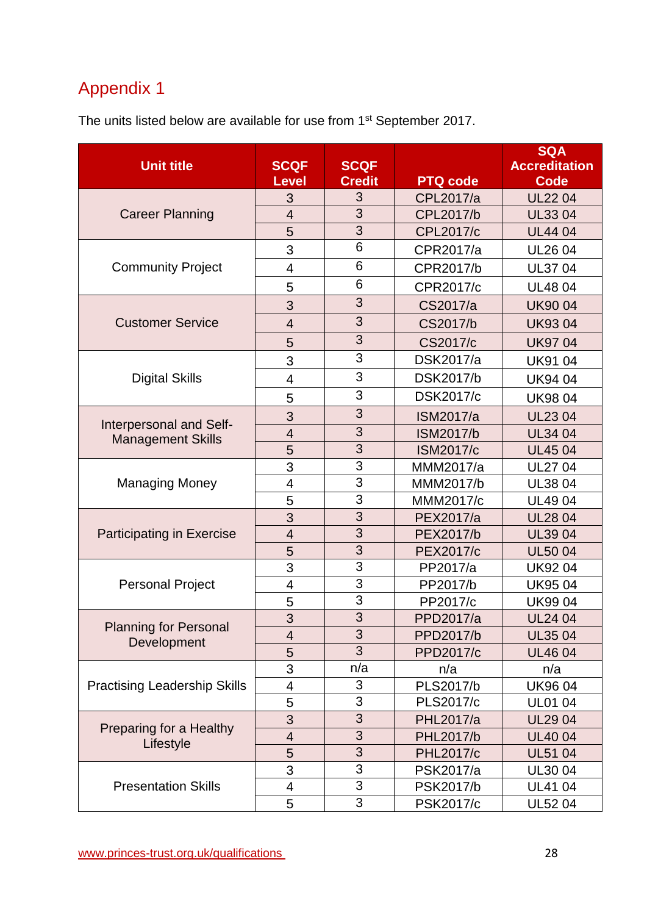# Appendix 1

The units listed below are available for use from 1st September 2017.

| Unit title | SCQF Level | SCQF Credit | PTQ code | SQA Accreditation Code |
|---|---|---|---|---|
| Career Planning | 3 | 3 | CPL2017/a | UL22 04 |
| | 4 | 3 | CPL2017/b | UL33 04 |
| | 5 | 3 | CPL2017/c | UL44 04 |
| Community Project | 3 | 6 | CPR2017/a | UL26 04 |
| | 4 | 6 | CPR2017/b | UL37 04 |
| | 5 | 6 | CPR2017/c | UL48 04 |
| Customer Service | 3 | 3 | CS2017/a | UK90 04 |
| | 4 | 3 | CS2017/b | UK93 04 |
| | 5 | 3 | CS2017/c | UK97 04 |
| Digital Skills | 3 | 3 | DSK2017/a | UK91 04 |
| | 4 | 3 | DSK2017/b | UK94 04 |
| | 5 | 3 | DSK2017/c | UK98 04 |
| Interpersonal and Self-Management Skills | 3 | 3 | ISM2017/a | UL23 04 |
| | 4 | 3 | ISM2017/b | UL34 04 |
| | 5 | 3 | ISM2017/c | UL45 04 |
| Managing Money | 3 | 3 | MMM2017/a | UL27 04 |
| | 4 | 3 | MMM2017/b | UL38 04 |
| | 5 | 3 | MMM2017/c | UL49 04 |
| Participating in Exercise | 3 | 3 | PEX2017/a | UL28 04 |
| | 4 | 3 | PEX2017/b | UL39 04 |
| | 5 | 3 | PEX2017/c | UL50 04 |
| Personal Project | 3 | 3 | PP2017/a | UK92 04 |
| | 4 | 3 | PP2017/b | UK95 04 |
| | 5 | 3 | PP2017/c | UK99 04 |
| Planning for Personal Development | 3 | 3 | PPD2017/a | UL24 04 |
| | 4 | 3 | PPD2017/b | UL35 04 |
| | 5 | 3 | PPD2017/c | UL46 04 |
| Practising Leadership Skills | 3 | n/a | n/a | n/a |
| | 4 | 3 | PLS2017/b | UK96 04 |
| | 5 | 3 | PLS2017/c | UL01 04 |
| Preparing for a Healthy Lifestyle | 3 | 3 | PHL2017/a | UL29 04 |
| | 4 | 3 | PHL2017/b | UL40 04 |
| | 5 | 3 | PHL2017/c | UL51 04 |
| Presentation Skills | 3 | 3 | PSK2017/a | UL30 04 |
| | 4 | 3 | PSK2017/b | UL41 04 |
| | 5 | 3 | PSK2017/c | UL52 04 |

www.princes-trust.org.uk/qualifications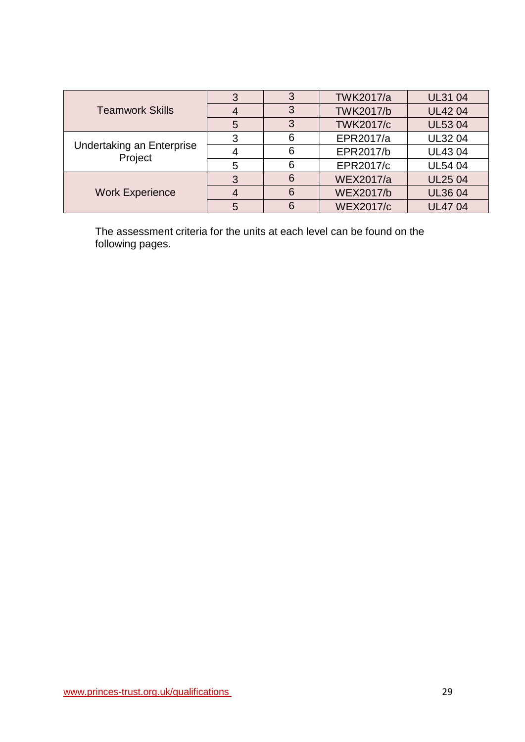| | | | | |
|---|---|---|---|---|
| Teamwork Skills | 3 | 3 | TWK2017/a | UL31 04 |
| | 4 | 3 | TWK2017/b | UL42 04 |
| | 5 | 3 | TWK2017/c | UL53 04 |
| Undertaking an Enterprise Project | 3 | 6 | EPR2017/a | UL32 04 |
| | 4 | 6 | EPR2017/b | UL43 04 |
| | 5 | 6 | EPR2017/c | UL54 04 |
| Work Experience | 3 | 6 | WEX2017/a | UL25 04 |
| | 4 | 6 | WEX2017/b | UL36 04 |
| | 5 | 6 | WEX2017/c | UL47 04 |

The assessment criteria for the units at each level can be found on the following pages.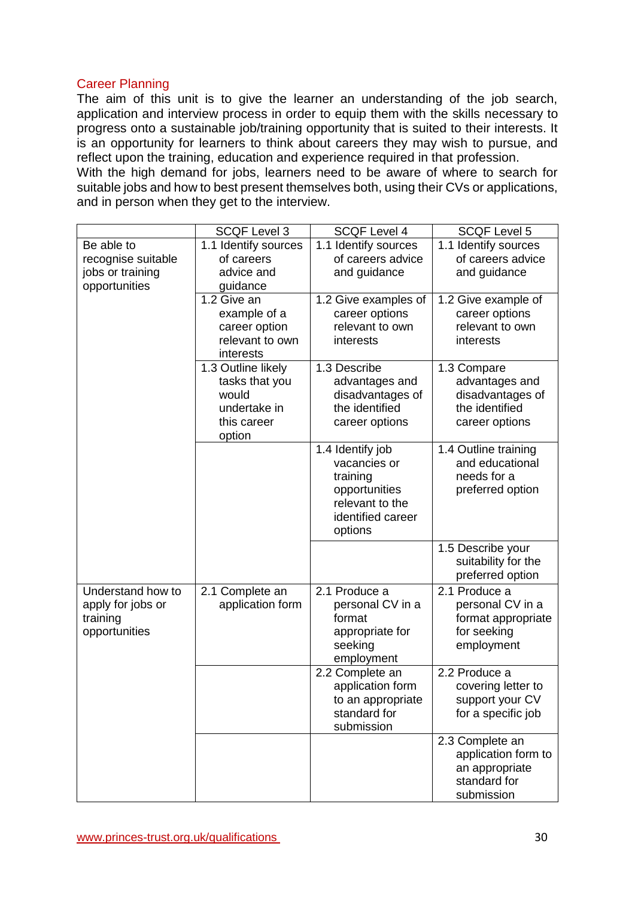## Career Planning

The aim of this unit is to give the learner an understanding of the job search, application and interview process in order to equip them with the skills necessary to progress onto a sustainable job/training opportunity that is suited to their interests. It is an opportunity for learners to think about careers they may wish to pursue, and reflect upon the training, education and experience required in that profession.

With the high demand for jobs, learners need to be aware of where to search for suitable jobs and how to best present themselves both, using their CVs or applications, and in person when they get to the interview.

| | SCQF Level 3 | SCQF Level 4 | SCQF Level 5 |
|---|---|---|---|
| Be able to recognise suitable jobs or training opportunities | 1.1 Identify sources of careers advice and guidance | 1.1 Identify sources of careers advice and guidance | 1.1 Identify sources of careers advice and guidance |
| | 1.2 Give an example of a career option relevant to own interests | 1.2 Give examples of career options relevant to own interests | 1.2 Give example of career options relevant to own interests |
| | 1.3 Outline likely tasks that you would undertake in this career option | 1.3 Describe advantages and disadvantages of the identified career options | 1.3 Compare advantages and disadvantages of the identified career options |
| | | 1.4 Identify job vacancies or training opportunities relevant to the identified career options | 1.4 Outline training and educational needs for a preferred option |
| | | | 1.5 Describe your suitability for the preferred option |
| Understand how to apply for jobs or training opportunities | 2.1 Complete an application form | 2.1 Produce a personal CV in a format appropriate for seeking employment | 2.1 Produce a personal CV in a format appropriate for seeking employment |
| | | 2.2 Complete an application form to an appropriate standard for submission | 2.2 Produce a covering letter to support your CV for a specific job |
| | | | 2.3 Complete an application form to an appropriate standard for submission |

www.princes-trust.org.uk/qualifications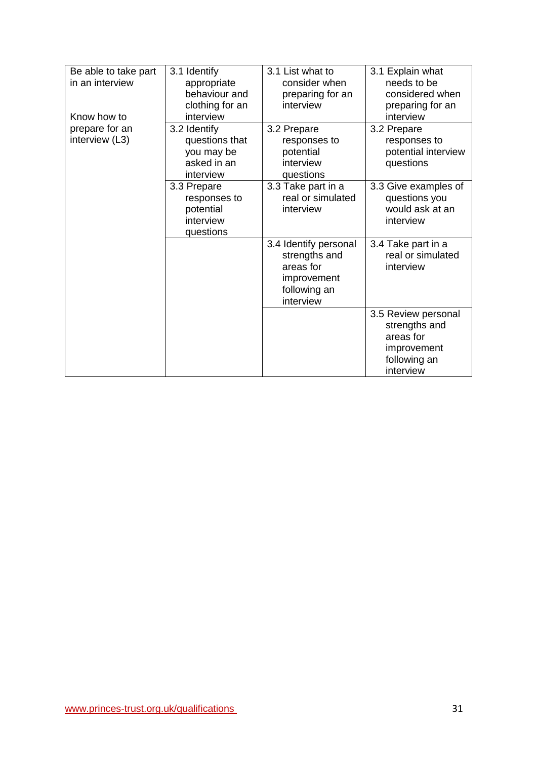| Be able to take part in an interview<br><br>Know how to prepare for an interview (L3) | 3.1 Identify appropriate behaviour and clothing for an interview | 3.1 List what to consider when preparing for an interview | 3.1 Explain what needs to be considered when preparing for an interview |
|---|---|---|---|
| | 3.2 Identify questions that you may be asked in an interview | 3.2 Prepare responses to potential interview questions | 3.2 Prepare responses to potential interview questions |
| | 3.3 Prepare responses to potential interview questions | 3.3 Take part in a real or simulated interview | 3.3 Give examples of questions you would ask at an interview |
| | | 3.4 Identify personal strengths and areas for improvement following an interview | 3.4 Take part in a real or simulated interview |
| | | | 3.5 Review personal strengths and areas for improvement following an interview |

www.princes-trust.org.uk/qualifications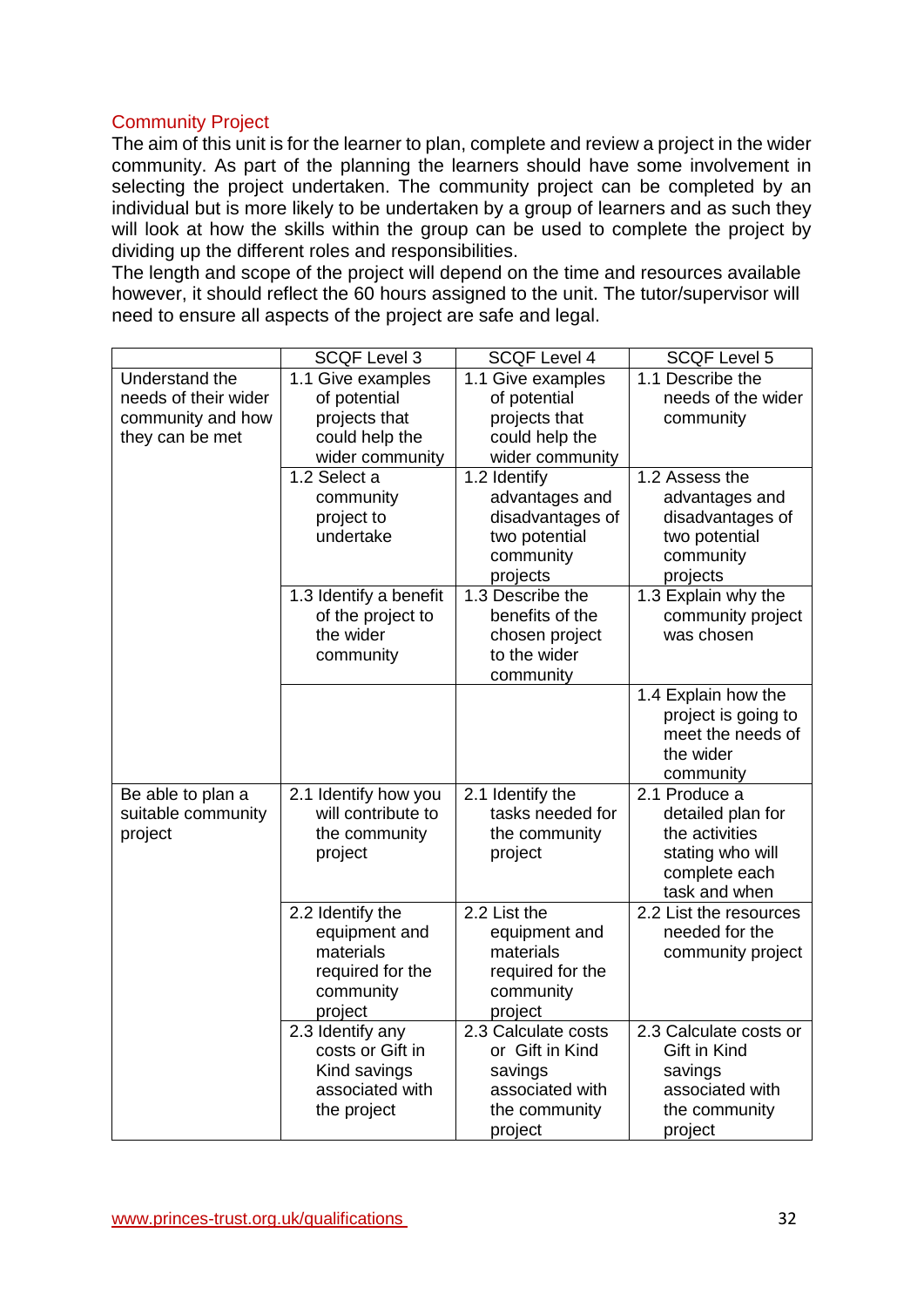## Community Project

The aim of this unit is for the learner to plan, complete and review a project in the wider community. As part of the planning the learners should have some involvement in selecting the project undertaken. The community project can be completed by an individual but is more likely to be undertaken by a group of learners and as such they will look at how the skills within the group can be used to complete the project by dividing up the different roles and responsibilities.
The length and scope of the project will depend on the time and resources available however, it should reflect the 60 hours assigned to the unit. The tutor/supervisor will need to ensure all aspects of the project are safe and legal.

| | SCQF Level 3 | SCQF Level 4 | SCQF Level 5 |
|---|---|---|---|
| Understand the needs of their wider community and how they can be met | 1.1 Give examples of potential projects that could help the wider community | 1.1 Give examples of potential projects that could help the wider community | 1.1 Describe the needs of the wider community |
| | 1.2 Select a community project to undertake | 1.2 Identify advantages and disadvantages of two potential community projects | 1.2 Assess the advantages and disadvantages of two potential community projects |
| | 1.3 Identify a benefit of the project to the wider community | 1.3 Describe the benefits of the chosen project to the wider community | 1.3 Explain why the community project was chosen |
| | | | 1.4 Explain how the project is going to meet the needs of the wider community |
| Be able to plan a suitable community project | 2.1 Identify how you will contribute to the community project | 2.1 Identify the tasks needed for the community project | 2.1 Produce a detailed plan for the activities stating who will complete each task and when |
| | 2.2 Identify the equipment and materials required for the community project | 2.2 List the equipment and materials required for the community project | 2.2 List the resources needed for the community project |
| | 2.3 Identify any costs or Gift in Kind savings associated with the project | 2.3 Calculate costs or Gift in Kind savings associated with the community project | 2.3 Calculate costs or Gift in Kind savings associated with the community project |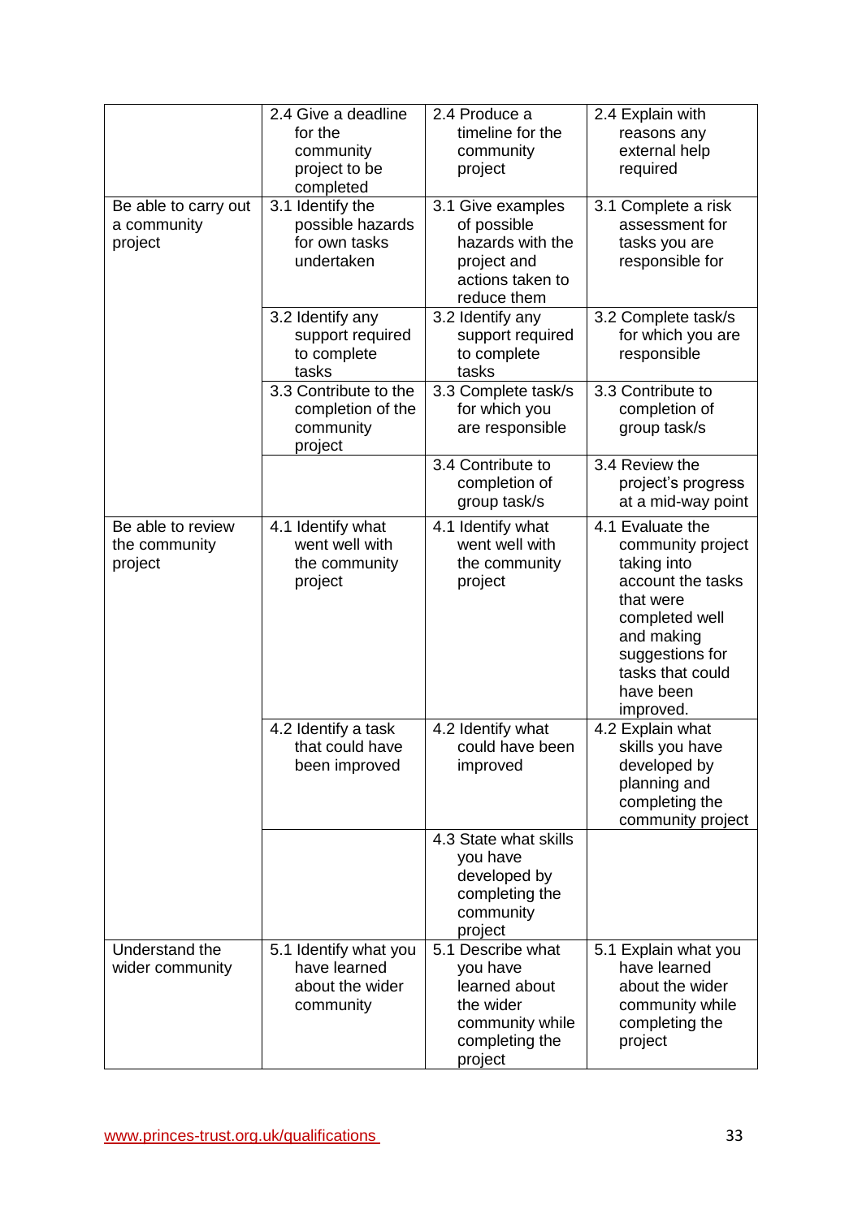| | | | |
|---|---|---|---|
| | 2.4 Give a deadline for the community project to be completed | 2.4 Produce a timeline for the community project | 2.4 Explain with reasons any external help required |
| Be able to carry out a community project | 3.1 Identify the possible hazards for own tasks undertaken | 3.1 Give examples of possible hazards with the project and actions taken to reduce them | 3.1 Complete a risk assessment for tasks you are responsible for |
| | 3.2 Identify any support required to complete tasks | 3.2 Identify any support required to complete tasks | 3.2 Complete task/s for which you are responsible |
| | 3.3 Contribute to the completion of the community project | 3.3 Complete task/s for which you are responsible | 3.3 Contribute to completion of group task/s |
| | | 3.4 Contribute to completion of group task/s | 3.4 Review the project's progress at a mid-way point |
| Be able to review the community project | 4.1 Identify what went well with the community project | 4.1 Identify what went well with the community project | 4.1 Evaluate the community project taking into account the tasks that were completed well and making suggestions for tasks that could have been improved. |
| | 4.2 Identify a task that could have been improved | 4.2 Identify what could have been improved | 4.2 Explain what skills you have developed by planning and completing the community project |
| | | 4.3 State what skills you have developed by completing the community project | |
| Understand the wider community | 5.1 Identify what you have learned about the wider community | 5.1 Describe what you have learned about the wider community while completing the project | 5.1 Explain what you have learned about the wider community while completing the project |

www.princes-trust.org.uk/qualifications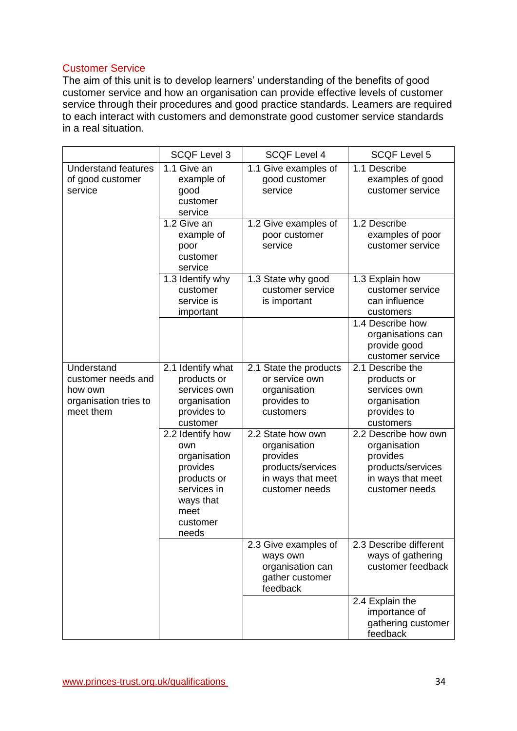## Customer Service

The aim of this unit is to develop learners' understanding of the benefits of good customer service and how an organisation can provide effective levels of customer service through their procedures and good practice standards. Learners are required to each interact with customers and demonstrate good customer service standards in a real situation.

| | SCQF Level 3 | SCQF Level 4 | SCQF Level 5 |
|---|---|---|---|
| Understand features of good customer service | 1.1 Give an example of good customer service | 1.1 Give examples of good customer service | 1.1 Describe examples of good customer service |
| | 1.2 Give an example of poor customer service | 1.2 Give examples of poor customer service | 1.2 Describe examples of poor customer service |
| | 1.3 Identify why customer service is important | 1.3 State why good customer service is important | 1.3 Explain how customer service can influence customers |
| | | | 1.4 Describe how organisations can provide good customer service |
| Understand customer needs and how own organisation tries to meet them | 2.1 Identify what products or services own organisation provides to customer | 2.1 State the products or service own organisation provides to customers | 2.1 Describe the products or services own organisation provides to customers |
| | 2.2 Identify how own organisation provides products or services in ways that meet customer needs | 2.2 State how own organisation provides products/services in ways that meet customer needs | 2.2 Describe how own organisation provides products/services in ways that meet customer needs |
| | | 2.3 Give examples of ways own organisation can gather customer feedback | 2.3 Describe different ways of gathering customer feedback |
| | | | 2.4 Explain the importance of gathering customer feedback |

www.princes-trust.org.uk/qualifications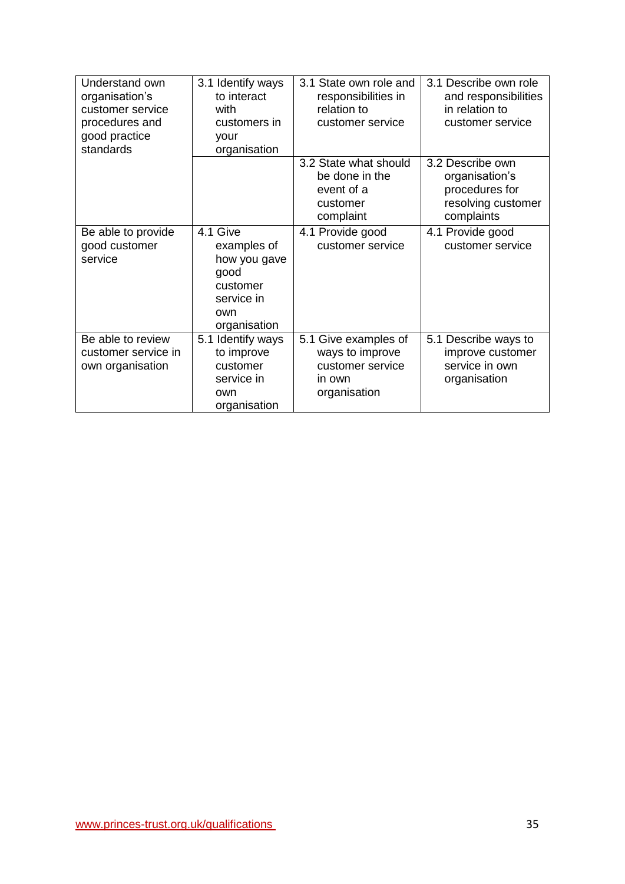| | | | |
|---|---|---|---|
| Understand own organisation's customer service procedures and good practice standards | 3.1 Identify ways to interact with customers in your organisation | 3.1 State own role and responsibilities in relation to customer service | 3.1 Describe own role and responsibilities in relation to customer service |
| | | 3.2 State what should be done in the event of a customer complaint | 3.2 Describe own organisation's procedures for resolving customer complaints |
| Be able to provide good customer service | 4.1 Give examples of how you gave good customer service in own organisation | 4.1 Provide good customer service | 4.1 Provide good customer service |
| Be able to review customer service in own organisation | 5.1 Identify ways to improve customer service in own organisation | 5.1 Give examples of ways to improve customer service in own organisation | 5.1 Describe ways to improve customer service in own organisation |

www.princes-trust.org.uk/qualifications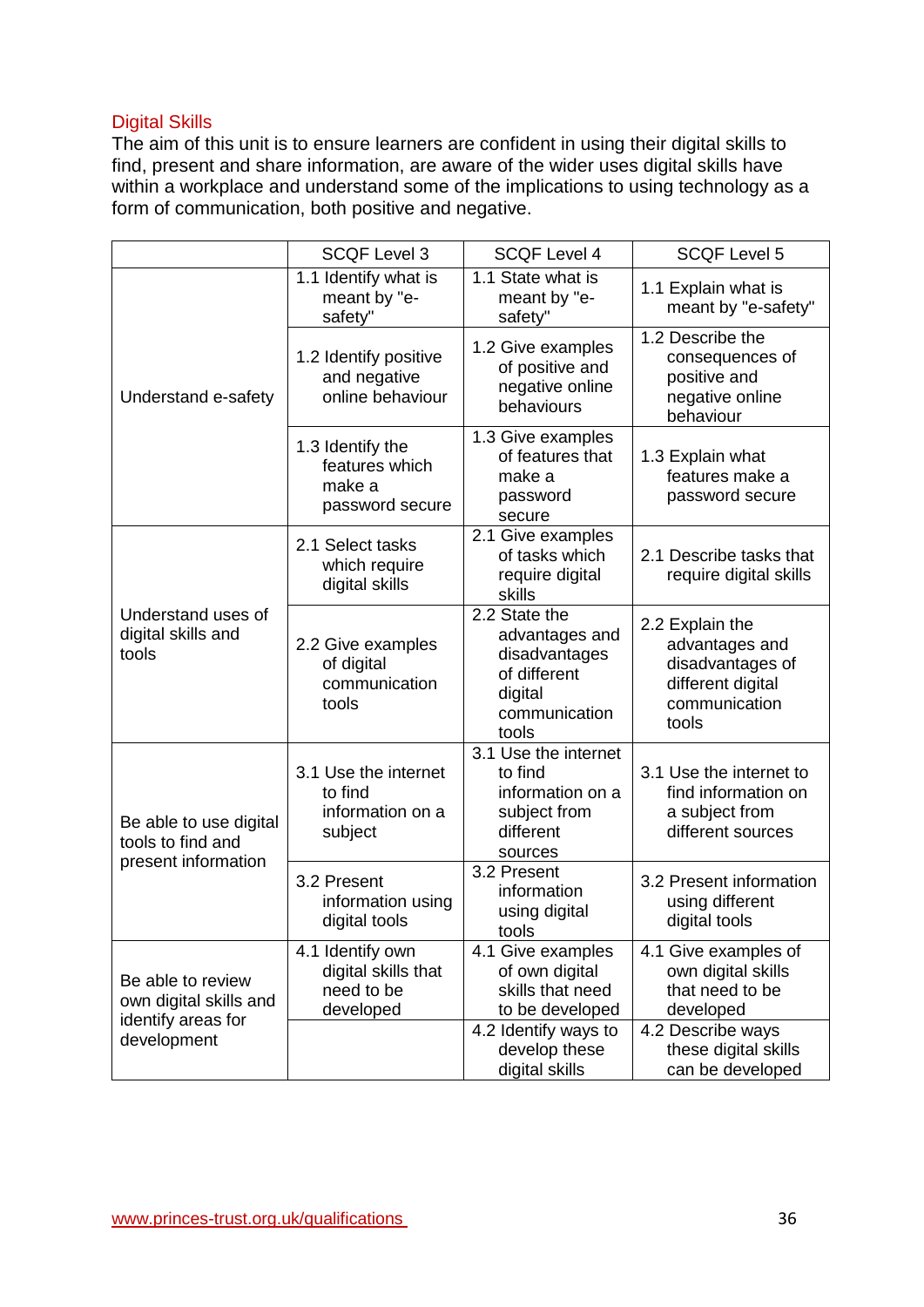## Digital Skills

The aim of this unit is to ensure learners are confident in using their digital skills to find, present and share information, are aware of the wider uses digital skills have within a workplace and understand some of the implications to using technology as a form of communication, both positive and negative.

| | SCQF Level 3 | SCQF Level 4 | SCQF Level 5 |
|---|---|---|---|
| Understand e-safety | 1.1 Identify what is meant by "e-safety" | 1.1 State what is meant by "e-safety" | 1.1 Explain what is meant by "e-safety" |
| | 1.2 Identify positive and negative online behaviour | 1.2 Give examples of positive and negative online behaviours | 1.2 Describe the consequences of positive and negative online behaviour |
| | 1.3 Identify the features which make a password secure | 1.3 Give examples of features that make a password secure | 1.3 Explain what features make a password secure |
| Understand uses of digital skills and tools | 2.1 Select tasks which require digital skills | 2.1 Give examples of tasks which require digital skills | 2.1 Describe tasks that require digital skills |
| | 2.2 Give examples of digital communication tools | 2.2 State the advantages and disadvantages of different digital communication tools | 2.2 Explain the advantages and disadvantages of different digital communication tools |
| Be able to use digital tools to find and present information | 3.1 Use the internet to find information on a subject | 3.1 Use the internet to find information on a subject from different sources | 3.1 Use the internet to find information on a subject from different sources |
| | 3.2 Present information using digital tools | 3.2 Present information using digital tools | 3.2 Present information using different digital tools |
| Be able to review own digital skills and identify areas for development | 4.1 Identify own digital skills that need to be developed | 4.1 Give examples of own digital skills that need to be developed | 4.1 Give examples of own digital skills that need to be developed |
| | | 4.2 Identify ways to develop these digital skills | 4.2 Describe ways these digital skills can be developed |

www.princes-trust.org.uk/qualifications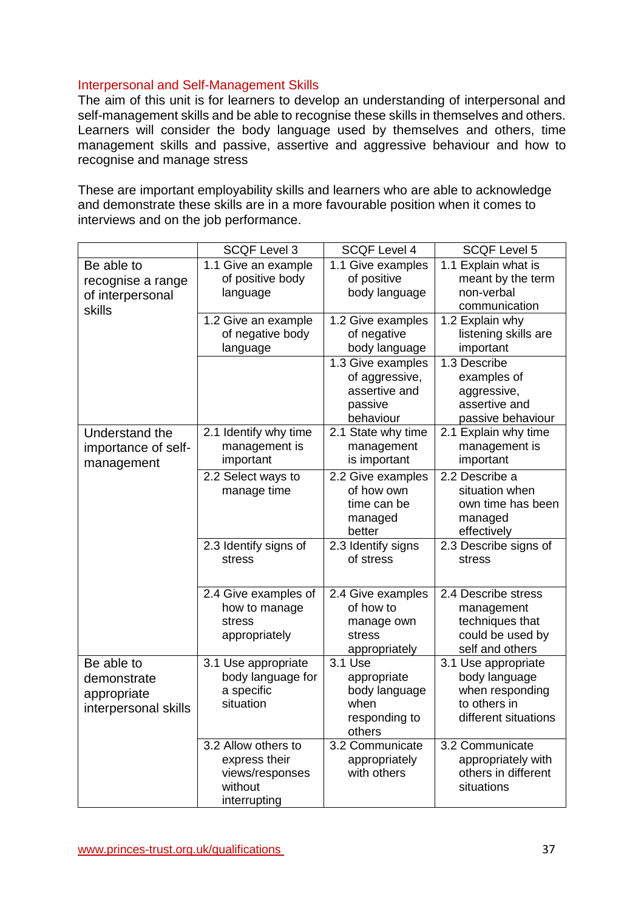## Interpersonal and Self-Management Skills

The aim of this unit is for learners to develop an understanding of interpersonal and self-management skills and be able to recognise these skills in themselves and others. Learners will consider the body language used by themselves and others, time management skills and passive, assertive and aggressive behaviour and how to recognise and manage stress

These are important employability skills and learners who are able to acknowledge and demonstrate these skills are in a more favourable position when it comes to interviews and on the job performance.

| | SCQF Level 3 | SCQF Level 4 | SCQF Level 5 |
|---|---|---|---|
| Be able to recognise a range of interpersonal skills | 1.1 Give an example of positive body language | 1.1 Give examples of positive body language | 1.1 Explain what is meant by the term non-verbal communication |
| | 1.2 Give an example of negative body language | 1.2 Give examples of negative body language | 1.2 Explain why listening skills are important |
| | | 1.3 Give examples of aggressive, assertive and passive behaviour | 1.3 Describe examples of aggressive, assertive and passive behaviour |
| Understand the importance of self-management | 2.1 Identify why time management is important | 2.1 State why time management is important | 2.1 Explain why time management is important |
| | 2.2 Select ways to manage time | 2.2 Give examples of how own time can be managed better | 2.2 Describe a situation when own time has been managed effectively |
| | 2.3 Identify signs of stress | 2.3 Identify signs of stress | 2.3 Describe signs of stress |
| | 2.4 Give examples of how to manage stress appropriately | 2.4 Give examples of how to manage own stress appropriately | 2.4 Describe stress management techniques that could be used by self and others |
| Be able to demonstrate appropriate interpersonal skills | 3.1 Use appropriate body language for a specific situation | 3.1 Use appropriate body language when responding to others | 3.1 Use appropriate body language when responding to others in different situations |
| | 3.2 Allow others to express their views/responses without interrupting | 3.2 Communicate appropriately with others | 3.2 Communicate appropriately with others in different situations |

www.princes-trust.org.uk/qualifications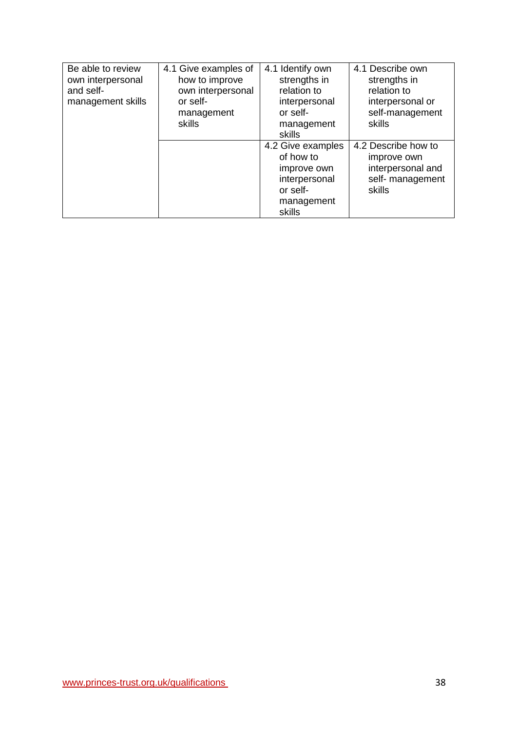| | | | |
|---|---|---|---|
| Be able to review own interpersonal and self-management skills | 4.1 Give examples of how to improve own interpersonal or self-management skills | 4.1 Identify own strengths in relation to interpersonal or self-management skills | 4.1 Describe own strengths in relation to interpersonal or self-management skills |
| | | 4.2 Give examples of how to improve own interpersonal or self-management skills | 4.2 Describe how to improve own interpersonal and self- management skills |

www.princes-trust.org.uk/qualifications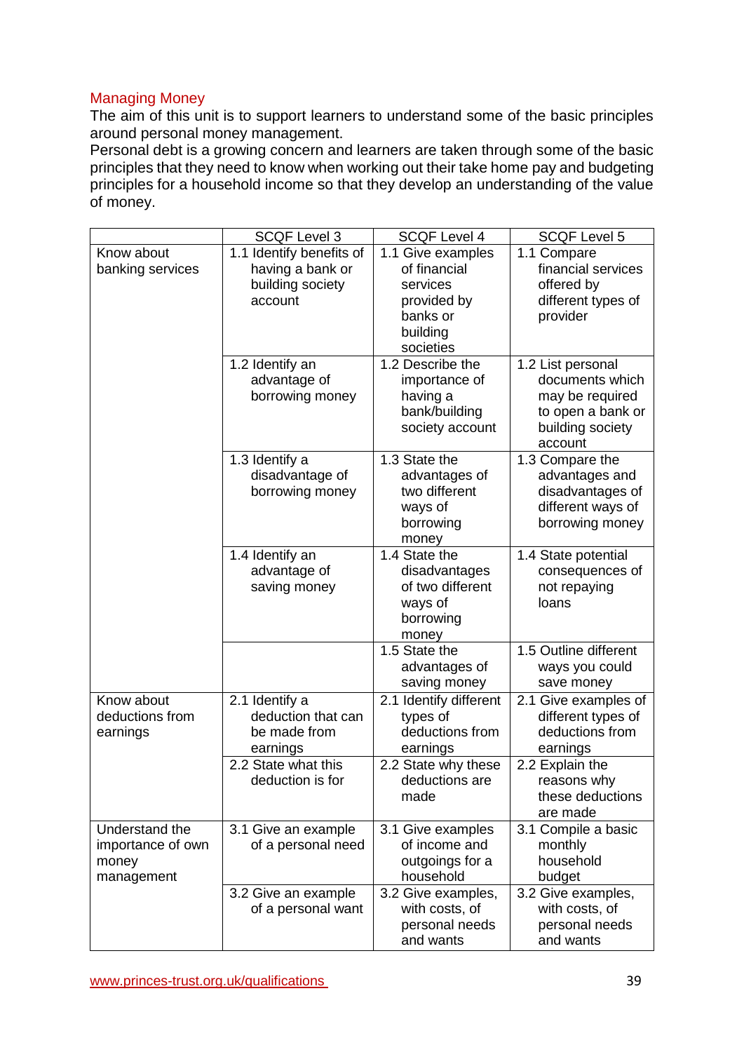## Managing Money

The aim of this unit is to support learners to understand some of the basic principles around personal money management.

Personal debt is a growing concern and learners are taken through some of the basic principles that they need to know when working out their take home pay and budgeting principles for a household income so that they develop an understanding of the value of money.

| | SCQF Level 3 | SCQF Level 4 | SCQF Level 5 |
|---|---|---|---|
| Know about banking services | 1.1 Identify benefits of having a bank or building society account | 1.1 Give examples of financial services provided by banks or building societies | 1.1 Compare financial services offered by different types of provider |
| | 1.2 Identify an advantage of borrowing money | 1.2 Describe the importance of having a bank/building society account | 1.2 List personal documents which may be required to open a bank or building society account |
| | 1.3 Identify a disadvantage of borrowing money | 1.3 State the advantages of two different ways of borrowing money | 1.3 Compare the advantages and disadvantages of different ways of borrowing money |
| | 1.4 Identify an advantage of saving money | 1.4 State the disadvantages of two different ways of borrowing money | 1.4 State potential consequences of not repaying loans |
| | | 1.5 State the advantages of saving money | 1.5 Outline different ways you could save money |
| Know about deductions from earnings | 2.1 Identify a deduction that can be made from earnings | 2.1 Identify different types of deductions from earnings | 2.1 Give examples of different types of deductions from earnings |
| | 2.2 State what this deduction is for | 2.2 State why these deductions are made | 2.2 Explain the reasons why these deductions are made |
| Understand the importance of own money management | 3.1 Give an example of a personal need | 3.1 Give examples of income and outgoings for a household | 3.1 Compile a basic monthly household budget |
| | 3.2 Give an example of a personal want | 3.2 Give examples, with costs, of personal needs and wants | 3.2 Give examples, with costs, of personal needs and wants |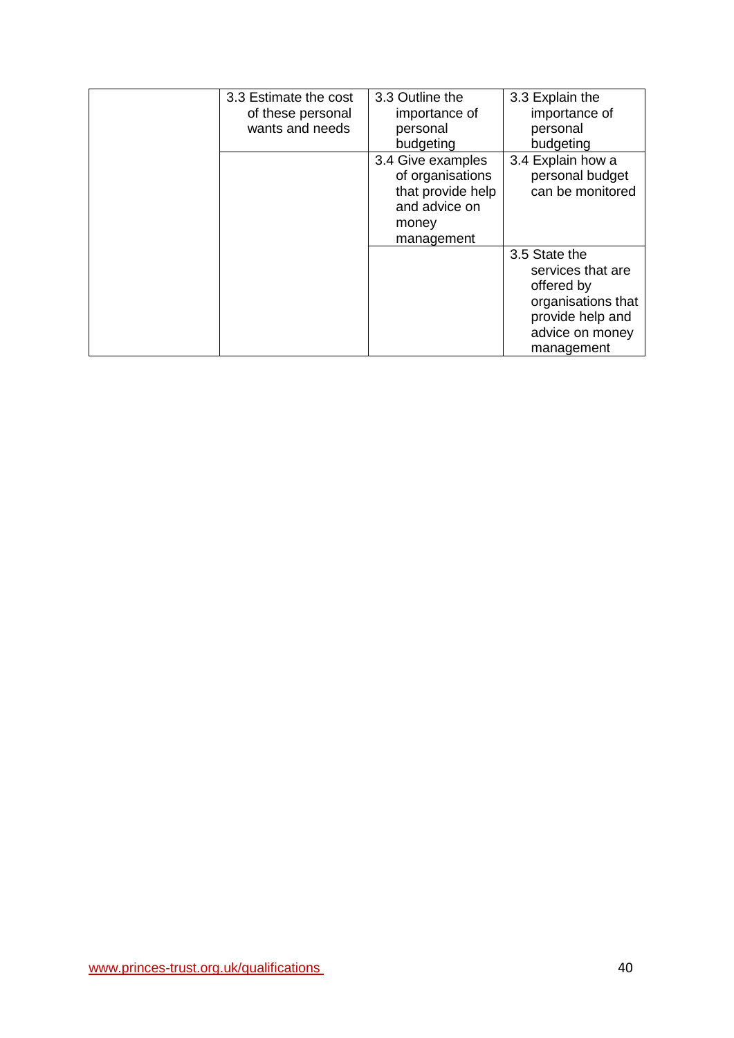| | | | |
|---|---|---|---|
| | 3.3 Estimate the cost of these personal wants and needs | 3.3 Outline the importance of personal budgeting | 3.3 Explain the importance of personal budgeting |
| | | 3.4 Give examples of organisations that provide help and advice on money management | 3.4 Explain how a personal budget can be monitored |
| | | | 3.5 State the services that are offered by organisations that provide help and advice on money management |

www.princes-trust.org.uk/qualifications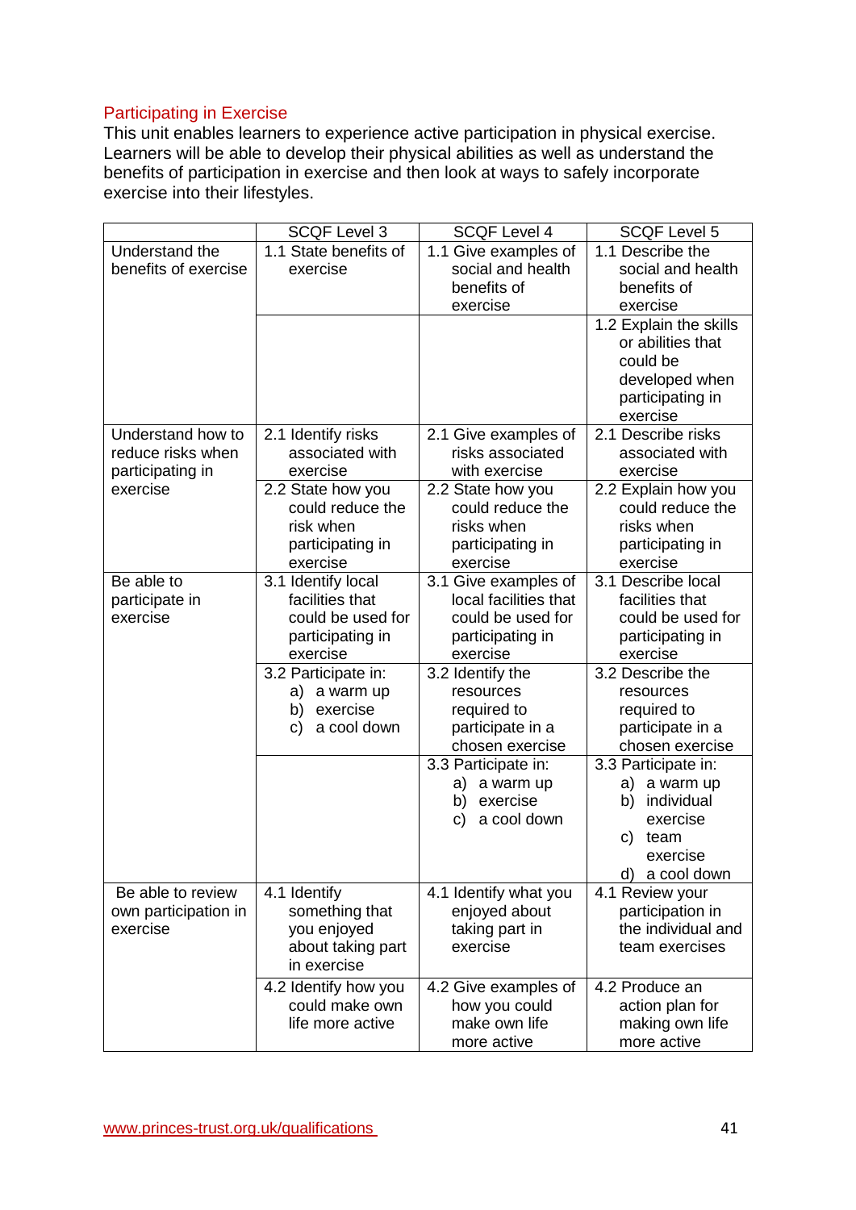## Participating in Exercise

This unit enables learners to experience active participation in physical exercise. Learners will be able to develop their physical abilities as well as understand the benefits of participation in exercise and then look at ways to safely incorporate exercise into their lifestyles.

| | SCQF Level 3 | SCQF Level 4 | SCQF Level 5 |
|---|---|---|---|
| Understand the benefits of exercise | 1.1 State benefits of exercise | 1.1 Give examples of social and health benefits of exercise | 1.1 Describe the social and health benefits of exercise |
| | | | 1.2 Explain the skills or abilities that could be developed when participating in exercise |
| Understand how to reduce risks when participating in exercise | 2.1 Identify risks associated with exercise | 2.1 Give examples of risks associated with exercise | 2.1 Describe risks associated with exercise |
| | 2.2 State how you could reduce the risk when participating in exercise | 2.2 State how you could reduce the risks when participating in exercise | 2.2 Explain how you could reduce the risks when participating in exercise |
| Be able to participate in exercise | 3.1 Identify local facilities that could be used for participating in exercise | 3.1 Give examples of local facilities that could be used for participating in exercise | 3.1 Describe local facilities that could be used for participating in exercise |
| | 3.2 Participate in: a) a warm up b) exercise c) a cool down | 3.2 Identify the resources required to participate in a chosen exercise | 3.2 Describe the resources required to participate in a chosen exercise |
| | | 3.3 Participate in: a) a warm up b) exercise c) a cool down | 3.3 Participate in: a) a warm up b) individual exercise c) team exercise d) a cool down |
| Be able to review own participation in exercise | 4.1 Identify something that you enjoyed about taking part in exercise | 4.1 Identify what you enjoyed about taking part in exercise | 4.1 Review your participation in the individual and team exercises |
| | 4.2 Identify how you could make own life more active | 4.2 Give examples of how you could make own life more active | 4.2 Produce an action plan for making own life more active |

www.princes-trust.org.uk/qualifications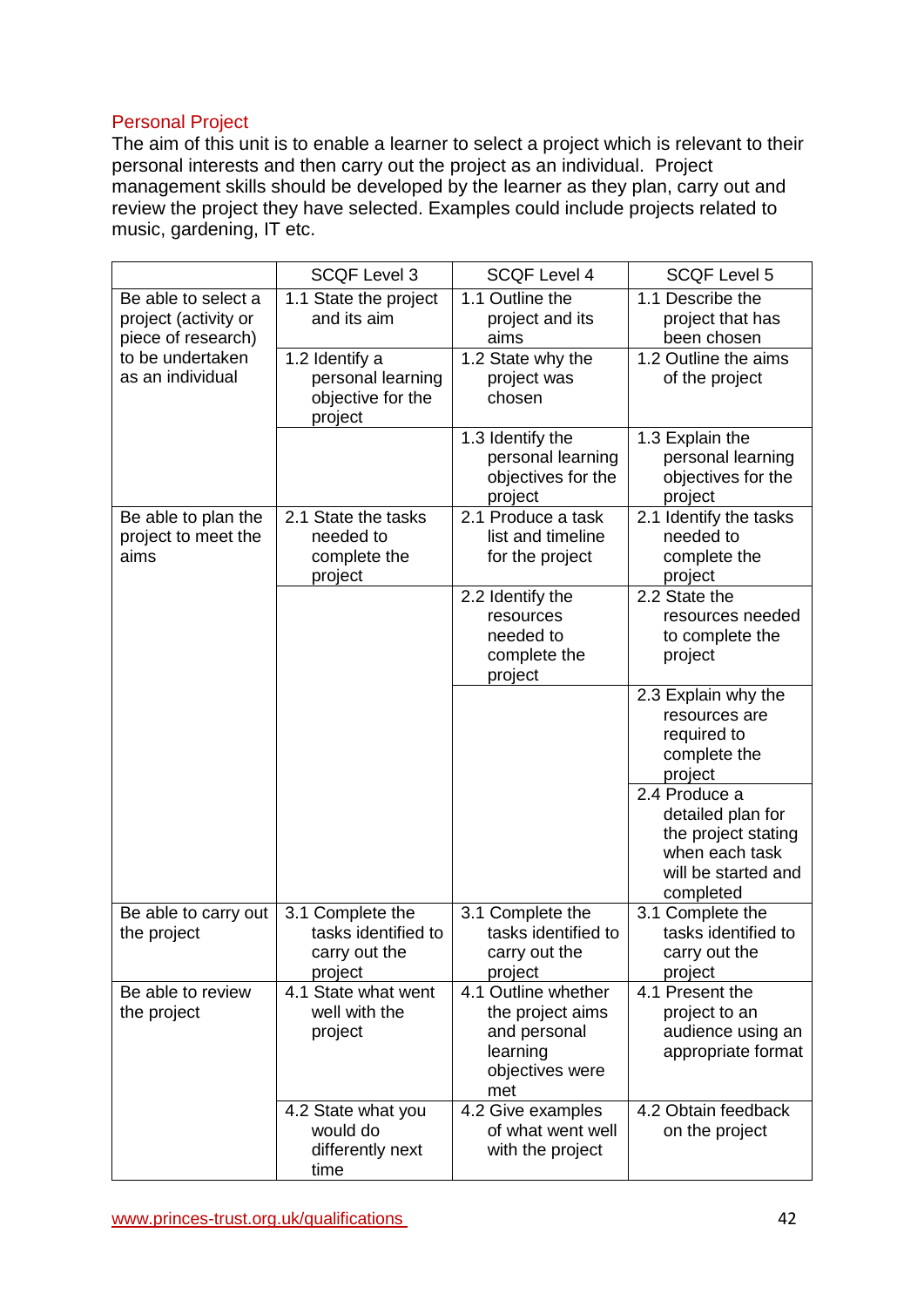## Personal Project

The aim of this unit is to enable a learner to select a project which is relevant to their personal interests and then carry out the project as an individual. Project management skills should be developed by the learner as they plan, carry out and review the project they have selected. Examples could include projects related to music, gardening, IT etc.

| | SCQF Level 3 | SCQF Level 4 | SCQF Level 5 |
|---|---|---|---|
| Be able to select a project (activity or piece of research) to be undertaken as an individual | 1.1 State the project and its aim | 1.1 Outline the project and its aims | 1.1 Describe the project that has been chosen |
| | 1.2 Identify a personal learning objective for the project | 1.2 State why the project was chosen | 1.2 Outline the aims of the project |
| | | 1.3 Identify the personal learning objectives for the project | 1.3 Explain the personal learning objectives for the project |
| Be able to plan the project to meet the aims | 2.1 State the tasks needed to complete the project | 2.1 Produce a task list and timeline for the project | 2.1 Identify the tasks needed to complete the project |
| | | 2.2 Identify the resources needed to complete the project | 2.2 State the resources needed to complete the project |
| | | | 2.3 Explain why the resources are required to complete the project |
| | | | 2.4 Produce a detailed plan for the project stating when each task will be started and completed |
| Be able to carry out the project | 3.1 Complete the tasks identified to carry out the project | 3.1 Complete the tasks identified to carry out the project | 3.1 Complete the tasks identified to carry out the project |
| Be able to review the project | 4.1 State what went well with the project | 4.1 Outline whether the project aims and personal learning objectives were met | 4.1 Present the project to an audience using an appropriate format |
| | 4.2 State what you would do differently next time | 4.2 Give examples of what went well with the project | 4.2 Obtain feedback on the project |

www.princes-trust.org.uk/qualifications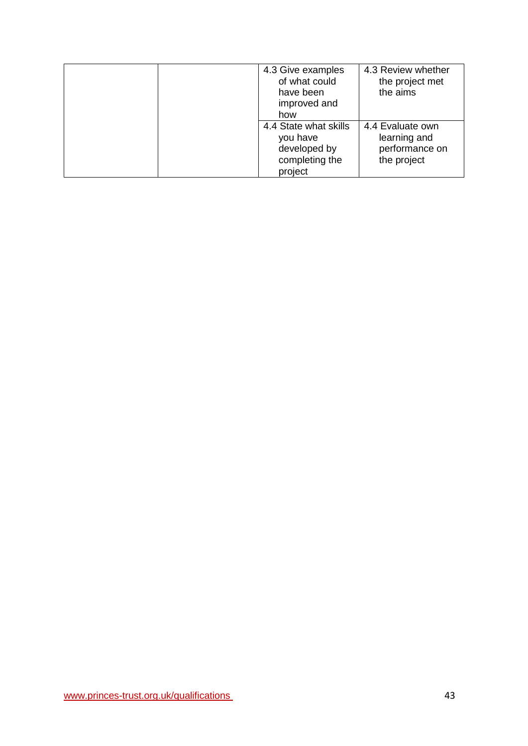|  |  |  |  |
|---|---|---|---|
|  |  | 4.3 Give examples of what could have been improved and how | 4.3 Review whether the project met the aims |
|  |  | 4.4 State what skills you have developed by completing the project | 4.4 Evaluate own learning and performance on the project |

www.princes-trust.org.uk/qualifications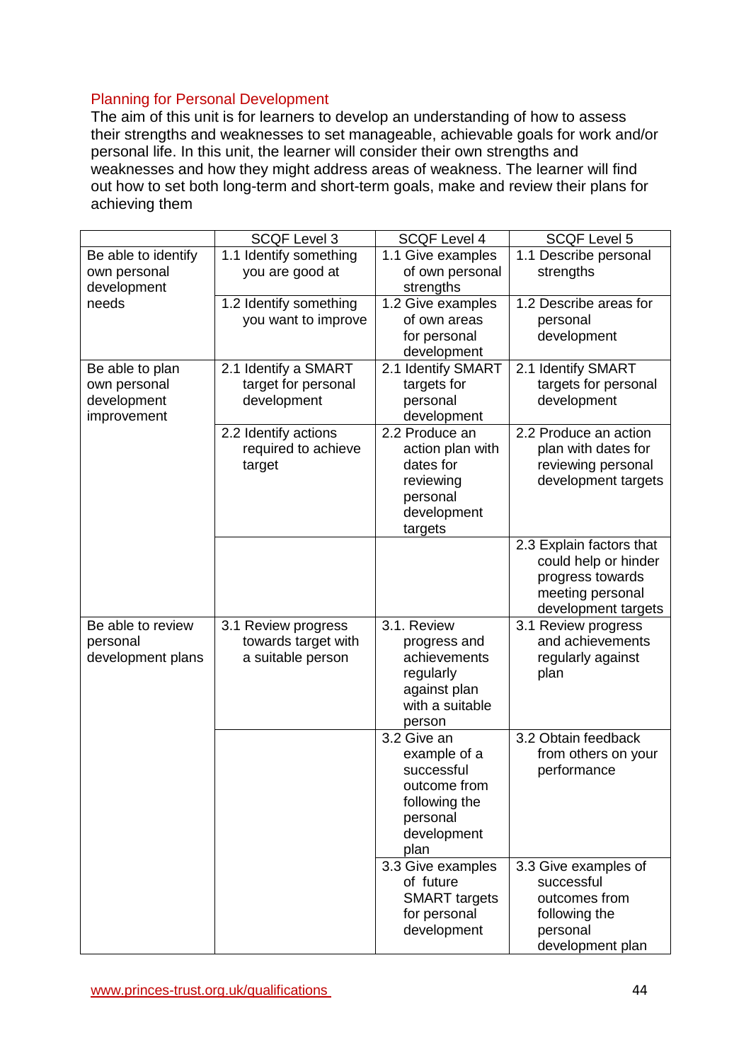## Planning for Personal Development

The aim of this unit is for learners to develop an understanding of how to assess their strengths and weaknesses to set manageable, achievable goals for work and/or personal life. In this unit, the learner will consider their own strengths and weaknesses and how they might address areas of weakness. The learner will find out how to set both long-term and short-term goals, make and review their plans for achieving them

| | SCQF Level 3 | SCQF Level 4 | SCQF Level 5 |
|---|---|---|---|
| Be able to identify own personal development needs | 1.1 Identify something you are good at | 1.1 Give examples of own personal strengths | 1.1 Describe personal strengths |
| | 1.2 Identify something you want to improve | 1.2 Give examples of own areas for personal development | 1.2 Describe areas for personal development |
| Be able to plan own personal development improvement | 2.1 Identify a SMART target for personal development | 2.1 Identify SMART targets for personal development | 2.1 Identify SMART targets for personal development |
| | 2.2 Identify actions required to achieve target | 2.2 Produce an action plan with dates for reviewing personal development targets | 2.2 Produce an action plan with dates for reviewing personal development targets |
| | | | 2.3 Explain factors that could help or hinder progress towards meeting personal development targets |
| Be able to review personal development plans | 3.1 Review progress towards target with a suitable person | 3.1. Review progress and achievements regularly against plan with a suitable person | 3.1 Review progress and achievements regularly against plan |
| | | 3.2 Give an example of a successful outcome from following the personal development plan | 3.2 Obtain feedback from others on your performance |
| | | 3.3 Give examples of future SMART targets for personal development | 3.3 Give examples of successful outcomes from following the personal development plan |

www.princes-trust.org.uk/qualifications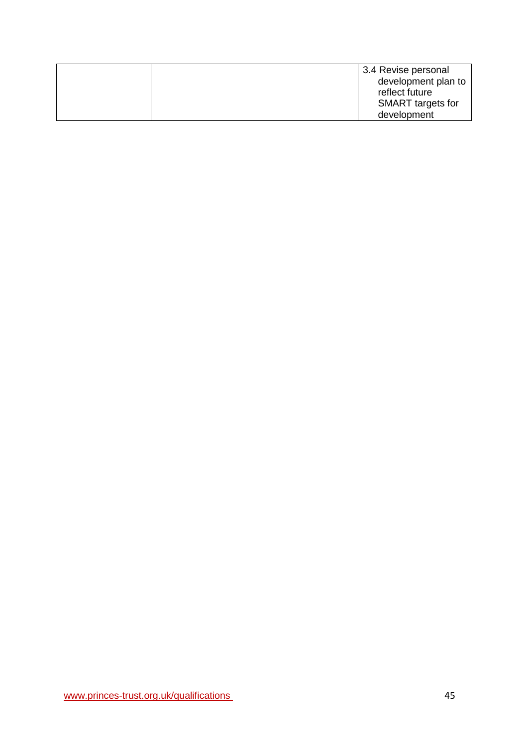| | | | |
|---|---|---|---|
| | | | 3.4 Revise personal development plan to reflect future SMART targets for development |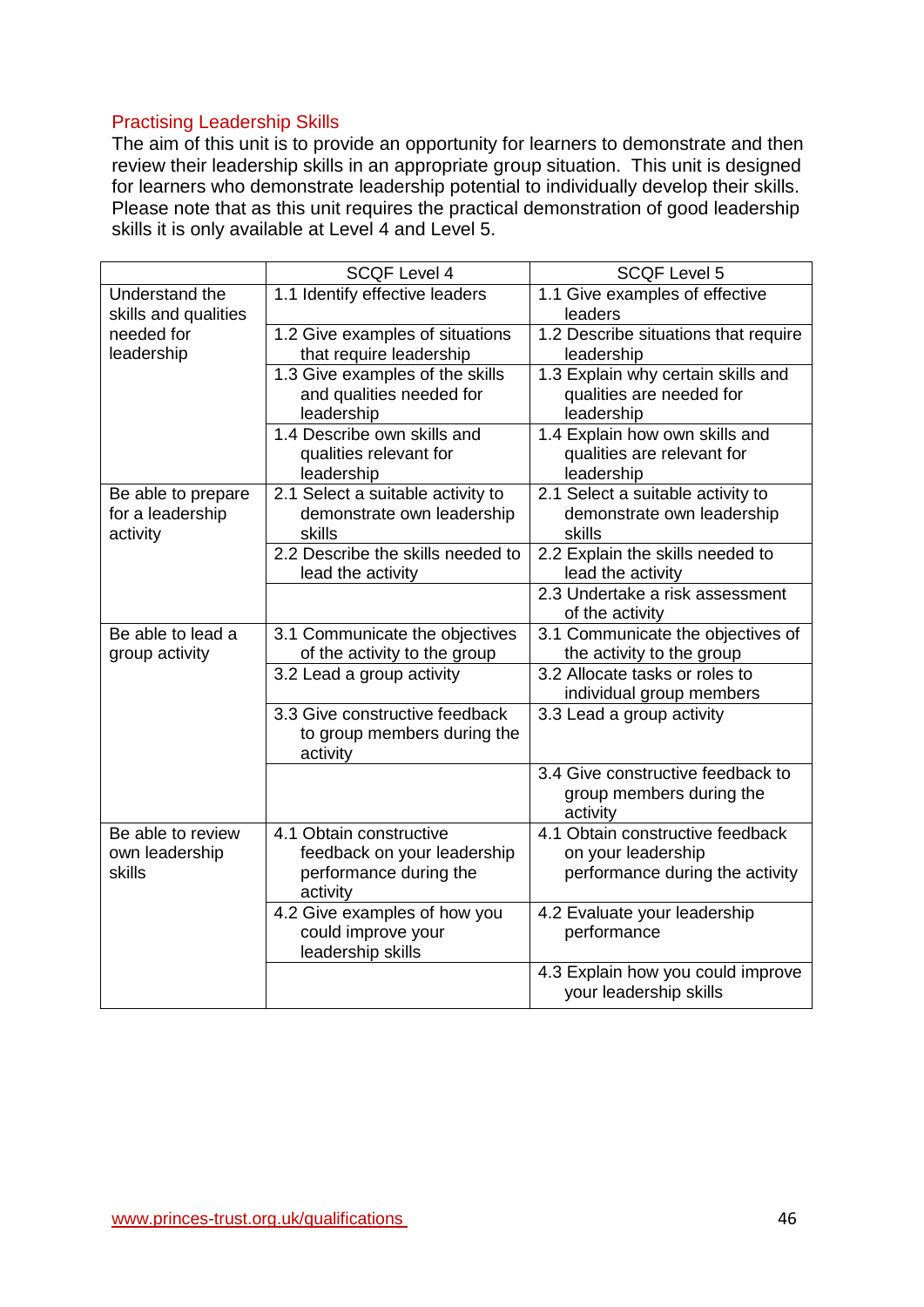## Practising Leadership Skills

The aim of this unit is to provide an opportunity for learners to demonstrate and then review their leadership skills in an appropriate group situation. This unit is designed for learners who demonstrate leadership potential to individually develop their skills. Please note that as this unit requires the practical demonstration of good leadership skills it is only available at Level 4 and Level 5.

| | SCQF Level 4 | SCQF Level 5 |
|---|---|---|
| Understand the skills and qualities needed for leadership | 1.1 Identify effective leaders | 1.1 Give examples of effective leaders |
| | 1.2 Give examples of situations that require leadership | 1.2 Describe situations that require leadership |
| | 1.3 Give examples of the skills and qualities needed for leadership | 1.3 Explain why certain skills and qualities are needed for leadership |
| | 1.4 Describe own skills and qualities relevant for leadership | 1.4 Explain how own skills and qualities are relevant for leadership |
| Be able to prepare for a leadership activity | 2.1 Select a suitable activity to demonstrate own leadership skills | 2.1 Select a suitable activity to demonstrate own leadership skills |
| | 2.2 Describe the skills needed to lead the activity | 2.2 Explain the skills needed to lead the activity |
| | | 2.3 Undertake a risk assessment of the activity |
| Be able to lead a group activity | 3.1 Communicate the objectives of the activity to the group | 3.1 Communicate the objectives of the activity to the group |
| | 3.2 Lead a group activity | 3.2 Allocate tasks or roles to individual group members |
| | 3.3 Give constructive feedback to group members during the activity | 3.3 Lead a group activity |
| | | 3.4 Give constructive feedback to group members during the activity |
| Be able to review own leadership skills | 4.1 Obtain constructive feedback on your leadership performance during the activity | 4.1 Obtain constructive feedback on your leadership performance during the activity |
| | 4.2 Give examples of how you could improve your leadership skills | 4.2 Evaluate your leadership performance |
| | | 4.3 Explain how you could improve your leadership skills |

www.princes-trust.org.uk/qualifications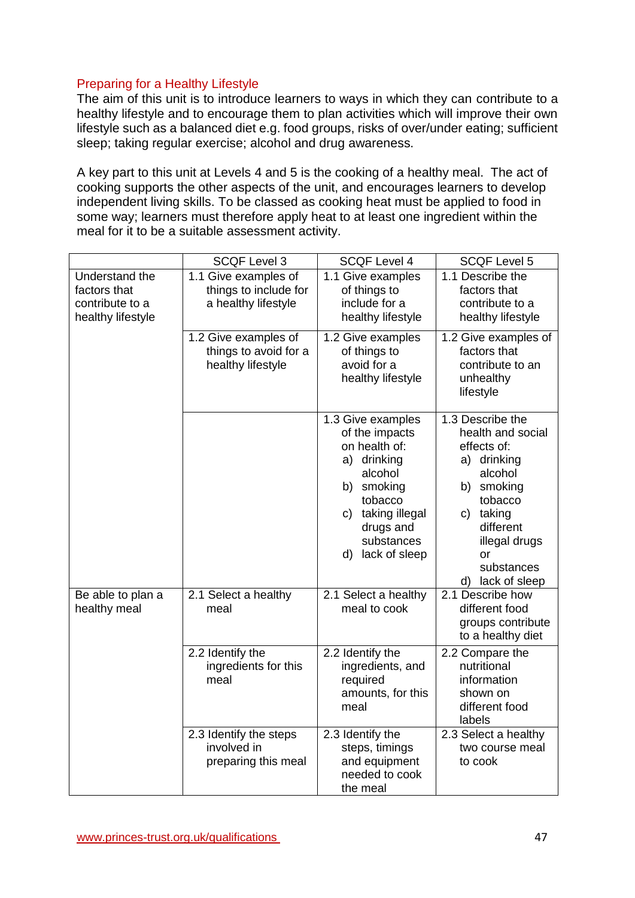## Preparing for a Healthy Lifestyle

The aim of this unit is to introduce learners to ways in which they can contribute to a healthy lifestyle and to encourage them to plan activities which will improve their own lifestyle such as a balanced diet e.g. food groups, risks of over/under eating; sufficient sleep; taking regular exercise; alcohol and drug awareness.

A key part to this unit at Levels 4 and 5 is the cooking of a healthy meal. The act of cooking supports the other aspects of the unit, and encourages learners to develop independent living skills. To be classed as cooking heat must be applied to food in some way; learners must therefore apply heat to at least one ingredient within the meal for it to be a suitable assessment activity.

| | SCQF Level 3 | SCQF Level 4 | SCQF Level 5 |
|---|---|---|---|
| Understand the factors that contribute to a healthy lifestyle | 1.1 Give examples of things to include for a healthy lifestyle | 1.1 Give examples of things to include for a healthy lifestyle | 1.1 Describe the factors that contribute to a healthy lifestyle |
| | 1.2 Give examples of things to avoid for a healthy lifestyle | 1.2 Give examples of things to avoid for a healthy lifestyle | 1.2 Give examples of factors that contribute to an unhealthy lifestyle |
| | | 1.3 Give examples of the impacts on health of: a) drinking alcohol b) smoking tobacco c) taking illegal drugs and substances d) lack of sleep | 1.3 Describe the health and social effects of: a) drinking alcohol b) smoking tobacco c) taking different illegal drugs or substances d) lack of sleep |
| Be able to plan a healthy meal | 2.1 Select a healthy meal | 2.1 Select a healthy meal to cook | 2.1 Describe how different food groups contribute to a healthy diet |
| | 2.2 Identify the ingredients for this meal | 2.2 Identify the ingredients, and required amounts, for this meal | 2.2 Compare the nutritional information shown on different food labels |
| | 2.3 Identify the steps involved in preparing this meal | 2.3 Identify the steps, timings and equipment needed to cook the meal | 2.3 Select a healthy two course meal to cook |

www.princes-trust.org.uk/qualifications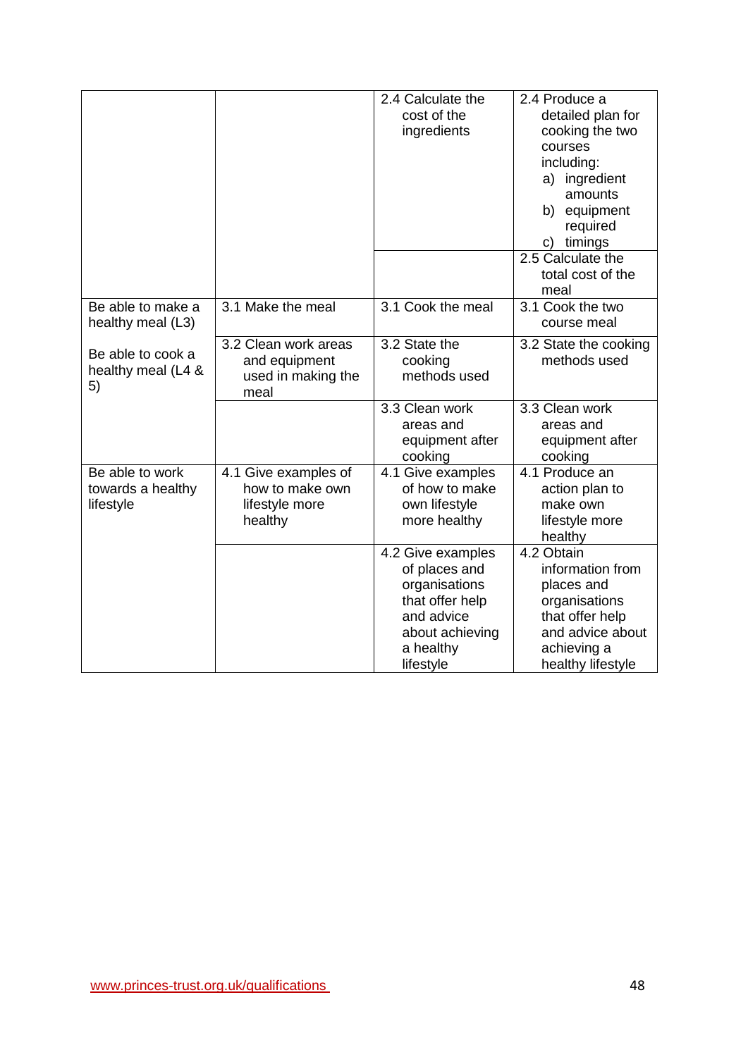| | | | |
|---|---|---|---|
| | | 2.4 Calculate the cost of the ingredients | 2.4 Produce a detailed plan for cooking the two courses including: a) ingredient amounts b) equipment required c) timings |
| | | | 2.5 Calculate the total cost of the meal |
| Be able to make a healthy meal (L3) Be able to cook a healthy meal (L4 & 5) | 3.1 Make the meal | 3.1 Cook the meal | 3.1 Cook the two course meal |
| | 3.2 Clean work areas and equipment used in making the meal | 3.2 State the cooking methods used | 3.2 State the cooking methods used |
| | | 3.3 Clean work areas and equipment after cooking | 3.3 Clean work areas and equipment after cooking |
| Be able to work towards a healthy lifestyle | 4.1 Give examples of how to make own lifestyle more healthy | 4.1 Give examples of how to make own lifestyle more healthy | 4.1 Produce an action plan to make own lifestyle more healthy |
| | | 4.2 Give examples of places and organisations that offer help and advice about achieving a healthy lifestyle | 4.2 Obtain information from places and organisations that offer help and advice about achieving a healthy lifestyle |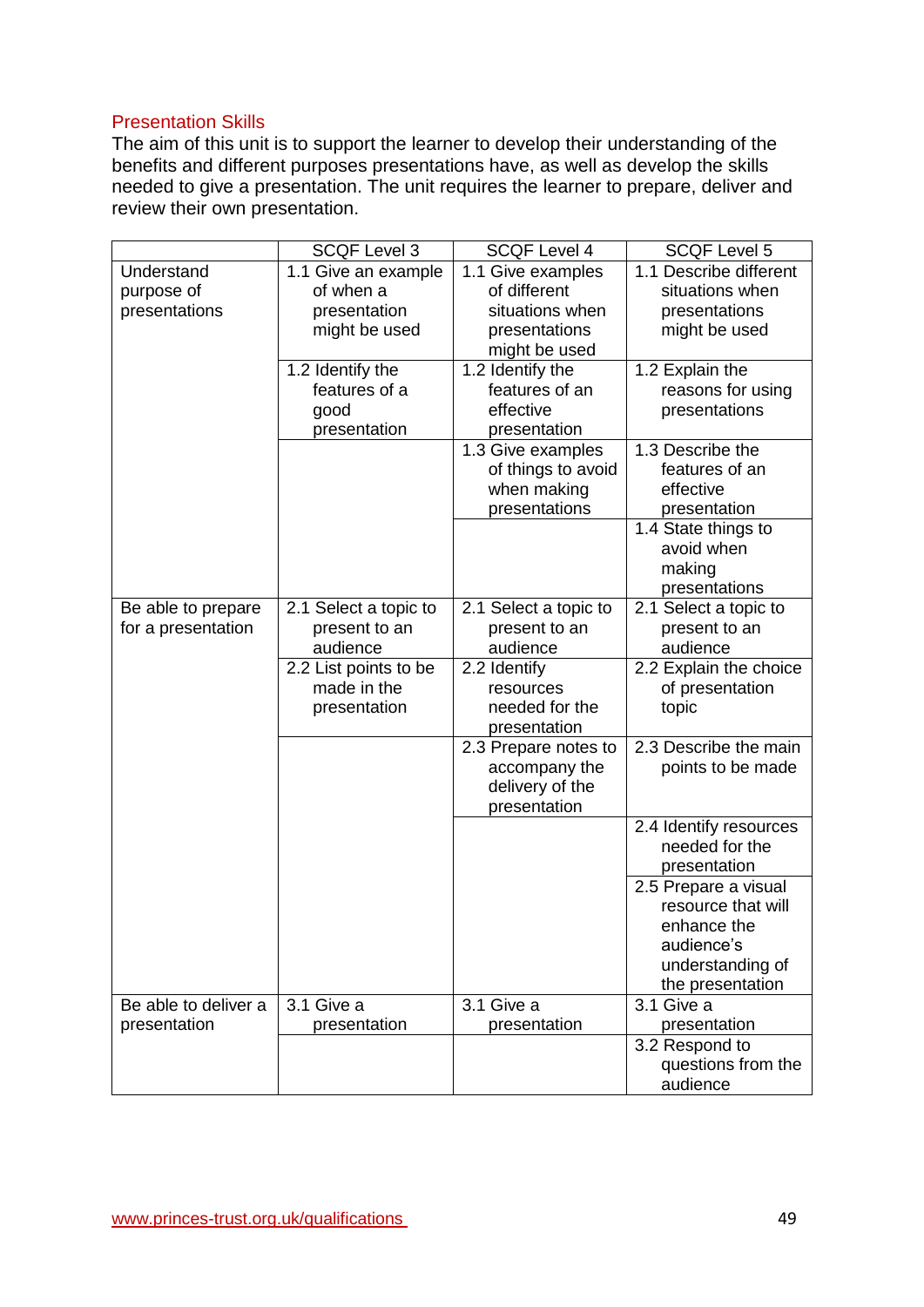## Presentation Skills

The aim of this unit is to support the learner to develop their understanding of the benefits and different purposes presentations have, as well as develop the skills needed to give a presentation. The unit requires the learner to prepare, deliver and review their own presentation.

| | SCQF Level 3 | SCQF Level 4 | SCQF Level 5 |
|---|---|---|---|
| Understand purpose of presentations | 1.1 Give an example of when a presentation might be used | 1.1 Give examples of different situations when presentations might be used | 1.1 Describe different situations when presentations might be used |
| | 1.2 Identify the features of a good presentation | 1.2 Identify the features of an effective presentation | 1.2 Explain the reasons for using presentations |
| | | 1.3 Give examples of things to avoid when making presentations | 1.3 Describe the features of an effective presentation |
| | | | 1.4 State things to avoid when making presentations |
| Be able to prepare for a presentation | 2.1 Select a topic to present to an audience | 2.1 Select a topic to present to an audience | 2.1 Select a topic to present to an audience |
| | 2.2 List points to be made in the presentation | 2.2 Identify resources needed for the presentation | 2.2 Explain the choice of presentation topic |
| | | 2.3 Prepare notes to accompany the delivery of the presentation | 2.3 Describe the main points to be made |
| | | | 2.4 Identify resources needed for the presentation |
| | | | 2.5 Prepare a visual resource that will enhance the audience's understanding of the presentation |
| Be able to deliver a presentation | 3.1 Give a presentation | 3.1 Give a presentation | 3.1 Give a presentation |
| | | | 3.2 Respond to questions from the audience |

www.princes-trust.org.uk/qualifications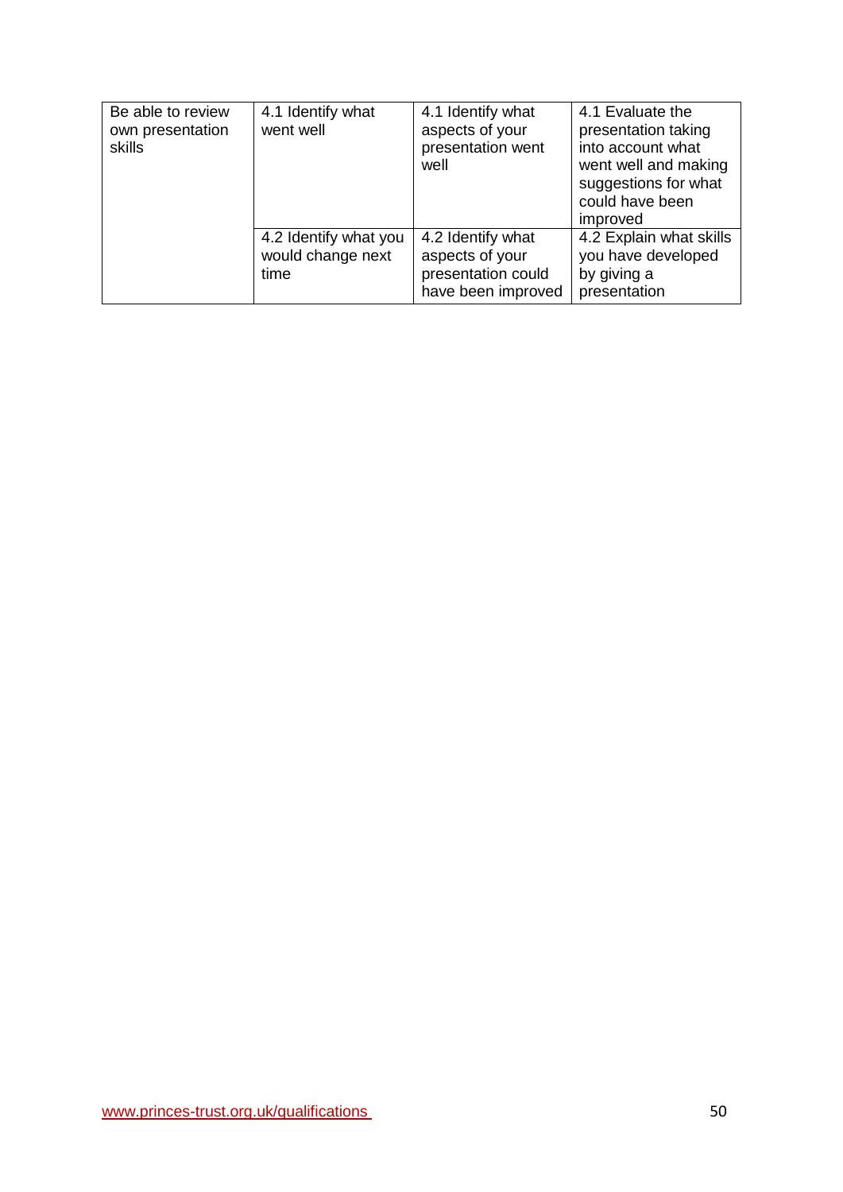| | | | |
|---|---|---|---|
| Be able to review own presentation skills | 4.1 Identify what went well | 4.1 Identify what aspects of your presentation went well | 4.1 Evaluate the presentation taking into account what went well and making suggestions for what could have been improved |
| | 4.2 Identify what you would change next time | 4.2 Identify what aspects of your presentation could have been improved | 4.2 Explain what skills you have developed by giving a presentation |

www.princes-trust.org.uk/qualifications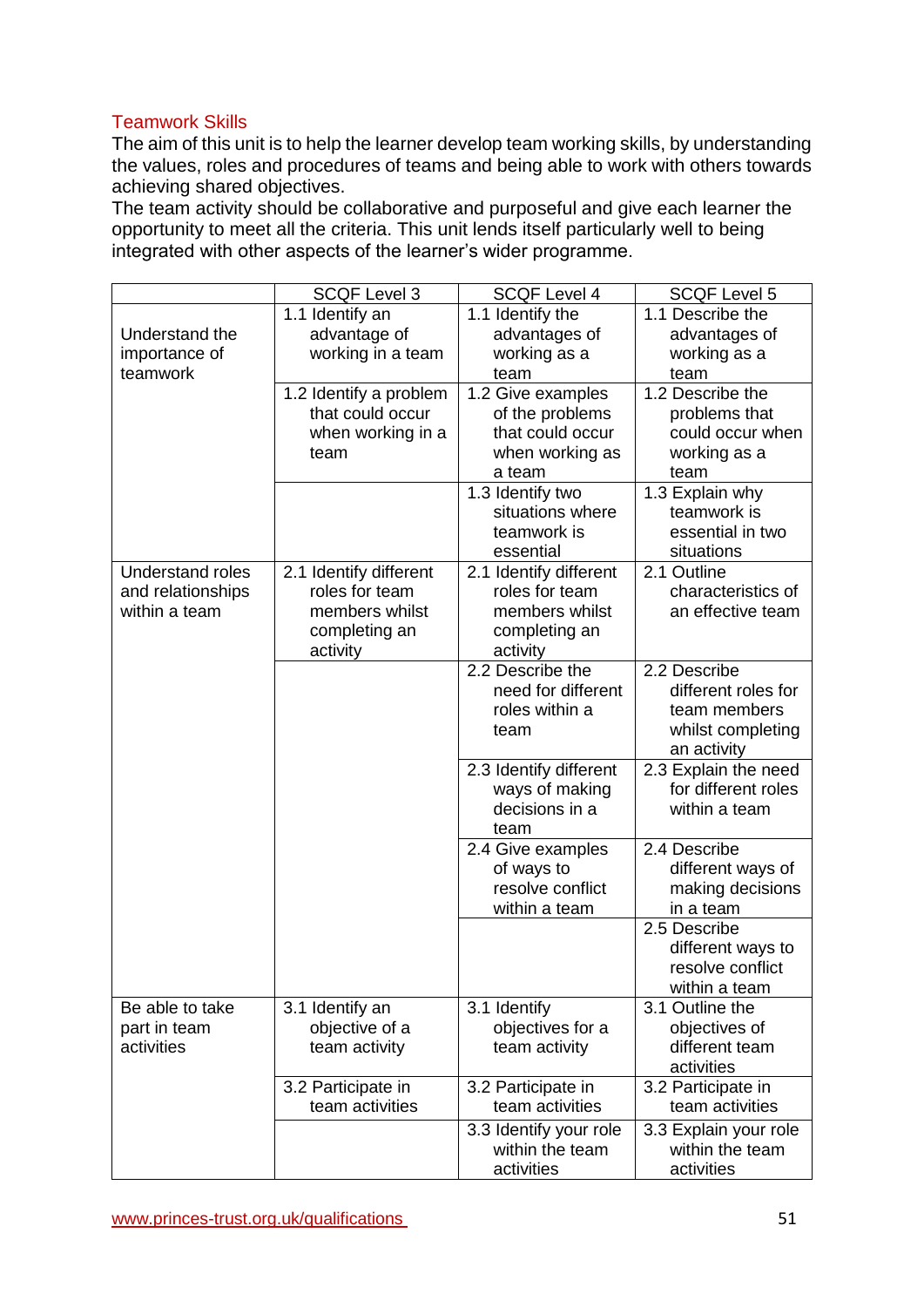## Teamwork Skills

The aim of this unit is to help the learner develop team working skills, by understanding the values, roles and procedures of teams and being able to work with others towards achieving shared objectives.

The team activity should be collaborative and purposeful and give each learner the opportunity to meet all the criteria. This unit lends itself particularly well to being integrated with other aspects of the learner's wider programme.

| | SCQF Level 3 | SCQF Level 4 | SCQF Level 5 |
|---|---|---|---|
| Understand the importance of teamwork | 1.1 Identify an advantage of working in a team | 1.1 Identify the advantages of working as a team | 1.1 Describe the advantages of working as a team |
| | 1.2 Identify a problem that could occur when working in a team | 1.2 Give examples of the problems that could occur when working as a team | 1.2 Describe the problems that could occur when working as a team |
| | | 1.3 Identify two situations where teamwork is essential | 1.3 Explain why teamwork is essential in two situations |
| Understand roles and relationships within a team | 2.1 Identify different roles for team members whilst completing an activity | 2.1 Identify different roles for team members whilst completing an activity | 2.1 Outline characteristics of an effective team |
| | | 2.2 Describe the need for different roles within a team | 2.2 Describe different roles for team members whilst completing an activity |
| | | 2.3 Identify different ways of making decisions in a team | 2.3 Explain the need for different roles within a team |
| | | 2.4 Give examples of ways to resolve conflict within a team | 2.4 Describe different ways of making decisions in a team |
| | | | 2.5 Describe different ways to resolve conflict within a team |
| Be able to take part in team activities | 3.1 Identify an objective of a team activity | 3.1 Identify objectives for a team activity | 3.1 Outline the objectives of different team activities |
| | 3.2 Participate in team activities | 3.2 Participate in team activities | 3.2 Participate in team activities |
| | | 3.3 Identify your role within the team activities | 3.3 Explain your role within the team activities |

www.princes-trust.org.uk/qualifications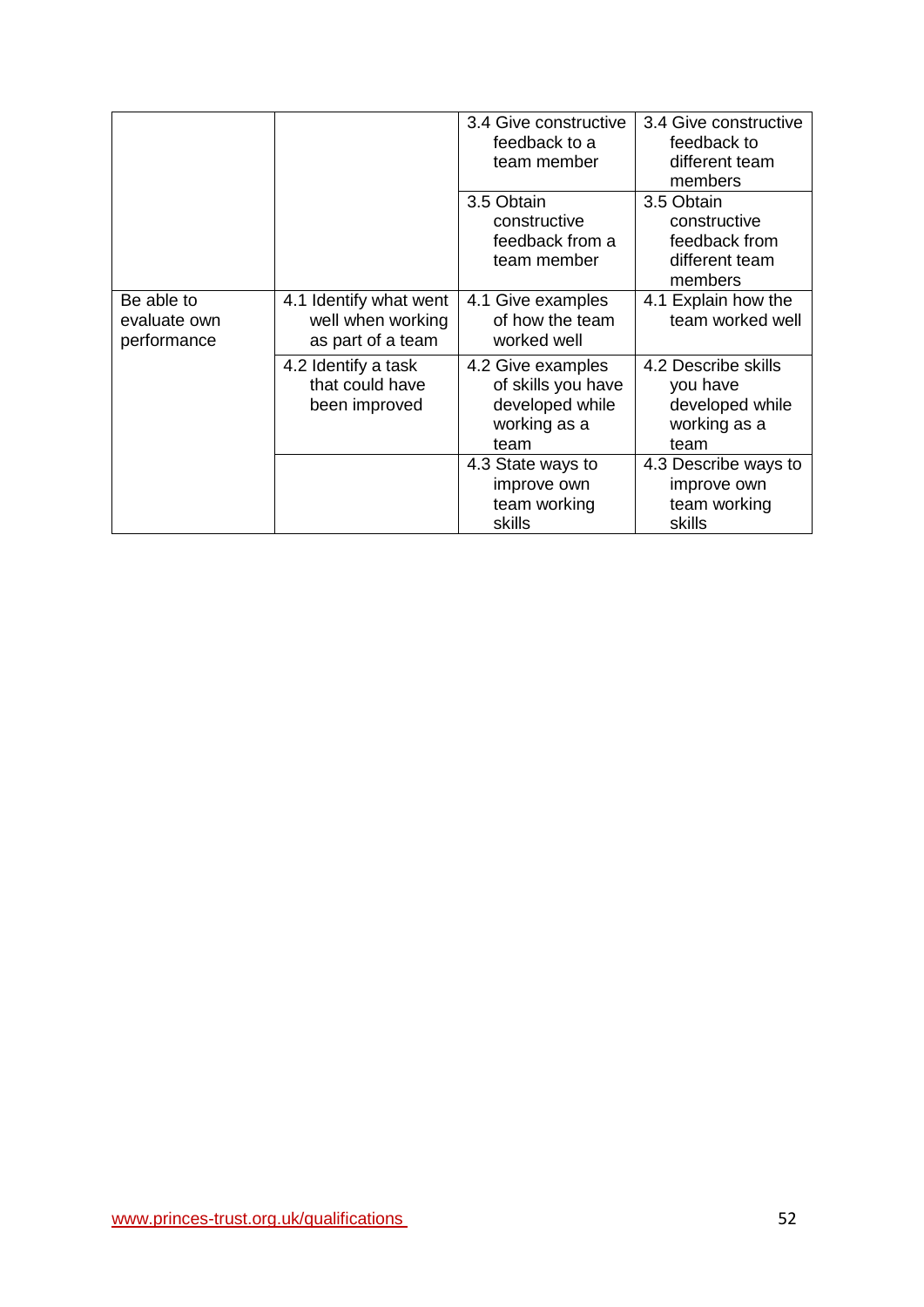| | | | |
|---|---|---|---|
| | | 3.4 Give constructive feedback to a team member | 3.4 Give constructive feedback to different team members |
| | | 3.5 Obtain constructive feedback from a team member | 3.5 Obtain constructive feedback from different team members |
| Be able to evaluate own performance | 4.1 Identify what went well when working as part of a team | 4.1 Give examples of how the team worked well | 4.1 Explain how the team worked well |
| | 4.2 Identify a task that could have been improved | 4.2 Give examples of skills you have developed while working as a team | 4.2 Describe skills you have developed while working as a team |
| | | 4.3 State ways to improve own team working skills | 4.3 Describe ways to improve own team working skills |

www.princes-trust.org.uk/qualifications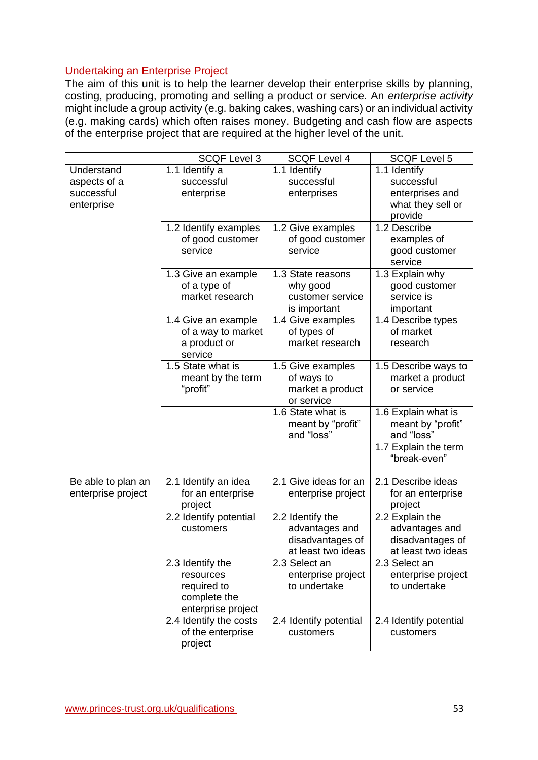## Undertaking an Enterprise Project

The aim of this unit is to help the learner develop their enterprise skills by planning, costing, producing, promoting and selling a product or service. An *enterprise activity* might include a group activity (e.g. baking cakes, washing cars) or an individual activity (e.g. making cards) which often raises money. Budgeting and cash flow are aspects of the enterprise project that are required at the higher level of the unit.

| | SCQF Level 3 | SCQF Level 4 | SCQF Level 5 |
|---|---|---|---|
| Understand aspects of a successful enterprise | 1.1 Identify a successful enterprise | 1.1 Identify successful enterprises | 1.1 Identify successful enterprises and what they sell or provide |
| | 1.2 Identify examples of good customer service | 1.2 Give examples of good customer service | 1.2 Describe examples of good customer service |
| | 1.3 Give an example of a type of market research | 1.3 State reasons why good customer service is important | 1.3 Explain why good customer service is important |
| | 1.4 Give an example of a way to market a product or service | 1.4 Give examples of types of market research | 1.4 Describe types of market research |
| | 1.5 State what is meant by the term "profit" | 1.5 Give examples of ways to market a product or service | 1.5 Describe ways to market a product or service |
| | | 1.6 State what is meant by "profit" and "loss" | 1.6 Explain what is meant by "profit" and "loss" |
| | | | 1.7 Explain the term "break-even" |
| Be able to plan an enterprise project | 2.1 Identify an idea for an enterprise project | 2.1 Give ideas for an enterprise project | 2.1 Describe ideas for an enterprise project |
| | 2.2 Identify potential customers | 2.2 Identify the advantages and disadvantages of at least two ideas | 2.2 Explain the advantages and disadvantages of at least two ideas |
| | 2.3 Identify the resources required to complete the enterprise project | 2.3 Select an enterprise project to undertake | 2.3 Select an enterprise project to undertake |
| | 2.4 Identify the costs of the enterprise project | 2.4 Identify potential customers | 2.4 Identify potential customers |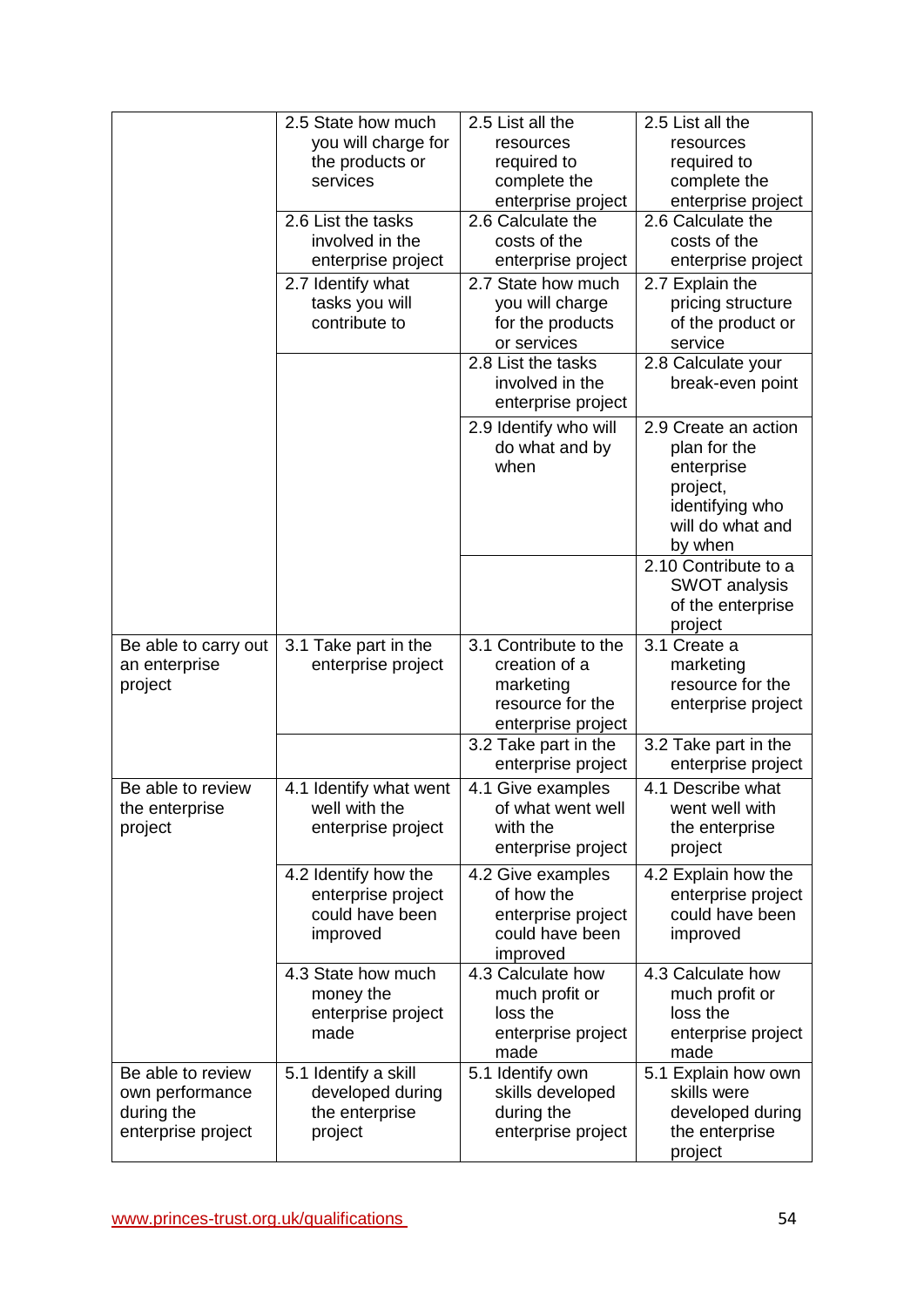| | | | |
|---|---|---|---|
| | 2.5 State how much you will charge for the products or services | 2.5 List all the resources required to complete the enterprise project | 2.5 List all the resources required to complete the enterprise project |
| | 2.6 List the tasks involved in the enterprise project | 2.6 Calculate the costs of the enterprise project | 2.6 Calculate the costs of the enterprise project |
| | 2.7 Identify what tasks you will contribute to | 2.7 State how much you will charge for the products or services | 2.7 Explain the pricing structure of the product or service |
| | | 2.8 List the tasks involved in the enterprise project | 2.8 Calculate your break-even point |
| | | 2.9 Identify who will do what and by when | 2.9 Create an action plan for the enterprise project, identifying who will do what and by when |
| | | | 2.10 Contribute to a SWOT analysis of the enterprise project |
| Be able to carry out an enterprise project | 3.1 Take part in the enterprise project | 3.1 Contribute to the creation of a marketing resource for the enterprise project | 3.1 Create a marketing resource for the enterprise project |
| | | 3.2 Take part in the enterprise project | 3.2 Take part in the enterprise project |
| Be able to review the enterprise project | 4.1 Identify what went well with the enterprise project | 4.1 Give examples of what went well with the enterprise project | 4.1 Describe what went well with the enterprise project |
| | 4.2 Identify how the enterprise project could have been improved | 4.2 Give examples of how the enterprise project could have been improved | 4.2 Explain how the enterprise project could have been improved |
| | 4.3 State how much money the enterprise project made | 4.3 Calculate how much profit or loss the enterprise project made | 4.3 Calculate how much profit or loss the enterprise project made |
| Be able to review own performance during the enterprise project | 5.1 Identify a skill developed during the enterprise project | 5.1 Identify own skills developed during the enterprise project | 5.1 Explain how own skills were developed during the enterprise project |

www.princes-trust.org.uk/qualifications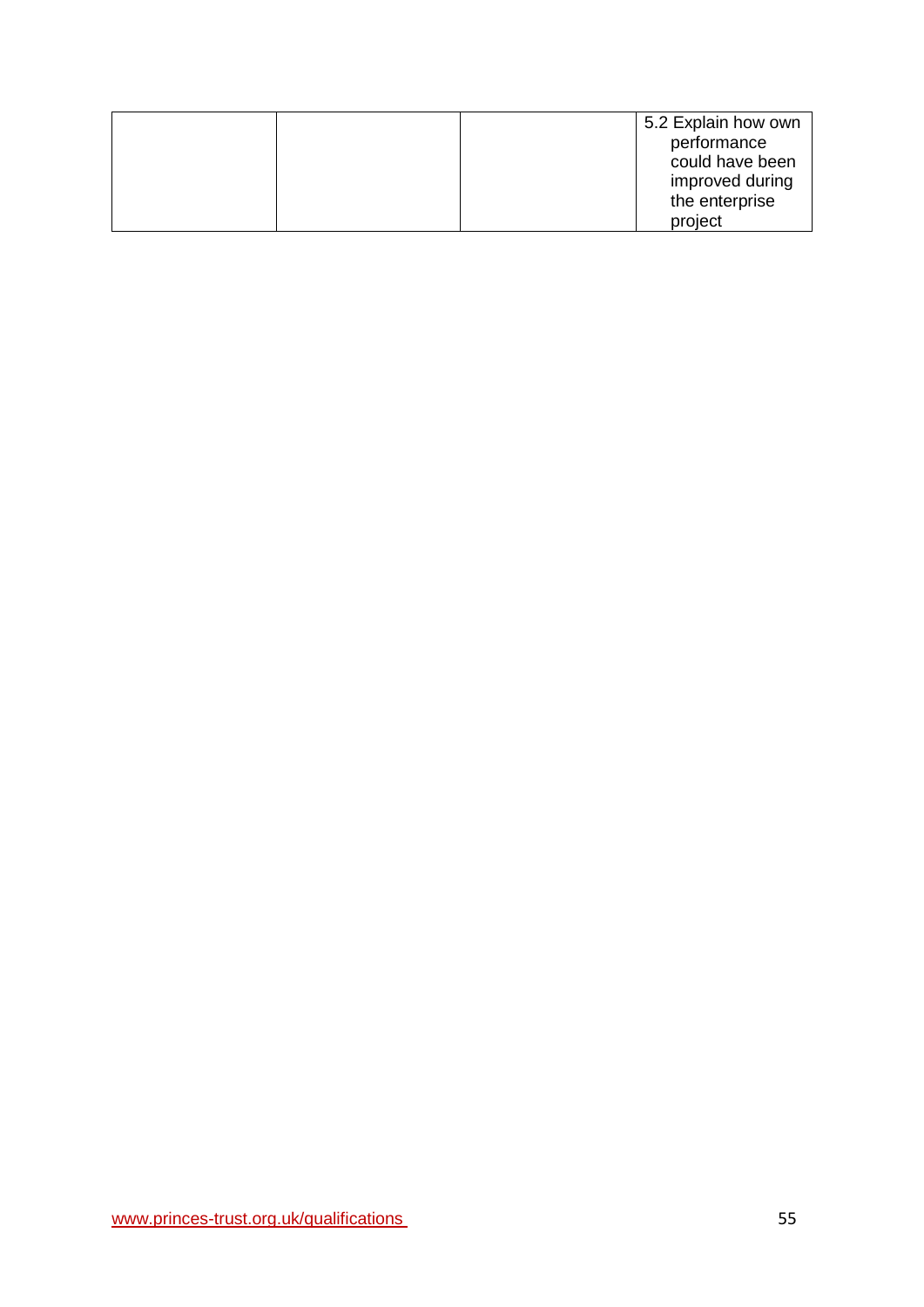| | | | |
|---|---|---|---|
| | | | 5.2 Explain how own performance could have been improved during the enterprise project |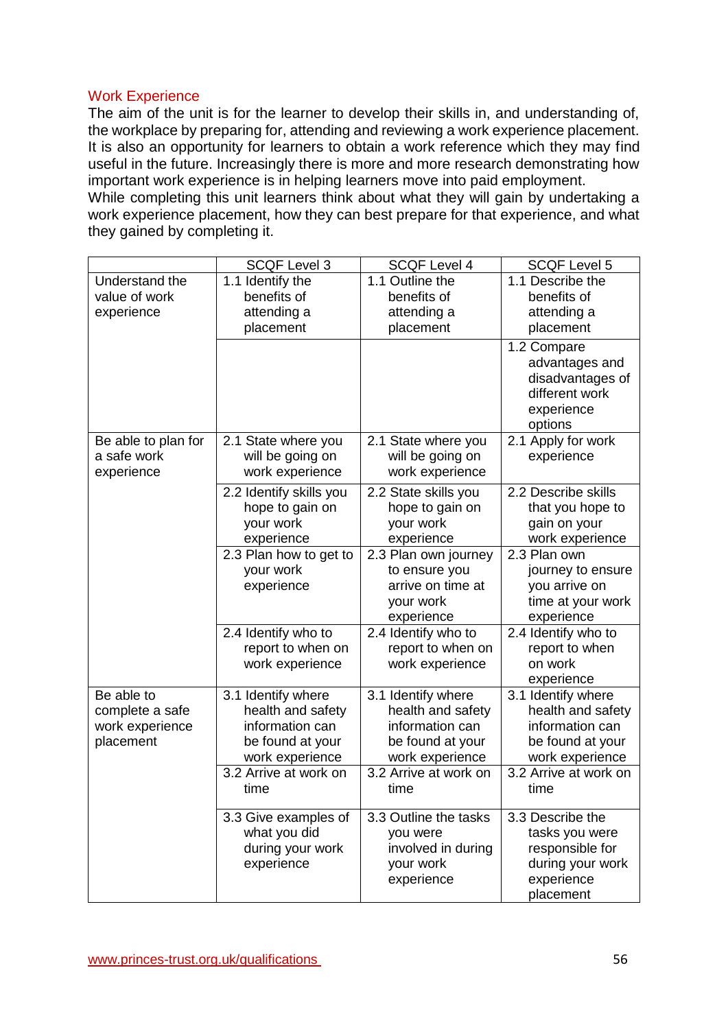## Work Experience

The aim of the unit is for the learner to develop their skills in, and understanding of, the workplace by preparing for, attending and reviewing a work experience placement. It is also an opportunity for learners to obtain a work reference which they may find useful in the future. Increasingly there is more and more research demonstrating how important work experience is in helping learners move into paid employment.
While completing this unit learners think about what they will gain by undertaking a work experience placement, how they can best prepare for that experience, and what they gained by completing it.

| | SCQF Level 3 | SCQF Level 4 | SCQF Level 5 |
|---|---|---|---|
| Understand the value of work experience | 1.1 Identify the benefits of attending a placement | 1.1 Outline the benefits of attending a placement | 1.1 Describe the benefits of attending a placement |
| | | | 1.2 Compare advantages and disadvantages of different work experience options |
| Be able to plan for a safe work experience | 2.1 State where you will be going on work experience | 2.1 State where you will be going on work experience | 2.1 Apply for work experience |
| | 2.2 Identify skills you hope to gain on your work experience | 2.2 State skills you hope to gain on your work experience | 2.2 Describe skills that you hope to gain on your work experience |
| | 2.3 Plan how to get to your work experience | 2.3 Plan own journey to ensure you arrive on time at your work experience | 2.3 Plan own journey to ensure you arrive on time at your work experience |
| | 2.4 Identify who to report to when on work experience | 2.4 Identify who to report to when on work experience | 2.4 Identify who to report to when on work experience |
| Be able to complete a safe work experience placement | 3.1 Identify where health and safety information can be found at your work experience | 3.1 Identify where health and safety information can be found at your work experience | 3.1 Identify where health and safety information can be found at your work experience |
| | 3.2 Arrive at work on time | 3.2 Arrive at work on time | 3.2 Arrive at work on time |
| | 3.3 Give examples of what you did during your work experience | 3.3 Outline the tasks you were involved in during your work experience | 3.3 Describe the tasks you were responsible for during your work experience placement |

www.princes-trust.org.uk/qualifications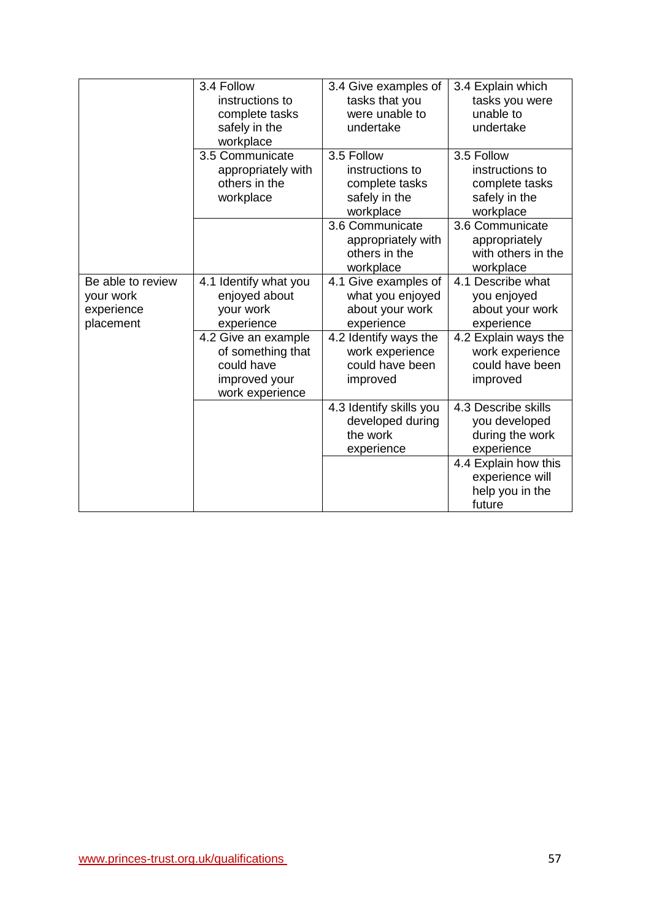| | | | |
|---|---|---|---|
| | 3.4 Follow instructions to complete tasks safely in the workplace | 3.4 Give examples of tasks that you were unable to undertake | 3.4 Explain which tasks you were unable to undertake |
| | 3.5 Communicate appropriately with others in the workplace | 3.5 Follow instructions to complete tasks safely in the workplace | 3.5 Follow instructions to complete tasks safely in the workplace |
| | | 3.6 Communicate appropriately with others in the workplace | 3.6 Communicate appropriately with others in the workplace |
| Be able to review your work experience placement | 4.1 Identify what you enjoyed about your work experience | 4.1 Give examples of what you enjoyed about your work experience | 4.1 Describe what you enjoyed about your work experience |
| | 4.2 Give an example of something that could have improved your work experience | 4.2 Identify ways the work experience could have been improved | 4.2 Explain ways the work experience could have been improved |
| | | 4.3 Identify skills you developed during the work experience | 4.3 Describe skills you developed during the work experience |
| | | | 4.4 Explain how this experience will help you in the future |

www.princes-trust.org.uk/qualifications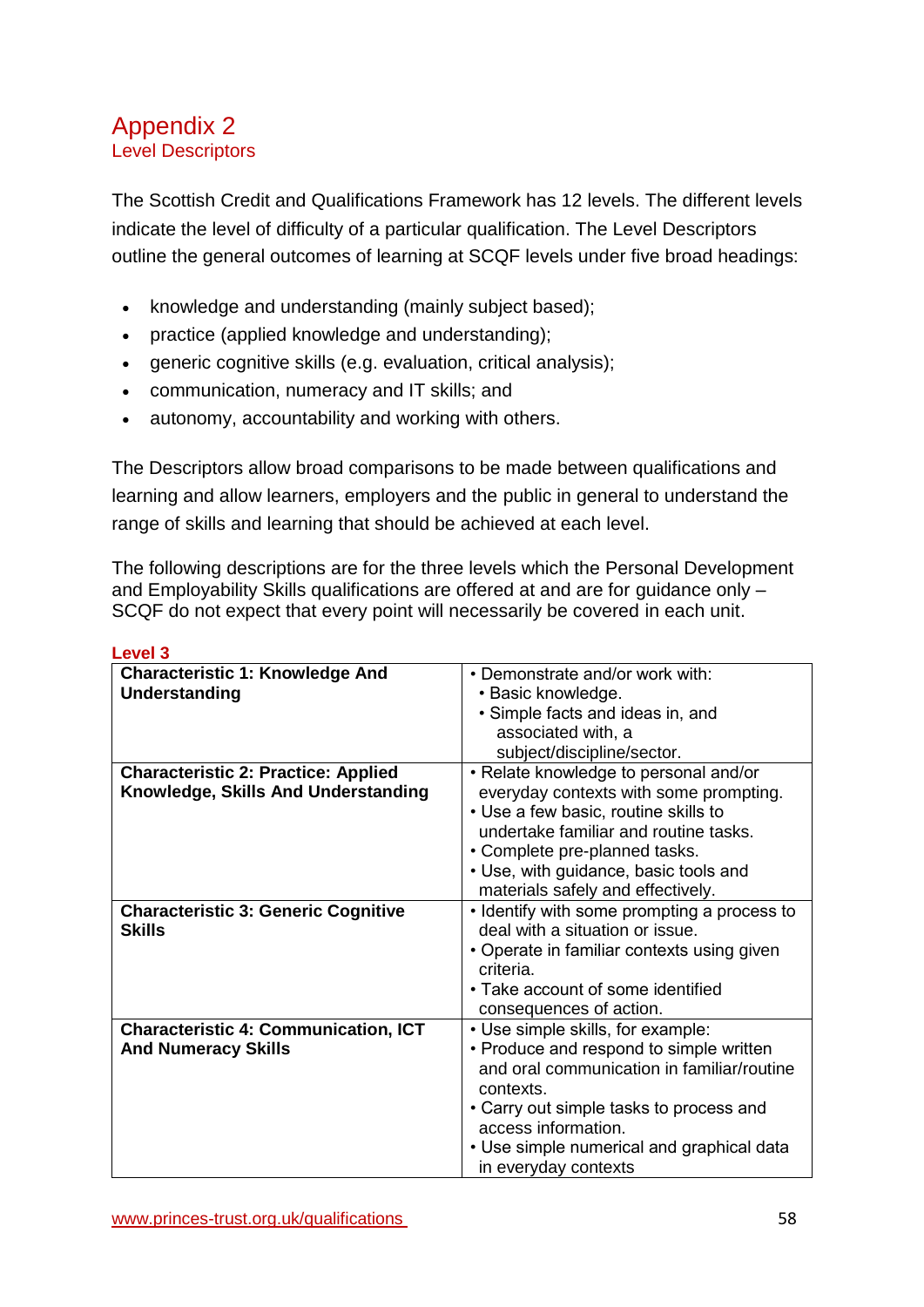# Appendix 2

## Level Descriptors

The Scottish Credit and Qualifications Framework has 12 levels. The different levels indicate the level of difficulty of a particular qualification. The Level Descriptors outline the general outcomes of learning at SCQF levels under five broad headings:

- knowledge and understanding (mainly subject based);
- practice (applied knowledge and understanding);
- generic cognitive skills (e.g. evaluation, critical analysis);
- communication, numeracy and IT skills; and
- autonomy, accountability and working with others.

The Descriptors allow broad comparisons to be made between qualifications and learning and allow learners, employers and the public in general to understand the range of skills and learning that should be achieved at each level.

The following descriptions are for the three levels which the Personal Development and Employability Skills qualifications are offered at and are for guidance only – SCQF do not expect that every point will necessarily be covered in each unit.

**Level 3**

| | |
|---|---|
| **Characteristic 1: Knowledge And Understanding** | • Demonstrate and/or work with:<br>• Basic knowledge.<br>• Simple facts and ideas in, and associated with, a subject/discipline/sector. |
| **Characteristic 2: Practice: Applied Knowledge, Skills And Understanding** | • Relate knowledge to personal and/or everyday contexts with some prompting.<br>• Use a few basic, routine skills to undertake familiar and routine tasks.<br>• Complete pre-planned tasks.<br>• Use, with guidance, basic tools and materials safely and effectively. |
| **Characteristic 3: Generic Cognitive Skills** | • Identify with some prompting a process to deal with a situation or issue.<br>• Operate in familiar contexts using given criteria.<br>• Take account of some identified consequences of action. |
| **Characteristic 4: Communication, ICT And Numeracy Skills** | • Use simple skills, for example:<br>• Produce and respond to simple written and oral communication in familiar/routine contexts.<br>• Carry out simple tasks to process and access information.<br>• Use simple numerical and graphical data in everyday contexts |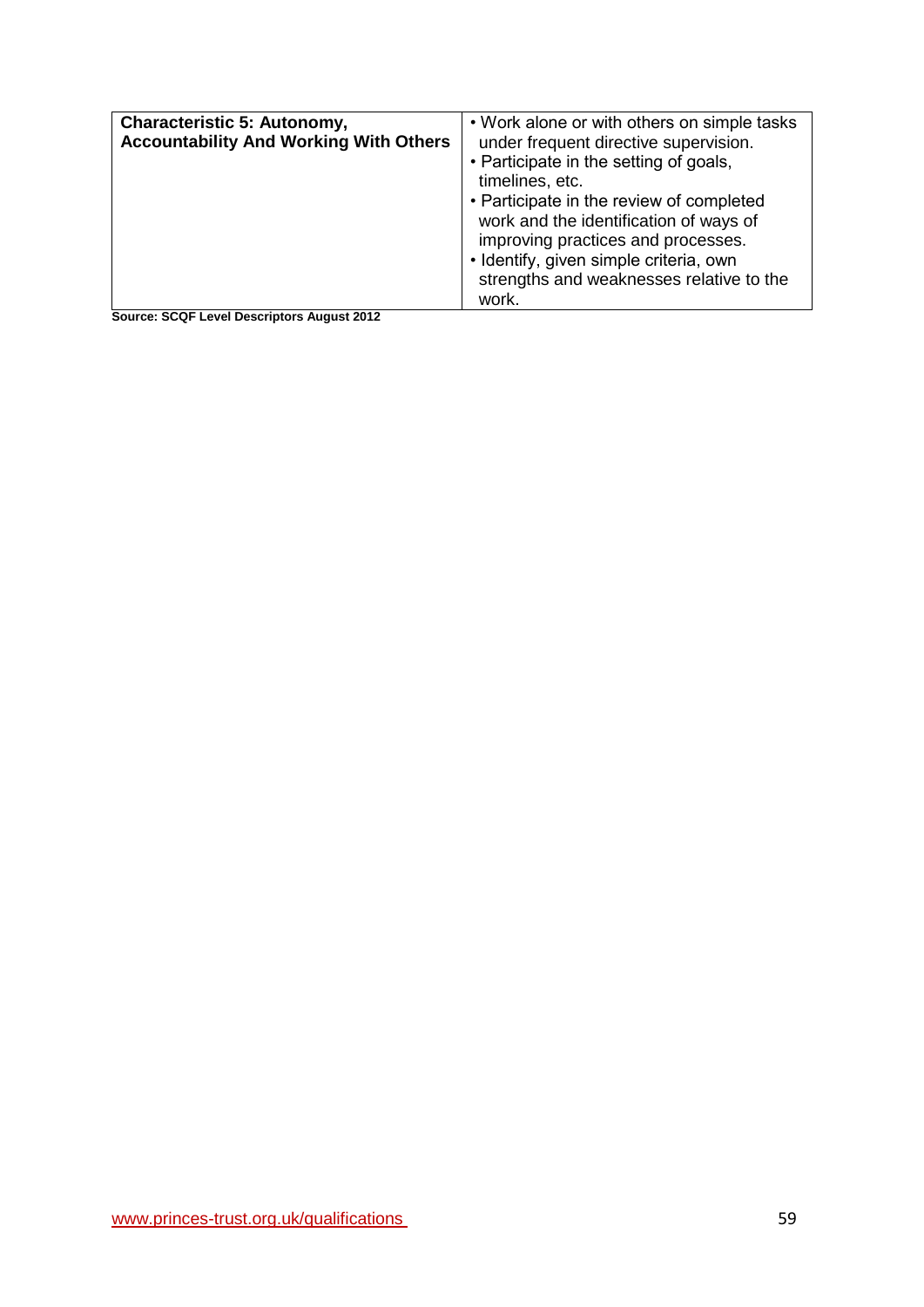| **Characteristic 5: Autonomy, Accountability And Working With Others** | • Work alone or with others on simple tasks under frequent directive supervision.<br>• Participate in the setting of goals, timelines, etc.<br>• Participate in the review of completed work and the identification of ways of improving practices and processes.<br>• Identify, given simple criteria, own strengths and weaknesses relative to the work. |
|---|---|

**Source: SCQF Level Descriptors August 2012**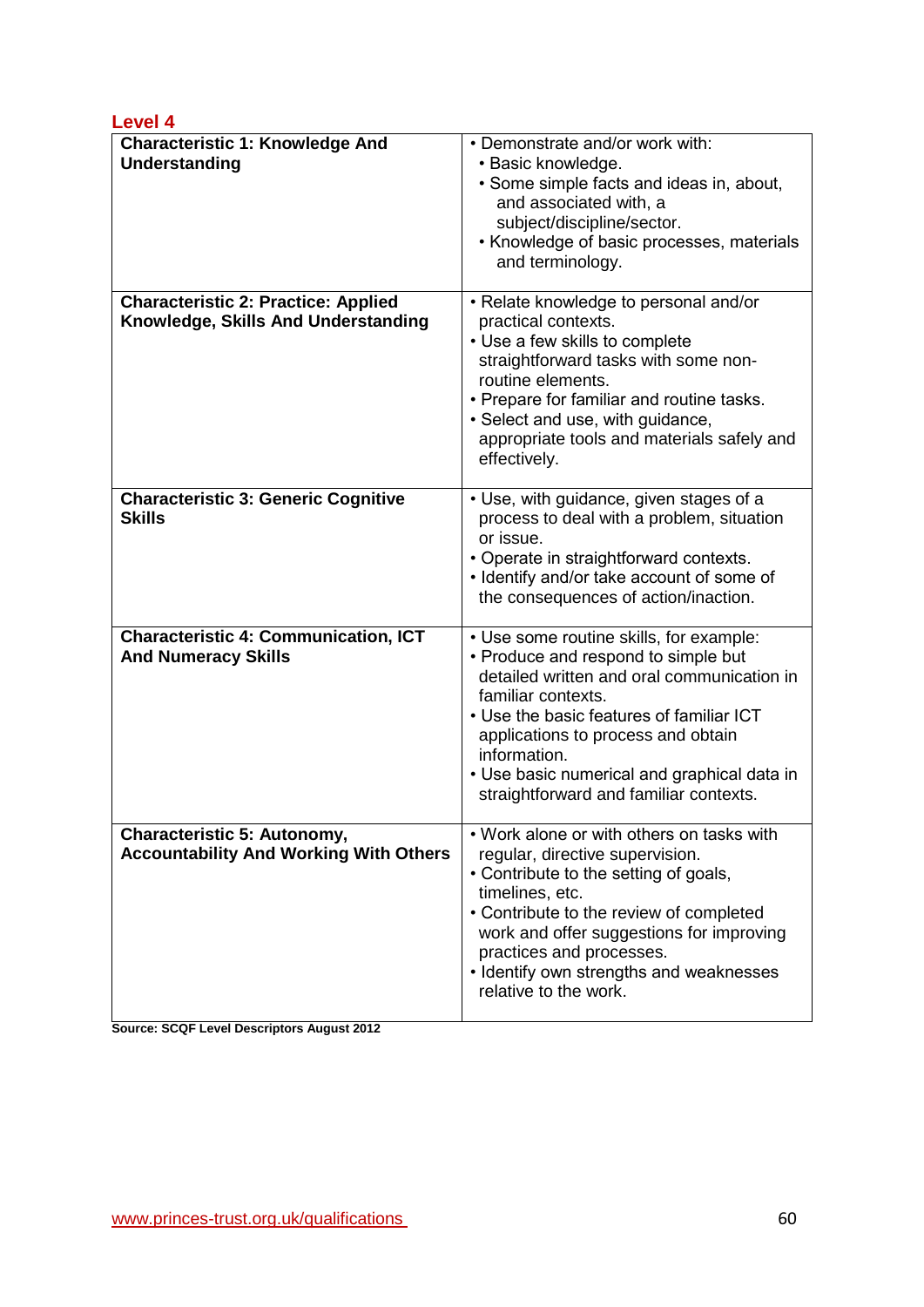## Level 4

| Characteristic | Descriptor |
|---|---|
| **Characteristic 1: Knowledge And Understanding** | • Demonstrate and/or work with:<br>• Basic knowledge.<br>• Some simple facts and ideas in, about, and associated with, a subject/discipline/sector.<br>• Knowledge of basic processes, materials and terminology. |
| **Characteristic 2: Practice: Applied Knowledge, Skills And Understanding** | • Relate knowledge to personal and/or practical contexts.<br>• Use a few skills to complete straightforward tasks with some non-routine elements.<br>• Prepare for familiar and routine tasks.<br>• Select and use, with guidance, appropriate tools and materials safely and effectively. |
| **Characteristic 3: Generic Cognitive Skills** | • Use, with guidance, given stages of a process to deal with a problem, situation or issue.<br>• Operate in straightforward contexts.<br>• Identify and/or take account of some of the consequences of action/inaction. |
| **Characteristic 4: Communication, ICT And Numeracy Skills** | • Use some routine skills, for example:<br>• Produce and respond to simple but detailed written and oral communication in familiar contexts.<br>• Use the basic features of familiar ICT applications to process and obtain information.<br>• Use basic numerical and graphical data in straightforward and familiar contexts. |
| **Characteristic 5: Autonomy, Accountability And Working With Others** | • Work alone or with others on tasks with regular, directive supervision.<br>• Contribute to the setting of goals, timelines, etc.<br>• Contribute to the review of completed work and offer suggestions for improving practices and processes.<br>• Identify own strengths and weaknesses relative to the work. |

**Source: SCQF Level Descriptors August 2012**

www.princes-trust.org.uk/qualifications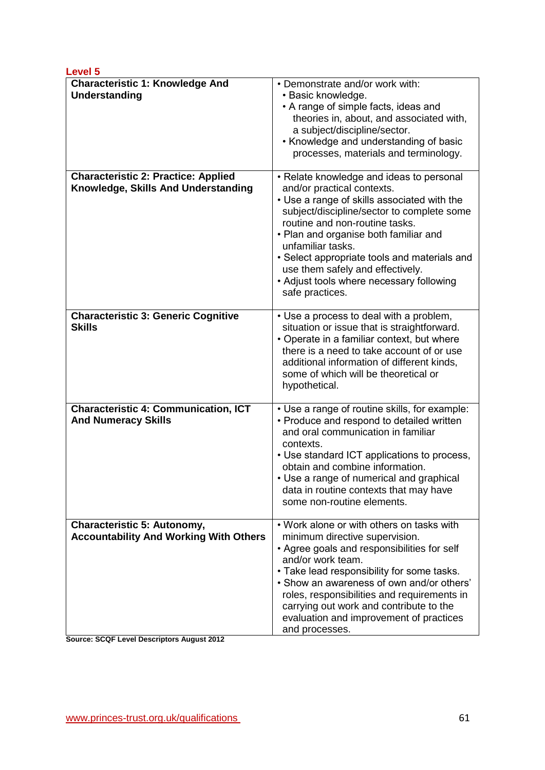**Level 5**

| Characteristic 1: Knowledge And Understanding | • Demonstrate and/or work with:<br>• Basic knowledge.<br>• A range of simple facts, ideas and theories in, about, and associated with, a subject/discipline/sector.<br>• Knowledge and understanding of basic processes, materials and terminology. |
|---|---|
| **Characteristic 2: Practice: Applied Knowledge, Skills And Understanding** | • Relate knowledge and ideas to personal and/or practical contexts.<br>• Use a range of skills associated with the subject/discipline/sector to complete some routine and non-routine tasks.<br>• Plan and organise both familiar and unfamiliar tasks.<br>• Select appropriate tools and materials and use them safely and effectively.<br>• Adjust tools where necessary following safe practices. |
| **Characteristic 3: Generic Cognitive Skills** | • Use a process to deal with a problem, situation or issue that is straightforward.<br>• Operate in a familiar context, but where there is a need to take account of or use additional information of different kinds, some of which will be theoretical or hypothetical. |
| **Characteristic 4: Communication, ICT And Numeracy Skills** | • Use a range of routine skills, for example:<br>• Produce and respond to detailed written and oral communication in familiar contexts.<br>• Use standard ICT applications to process, obtain and combine information.<br>• Use a range of numerical and graphical data in routine contexts that may have some non-routine elements. |
| **Characteristic 5: Autonomy, Accountability And Working With Others** | • Work alone or with others on tasks with minimum directive supervision.<br>• Agree goals and responsibilities for self and/or work team.<br>• Take lead responsibility for some tasks.<br>• Show an awareness of own and/or others' roles, responsibilities and requirements in carrying out work and contribute to the evaluation and improvement of practices and processes. |

**Source: SCQF Level Descriptors August 2012**

www.princes-trust.org.uk/qualifications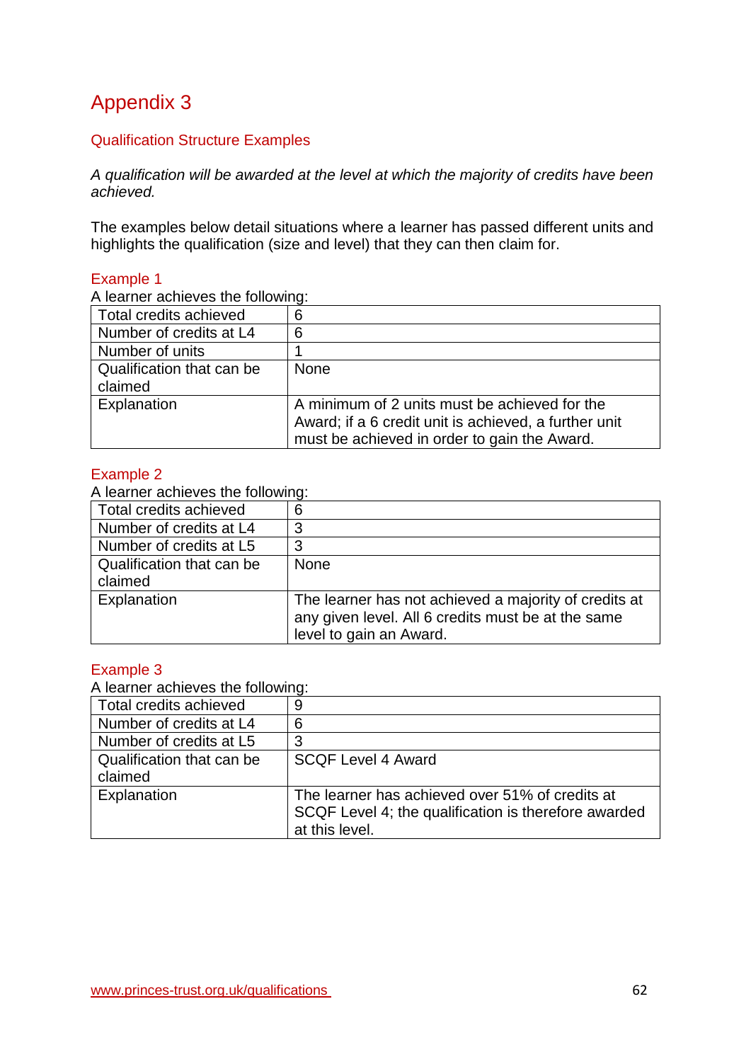# Appendix 3

## Qualification Structure Examples

*A qualification will be awarded at the level at which the majority of credits have been achieved.*

The examples below detail situations where a learner has passed different units and highlights the qualification (size and level) that they can then claim for.

### Example 1

A learner achieves the following:

| Total credits achieved | 6 |
|---|---|
| Number of credits at L4 | 6 |
| Number of units | 1 |
| Qualification that can be claimed | None |
| Explanation | A minimum of 2 units must be achieved for the Award; if a 6 credit unit is achieved, a further unit must be achieved in order to gain the Award. |

### Example 2

A learner achieves the following:

| Total credits achieved | 6 |
|---|---|
| Number of credits at L4 | 3 |
| Number of credits at L5 | 3 |
| Qualification that can be claimed | None |
| Explanation | The learner has not achieved a majority of credits at any given level. All 6 credits must be at the same level to gain an Award. |

### Example 3

A learner achieves the following:

| Total credits achieved | 9 |
|---|---|
| Number of credits at L4 | 6 |
| Number of credits at L5 | 3 |
| Qualification that can be claimed | SCQF Level 4 Award |
| Explanation | The learner has achieved over 51% of credits at SCQF Level 4; the qualification is therefore awarded at this level. |

www.princes-trust.org.uk/qualifications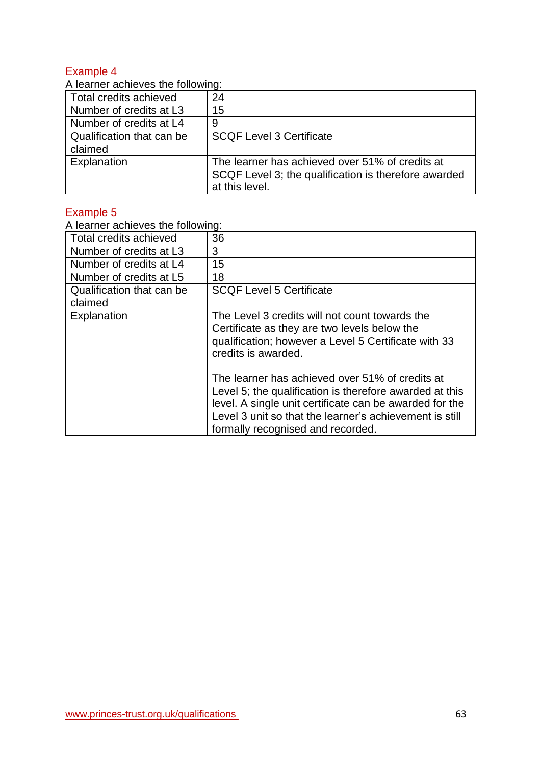### Example 4

A learner achieves the following:

| Total credits achieved | 24 |
|---|---|
| Number of credits at L3 | 15 |
| Number of credits at L4 | 9 |
| Qualification that can be claimed | SCQF Level 3 Certificate |
| Explanation | The learner has achieved over 51% of credits at SCQF Level 3; the qualification is therefore awarded at this level. |

### Example 5

A learner achieves the following:

| Total credits achieved | 36 |
|---|---|
| Number of credits at L3 | 3 |
| Number of credits at L4 | 15 |
| Number of credits at L5 | 18 |
| Qualification that can be claimed | SCQF Level 5 Certificate |
| Explanation | The Level 3 credits will not count towards the Certificate as they are two levels below the qualification; however a Level 5 Certificate with 33 credits is awarded.<br><br>The learner has achieved over 51% of credits at Level 5; the qualification is therefore awarded at this level. A single unit certificate can be awarded for the Level 3 unit so that the learner's achievement is still formally recognised and recorded. |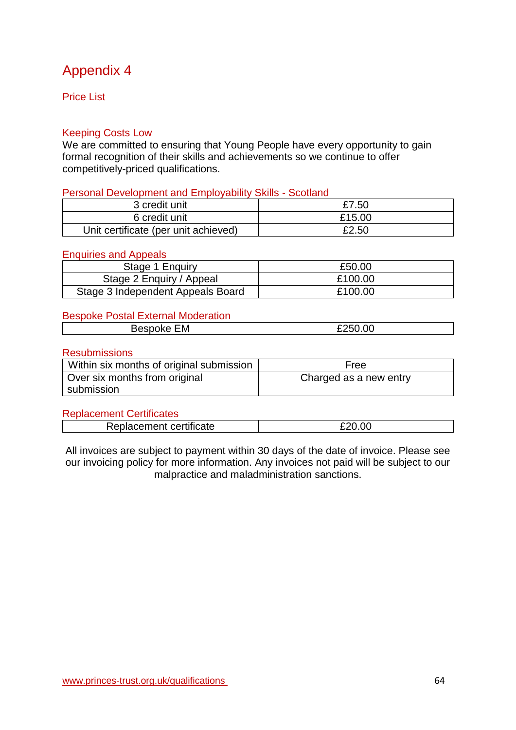# Appendix 4

## Price List

### Keeping Costs Low

We are committed to ensuring that Young People have every opportunity to gain formal recognition of their skills and achievements so we continue to offer competitively-priced qualifications.

### Personal Development and Employability Skills - Scotland

| | |
|---|---|
| 3 credit unit | £7.50 |
| 6 credit unit | £15.00 |
| Unit certificate (per unit achieved) | £2.50 |

### Enquiries and Appeals

| | |
|---|---|
| Stage 1 Enquiry | £50.00 |
| Stage 2 Enquiry / Appeal | £100.00 |
| Stage 3 Independent Appeals Board | £100.00 |

### Bespoke Postal External Moderation

| | |
|---|---|
| Bespoke EM | £250.00 |

### Resubmissions

| | |
|---|---|
| Within six months of original submission | Free |
| Over six months from original submission | Charged as a new entry |

### Replacement Certificates

| | |
|---|---|
| Replacement certificate | £20.00 |

All invoices are subject to payment within 30 days of the date of invoice. Please see our invoicing policy for more information. Any invoices not paid will be subject to our malpractice and maladministration sanctions.

www.princes-trust.org.uk/qualifications